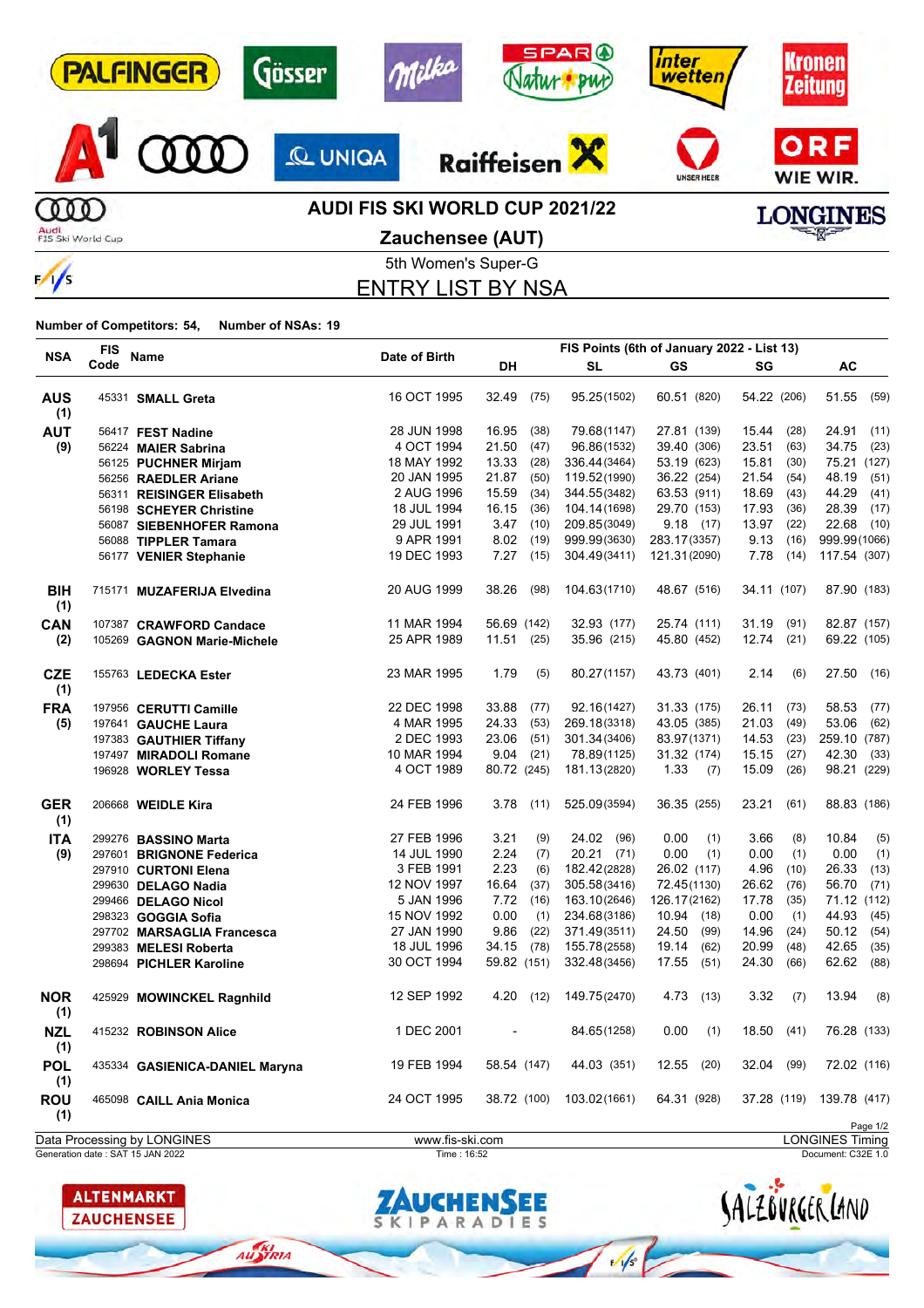# AUDI FIS SKI WORLD CUP 2021/22

## Zauchensee (AUT)

5th Women's Super-G

## ENTRY LIST BY NSA

**Number of Competitors: 54, Number of NSAs: 19**

| NSA | FIS Code | Name | Date of Birth | FIS Points (6th of January 2022 - List 13) | | | | |
|---|---|---|---|---|---|---|---|---|
| | | | | DH | SL | GS | SG | AC |
| **AUS (1)** | 45331 | **SMALL Greta** | 16 OCT 1995 | 32.49 (75) | 95.25(1502) | 60.51 (820) | 54.22 (206) | 51.55 (59) |
| **AUT (9)** | 56417 | **FEST Nadine** | 28 JUN 1998 | 16.95 (38) | 79.68(1147) | 27.81 (139) | 15.44 (28) | 24.91 (11) |
| | 56224 | **MAIER Sabrina** | 4 OCT 1994 | 21.50 (47) | 96.86(1532) | 39.40 (306) | 23.51 (63) | 34.75 (23) |
| | 56125 | **PUCHNER Mirjam** | 18 MAY 1992 | 13.33 (28) | 336.44(3464) | 53.19 (623) | 15.81 (30) | 75.21 (127) |
| | 56256 | **RAEDLER Ariane** | 20 JAN 1995 | 21.87 (50) | 119.52(1990) | 36.22 (254) | 21.54 (54) | 48.19 (51) |
| | 56311 | **REISINGER Elisabeth** | 2 AUG 1996 | 15.59 (34) | 344.55(3482) | 63.53 (911) | 18.69 (43) | 44.29 (41) |
| | 56198 | **SCHEYER Christine** | 18 JUL 1994 | 16.15 (36) | 104.14(1698) | 29.70 (153) | 17.93 (36) | 28.39 (17) |
| | 56087 | **SIEBENHOFER Ramona** | 29 JUL 1991 | 3.47 (10) | 209.85(3049) | 9.18 (17) | 13.97 (22) | 22.68 (10) |
| | 56088 | **TIPPLER Tamara** | 9 APR 1991 | 8.02 (19) | 999.99(3630) | 283.17(3357) | 9.13 (16) | 999.99(1066) |
| | 56177 | **VENIER Stephanie** | 19 DEC 1993 | 7.27 (15) | 304.49(3411) | 121.31(2090) | 7.78 (14) | 117.54 (307) |
| **BIH (1)** | 715171 | **MUZAFERIJA Elvedina** | 20 AUG 1999 | 38.26 (98) | 104.63(1710) | 48.67 (516) | 34.11 (107) | 87.90 (183) |
| **CAN (2)** | 107387 | **CRAWFORD Candace** | 11 MAR 1994 | 56.69 (142) | 32.93 (177) | 25.74 (111) | 31.19 (91) | 82.87 (157) |
| | 105269 | **GAGNON Marie-Michele** | 25 APR 1989 | 11.51 (25) | 35.96 (215) | 45.80 (452) | 12.74 (21) | 69.22 (105) |
| **CZE (1)** | 155763 | **LEDECKA Ester** | 23 MAR 1995 | 1.79 (5) | 80.27(1157) | 43.73 (401) | 2.14 (6) | 27.50 (16) |
| **FRA (5)** | 197956 | **CERUTTI Camille** | 22 DEC 1998 | 33.88 (77) | 92.16(1427) | 31.33 (175) | 26.11 (73) | 58.53 (77) |
| | 197641 | **GAUCHE Laura** | 4 MAR 1995 | 24.33 (53) | 269.18(3318) | 43.05 (385) | 21.03 (49) | 53.06 (62) |
| | 197383 | **GAUTHIER Tiffany** | 2 DEC 1993 | 23.06 (51) | 301.34(3406) | 83.97(1371) | 14.53 (23) | 259.10 (787) |
| | 197497 | **MIRADOLI Romane** | 10 MAR 1994 | 9.04 (21) | 78.89(1125) | 31.32 (174) | 15.15 (27) | 42.30 (33) |
| | 196928 | **WORLEY Tessa** | 4 OCT 1989 | 80.72 (245) | 181.13(2820) | 1.33 (7) | 15.09 (26) | 98.21 (229) |
| **GER (1)** | 206668 | **WEIDLE Kira** | 24 FEB 1996 | 3.78 (11) | 525.09(3594) | 36.35 (255) | 23.21 (61) | 88.83 (186) |
| **ITA (9)** | 299276 | **BASSINO Marta** | 27 FEB 1996 | 3.21 (9) | 24.02 (96) | 0.00 (1) | 3.66 (8) | 10.84 (5) |
| | 297601 | **BRIGNONE Federica** | 14 JUL 1990 | 2.24 (7) | 20.21 (71) | 0.00 (1) | 0.00 (1) | 0.00 (1) |
| | 297910 | **CURTONI Elena** | 3 FEB 1991 | 2.23 (6) | 182.42(2828) | 26.02 (117) | 4.96 (10) | 26.33 (13) |
| | 299630 | **DELAGO Nadia** | 12 NOV 1997 | 16.64 (37) | 305.58(3416) | 72.45(1130) | 26.62 (76) | 56.70 (71) |
| | 299466 | **DELAGO Nicol** | 5 JAN 1996 | 7.72 (16) | 163.10(2646) | 126.17(2162) | 17.78 (35) | 71.12 (112) |
| | 298323 | **GOGGIA Sofia** | 15 NOV 1992 | 0.00 (1) | 234.68(3186) | 10.94 (18) | 0.00 (1) | 44.93 (45) |
| | 297702 | **MARSAGLIA Francesca** | 27 JAN 1990 | 9.86 (22) | 371.49(3511) | 24.50 (99) | 14.96 (24) | 50.12 (54) |
| | 299383 | **MELESI Roberta** | 18 JUL 1996 | 34.15 (78) | 155.78(2558) | 19.14 (62) | 20.99 (48) | 42.65 (35) |
| | 298694 | **PICHLER Karoline** | 30 OCT 1994 | 59.82 (151) | 332.48(3456) | 17.55 (51) | 24.30 (66) | 62.62 (88) |
| **NOR (1)** | 425929 | **MOWINCKEL Ragnhild** | 12 SEP 1992 | 4.20 (12) | 149.75(2470) | 4.73 (13) | 3.32 (7) | 13.94 (8) |
| **NZL (1)** | 415232 | **ROBINSON Alice** | 1 DEC 2001 | - | 84.65(1258) | 0.00 (1) | 18.50 (41) | 76.28 (133) |
| **POL (1)** | 435334 | **GASIENICA-DANIEL Maryna** | 19 FEB 1994 | 58.54 (147) | 44.03 (351) | 12.55 (20) | 32.04 (99) | 72.02 (116) |
| **ROU (1)** | 465098 | **CAILL Ania Monica** | 24 OCT 1995 | 38.72 (100) | 103.02(1661) | 64.31 (928) | 37.28 (119) | 139.78 (417) |

Data Processing by LONGINES | www.fis-ski.com | LONGINES Timing

Generation date : SAT 15 JAN 2022 | Time : 16:52 | Document: C32E 1.0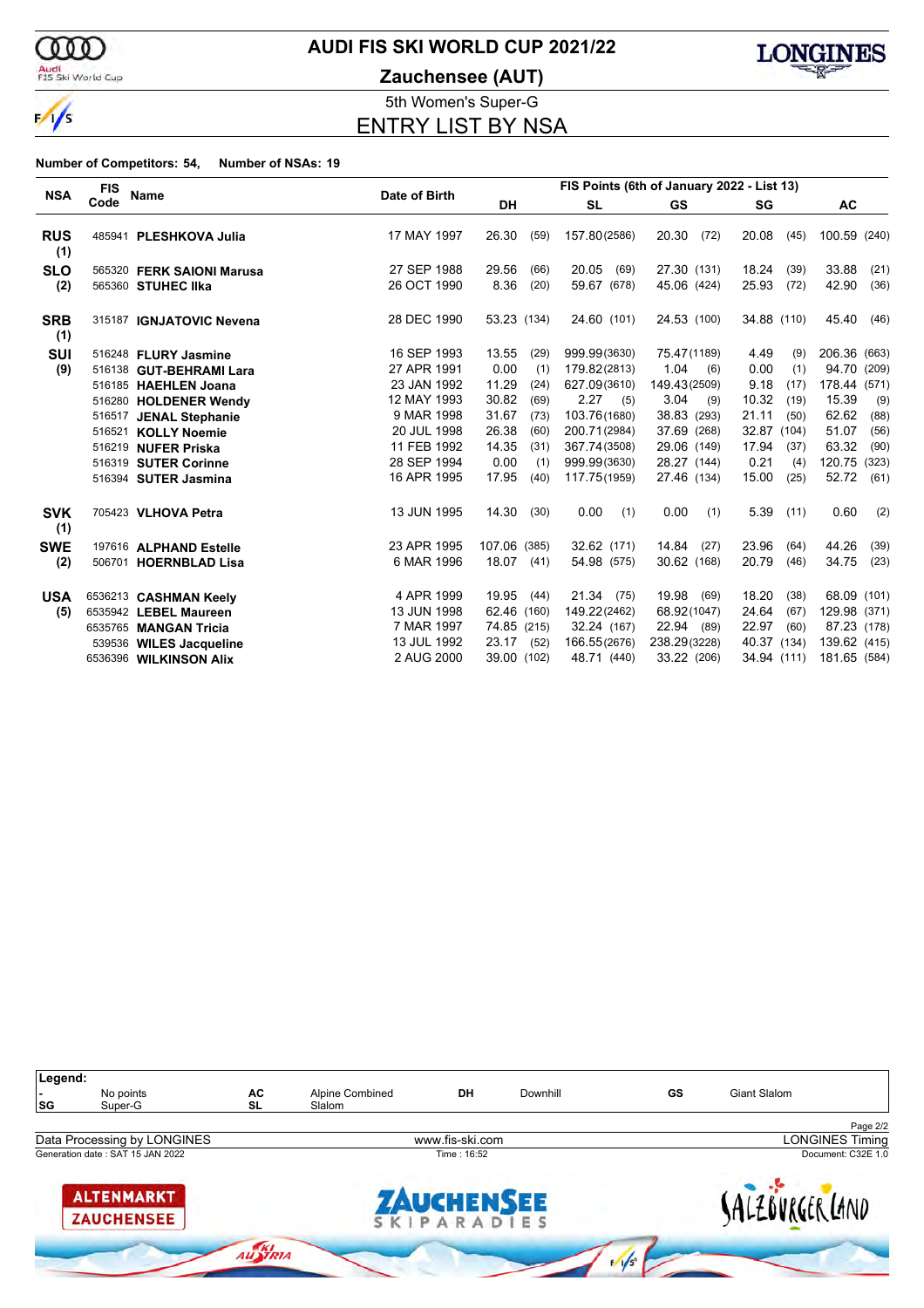# AUDI FIS SKI WORLD CUP 2021/22

## Zauchensee (AUT)

5th Women's Super-G

## ENTRY LIST BY NSA

**Number of Competitors: 54, Number of NSAs: 19**

| NSA | FIS Code | Name | Date of Birth | FIS Points (6th of January 2022 - List 13) | | | | | | | | | |
|---|---|---|---|---|---|---|---|---|---|---|---|---|---|
| | | | | DH | | SL | | GS | | SG | | AC | |
| **RUS (1)** | 485941 | **PLESHKOVA Julia** | 17 MAY 1997 | 26.30 | (59) | 157.80 | (2586) | 20.30 | (72) | 20.08 | (45) | 100.59 | (240) |
| **SLO (2)** | 565320 | **FERK SAIONI Marusa** | 27 SEP 1988 | 29.56 | (66) | 20.05 | (69) | 27.30 | (131) | 18.24 | (39) | 33.88 | (21) |
| | 565360 | **STUHEC Ilka** | 26 OCT 1990 | 8.36 | (20) | 59.67 | (678) | 45.06 | (424) | 25.93 | (72) | 42.90 | (36) |
| **SRB (1)** | 315187 | **IGNJATOVIC Nevena** | 28 DEC 1990 | 53.23 | (134) | 24.60 | (101) | 24.53 | (100) | 34.88 | (110) | 45.40 | (46) |
| **SUI (9)** | 516248 | **FLURY Jasmine** | 16 SEP 1993 | 13.55 | (29) | 999.99 | (3630) | 75.47 | (1189) | 4.49 | (9) | 206.36 | (663) |
| | 516138 | **GUT-BEHRAMI Lara** | 27 APR 1991 | 0.00 | (1) | 179.82 | (2813) | 1.04 | (6) | 0.00 | (1) | 94.70 | (209) |
| | 516185 | **HAEHLEN Joana** | 23 JAN 1992 | 11.29 | (24) | 627.09 | (3610) | 149.43 | (2509) | 9.18 | (17) | 178.44 | (571) |
| | 516280 | **HOLDENER Wendy** | 12 MAY 1993 | 30.82 | (69) | 2.27 | (5) | 3.04 | (9) | 10.32 | (19) | 15.39 | (9) |
| | 516517 | **JENAL Stephanie** | 9 MAR 1998 | 31.67 | (73) | 103.76 | (1680) | 38.83 | (293) | 21.11 | (50) | 62.62 | (88) |
| | 516521 | **KOLLY Noemie** | 20 JUL 1998 | 26.38 | (60) | 200.71 | (2984) | 37.69 | (268) | 32.87 | (104) | 51.07 | (56) |
| | 516219 | **NUFER Priska** | 11 FEB 1992 | 14.35 | (31) | 367.74 | (3508) | 29.06 | (149) | 17.94 | (37) | 63.32 | (90) |
| | 516319 | **SUTER Corinne** | 28 SEP 1994 | 0.00 | (1) | 999.99 | (3630) | 28.27 | (144) | 0.21 | (4) | 120.75 | (323) |
| | 516394 | **SUTER Jasmina** | 16 APR 1995 | 17.95 | (40) | 117.75 | (1959) | 27.46 | (134) | 15.00 | (25) | 52.72 | (61) |
| **SVK (1)** | 705423 | **VLHOVA Petra** | 13 JUN 1995 | 14.30 | (30) | 0.00 | (1) | 0.00 | (1) | 5.39 | (11) | 0.60 | (2) |
| **SWE (2)** | 197616 | **ALPHAND Estelle** | 23 APR 1995 | 107.06 | (385) | 32.62 | (171) | 14.84 | (27) | 23.96 | (64) | 44.26 | (39) |
| | 506701 | **HOERNBLAD Lisa** | 6 MAR 1996 | 18.07 | (41) | 54.98 | (575) | 30.62 | (168) | 20.79 | (46) | 34.75 | (23) |
| **USA (5)** | 6536213 | **CASHMAN Keely** | 4 APR 1999 | 19.95 | (44) | 21.34 | (75) | 19.98 | (69) | 18.20 | (38) | 68.09 | (101) |
| | 6535942 | **LEBEL Maureen** | 13 JUN 1998 | 62.46 | (160) | 149.22 | (2462) | 68.92 | (1047) | 24.64 | (67) | 129.98 | (371) |
| | 6535765 | **MANGAN Tricia** | 7 MAR 1997 | 74.85 | (215) | 32.24 | (167) | 22.94 | (89) | 22.97 | (60) | 87.23 | (178) |
| | 539536 | **WILES Jacqueline** | 13 JUL 1992 | 23.17 | (52) | 166.55 | (2676) | 238.29 | (3228) | 40.37 | (134) | 139.62 | (415) |
| | 6536396 | **WILKINSON Alix** | 2 AUG 2000 | 39.00 | (102) | 48.71 | (440) | 33.22 | (206) | 34.94 | (111) | 181.65 | (584) |

**Legend:**

| | | | | | | | |
|---|---|---|---|---|---|---|---|
| - | No points | AC | Alpine Combined | DH | Downhill | GS | Giant Slalom |
| SG | Super-G | SL | Slalom | | | | |

Data Processing by LONGINES — www.fis-ski.com — LONGINES Timing

Generation date : SAT 15 JAN 2022 — Time : 16:52 — Document: C32E 1.0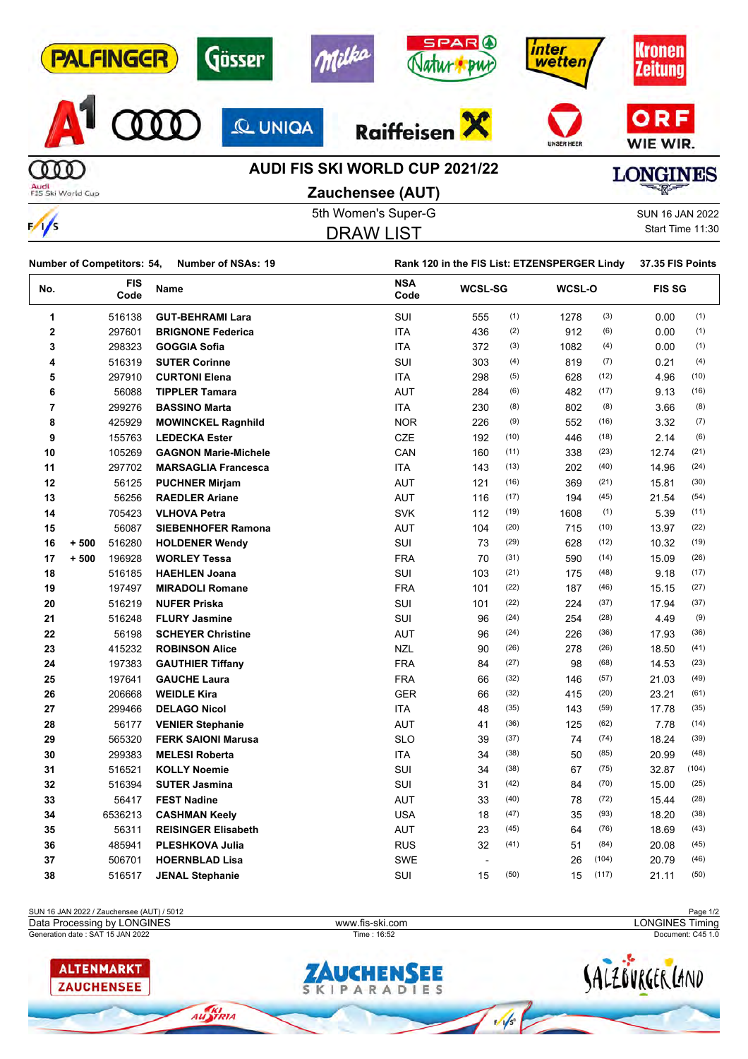# AUDI FIS SKI WORLD CUP 2021/22

## Zauchensee (AUT)

5th Women's Super-G

SUN 16 JAN 2022

Start Time 11:30

## DRAW LIST

**Number of Competitors: 54, Number of NSAs: 19**

**Rank 120 in the FIS List: ETZENSPERGER Lindy 37.35 FIS Points**

| No. | | FIS Code | Name | NSA Code | WCSL-SG | | WCSL-O | | FIS SG | |
|---|---|---|---|---|---|---|---|---|---|---|
| 1 | | 516138 | GUT-BEHRAMI Lara | SUI | 555 | (1) | 1278 | (3) | 0.00 | (1) |
| 2 | | 297601 | BRIGNONE Federica | ITA | 436 | (2) | 912 | (6) | 0.00 | (1) |
| 3 | | 298323 | GOGGIA Sofia | ITA | 372 | (3) | 1082 | (4) | 0.00 | (1) |
| 4 | | 516319 | SUTER Corinne | SUI | 303 | (4) | 819 | (7) | 0.21 | (4) |
| 5 | | 297910 | CURTONI Elena | ITA | 298 | (5) | 628 | (12) | 4.96 | (10) |
| 6 | | 56088 | TIPPLER Tamara | AUT | 284 | (6) | 482 | (17) | 9.13 | (16) |
| 7 | | 299276 | BASSINO Marta | ITA | 230 | (8) | 802 | (8) | 3.66 | (8) |
| 8 | | 425929 | MOWINCKEL Ragnhild | NOR | 226 | (9) | 552 | (16) | 3.32 | (7) |
| 9 | | 155763 | LEDECKA Ester | CZE | 192 | (10) | 446 | (18) | 2.14 | (6) |
| 10 | | 105269 | GAGNON Marie-Michele | CAN | 160 | (11) | 338 | (23) | 12.74 | (21) |
| 11 | | 297702 | MARSAGLIA Francesca | ITA | 143 | (13) | 202 | (40) | 14.96 | (24) |
| 12 | | 56125 | PUCHNER Mirjam | AUT | 121 | (16) | 369 | (21) | 15.81 | (30) |
| 13 | | 56256 | RAEDLER Ariane | AUT | 116 | (17) | 194 | (45) | 21.54 | (54) |
| 14 | | 705423 | VLHOVA Petra | SVK | 112 | (19) | 1608 | (1) | 5.39 | (11) |
| 15 | | 56087 | SIEBENHOFER Ramona | AUT | 104 | (20) | 715 | (10) | 13.97 | (22) |
| 16 | + 500 | 516280 | HOLDENER Wendy | SUI | 73 | (29) | 628 | (12) | 10.32 | (19) |
| 17 | + 500 | 196928 | WORLEY Tessa | FRA | 70 | (31) | 590 | (14) | 15.09 | (26) |
| 18 | | 516185 | HAEHLEN Joana | SUI | 103 | (21) | 175 | (48) | 9.18 | (17) |
| 19 | | 197497 | MIRADOLI Romane | FRA | 101 | (22) | 187 | (46) | 15.15 | (27) |
| 20 | | 516219 | NUFER Priska | SUI | 101 | (22) | 224 | (37) | 17.94 | (37) |
| 21 | | 516248 | FLURY Jasmine | SUI | 96 | (24) | 254 | (28) | 4.49 | (9) |
| 22 | | 56198 | SCHEYER Christine | AUT | 96 | (24) | 226 | (36) | 17.93 | (36) |
| 23 | | 415232 | ROBINSON Alice | NZL | 90 | (26) | 278 | (26) | 18.50 | (41) |
| 24 | | 197383 | GAUTHIER Tiffany | FRA | 84 | (27) | 98 | (68) | 14.53 | (23) |
| 25 | | 197641 | GAUCHE Laura | FRA | 66 | (32) | 146 | (57) | 21.03 | (49) |
| 26 | | 206668 | WEIDLE Kira | GER | 66 | (32) | 415 | (20) | 23.21 | (61) |
| 27 | | 299466 | DELAGO Nicol | ITA | 48 | (35) | 143 | (59) | 17.78 | (35) |
| 28 | | 56177 | VENIER Stephanie | AUT | 41 | (36) | 125 | (62) | 7.78 | (14) |
| 29 | | 565320 | FERK SAIONI Marusa | SLO | 39 | (37) | 74 | (74) | 18.24 | (39) |
| 30 | | 299383 | MELESI Roberta | ITA | 34 | (38) | 50 | (85) | 20.99 | (48) |
| 31 | | 516521 | KOLLY Noemie | SUI | 34 | (38) | 67 | (75) | 32.87 | (104) |
| 32 | | 516394 | SUTER Jasmina | SUI | 31 | (42) | 84 | (70) | 15.00 | (25) |
| 33 | | 56417 | FEST Nadine | AUT | 33 | (40) | 78 | (72) | 15.44 | (28) |
| 34 | | 6536213 | CASHMAN Keely | USA | 18 | (47) | 35 | (93) | 18.20 | (38) |
| 35 | | 56311 | REISINGER Elisabeth | AUT | 23 | (45) | 64 | (76) | 18.69 | (43) |
| 36 | | 485941 | PLESHKOVA Julia | RUS | 32 | (41) | 51 | (84) | 20.08 | (45) |
| 37 | | 506701 | HOERNBLAD Lisa | SWE | - | | 26 | (104) | 20.79 | (46) |
| 38 | | 516517 | JENAL Stephanie | SUI | 15 | (50) | 15 | (117) | 21.11 | (50) |

SUN 16 JAN 2022 / Zauchensee (AUT) / 5012

Data Processing by LONGINES — www.fis-ski.com — LONGINES Timing

Generation date : SAT 15 JAN 2022 — Time : 16:52 — Document: C45 1.0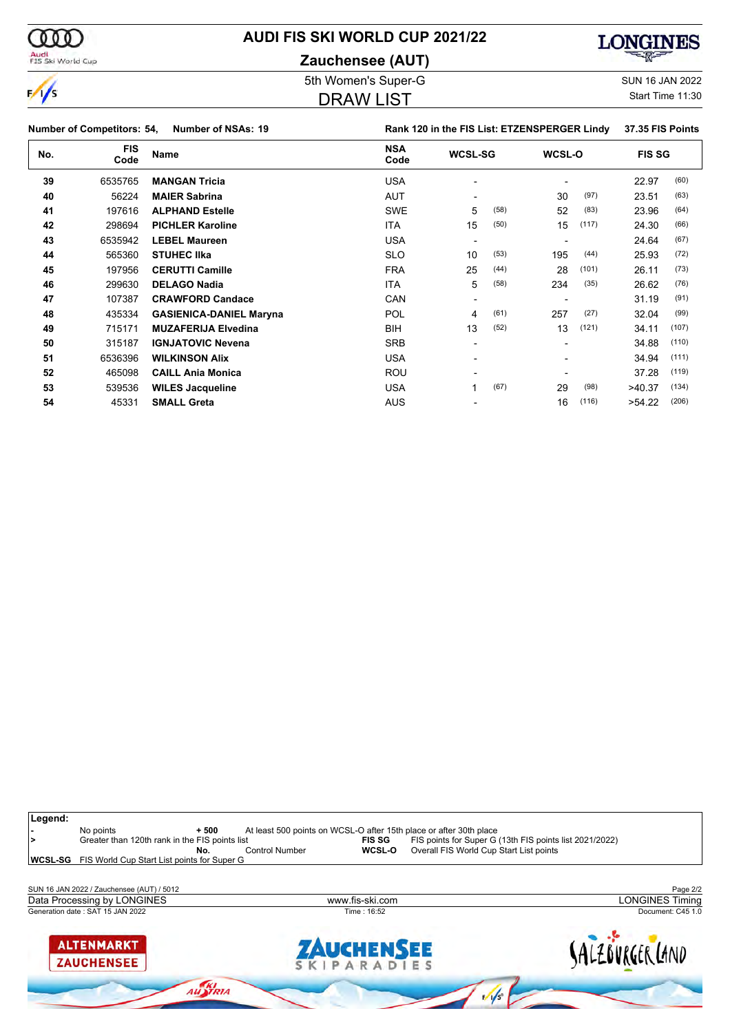# AUDI FIS SKI WORLD CUP 2021/22

## Zauchensee (AUT)

5th Women's Super-G

SUN 16 JAN 2022

## DRAW LIST

Start Time 11:30

**Number of Competitors: 54, Number of NSAs: 19** **Rank 120 in the FIS List: ETZENSPERGER Lindy 37.35 FIS Points**

| No. | FIS Code | Name | NSA Code | WCSL-SG | | WCSL-O | | FIS SG | |
|---|---|---|---|---|---|---|---|---|---|
| 39 | 6535765 | **MANGAN Tricia** | USA | - | | - | | 22.97 | (60) |
| 40 | 56224 | **MAIER Sabrina** | AUT | - | | 30 | (97) | 23.51 | (63) |
| 41 | 197616 | **ALPHAND Estelle** | SWE | 5 | (58) | 52 | (83) | 23.96 | (64) |
| 42 | 298694 | **PICHLER Karoline** | ITA | 15 | (50) | 15 | (117) | 24.30 | (66) |
| 43 | 6535942 | **LEBEL Maureen** | USA | - | | - | | 24.64 | (67) |
| 44 | 565360 | **STUHEC Ilka** | SLO | 10 | (53) | 195 | (44) | 25.93 | (72) |
| 45 | 197956 | **CERUTTI Camille** | FRA | 25 | (44) | 28 | (101) | 26.11 | (73) |
| 46 | 299630 | **DELAGO Nadia** | ITA | 5 | (58) | 234 | (35) | 26.62 | (76) |
| 47 | 107387 | **CRAWFORD Candace** | CAN | - | | - | | 31.19 | (91) |
| 48 | 435334 | **GASIENICA-DANIEL Maryna** | POL | 4 | (61) | 257 | (27) | 32.04 | (99) |
| 49 | 715171 | **MUZAFERIJA Elvedina** | BIH | 13 | (52) | 13 | (121) | 34.11 | (107) |
| 50 | 315187 | **IGNJATOVIC Nevena** | SRB | - | | - | | 34.88 | (110) |
| 51 | 6536396 | **WILKINSON Alix** | USA | - | | - | | 34.94 | (111) |
| 52 | 465098 | **CAILL Ania Monica** | ROU | - | | - | | 37.28 | (119) |
| 53 | 539536 | **WILES Jacqueline** | USA | 1 | (67) | 29 | (98) | >40.37 | (134) |
| 54 | 45331 | **SMALL Greta** | AUS | - | | 16 | (116) | >54.22 | (206) |

**Legend:**

| | | | |
|---|---|---|---|
| **-** | No points | **+ 500** | At least 500 points on WCSL-O after 15th place or after 30th place |
| **>** | Greater than 120th rank in the FIS points list | **FIS SG** | FIS points for Super G (13th FIS points list 2021/2022) |
| | **No.** Control Number | **WCSL-O** | Overall FIS World Cup Start List points |
| **WCSL-SG** | FIS World Cup Start List points for Super G | | |

SUN 16 JAN 2022 / Zauchensee (AUT) / 5012

Data Processing by LONGINES www.fis-ski.com LONGINES Timing

Generation date : SAT 15 JAN 2022 Time : 16:52 Document: C45 1.0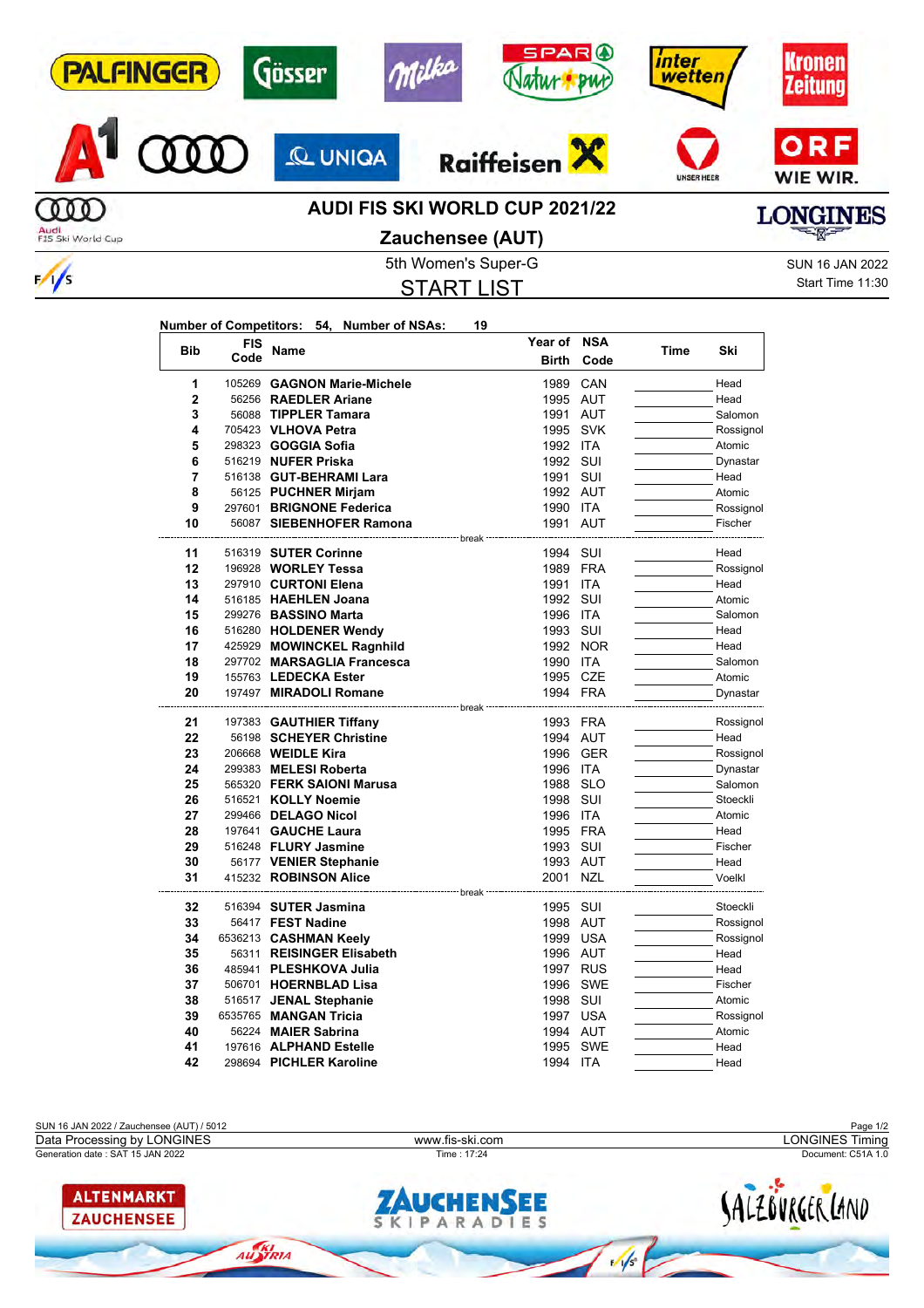# AUDI FIS SKI WORLD CUP 2021/22

## Zauchensee (AUT)

5th Women's Super-G

SUN 16 JAN 2022
Start Time 11:30

## START LIST

**Number of Competitors: 54, Number of NSAs: 19**

| Bib | FIS Code | Name | Year of Birth | NSA Code | Time | Ski |
|---|---|---|---|---|---|---|
| 1 | 105269 | **GAGNON Marie-Michele** | 1989 | CAN | | Head |
| 2 | 56256 | **RAEDLER Ariane** | 1995 | AUT | | Head |
| 3 | 56088 | **TIPPLER Tamara** | 1991 | AUT | | Salomon |
| 4 | 705423 | **VLHOVA Petra** | 1995 | SVK | | Rossignol |
| 5 | 298323 | **GOGGIA Sofia** | 1992 | ITA | | Atomic |
| 6 | 516219 | **NUFER Priska** | 1992 | SUI | | Dynastar |
| 7 | 516138 | **GUT-BEHRAMI Lara** | 1991 | SUI | | Head |
| 8 | 56125 | **PUCHNER Mirjam** | 1992 | AUT | | Atomic |
| 9 | 297601 | **BRIGNONE Federica** | 1990 | ITA | | Rossignol |
| 10 | 56087 | **SIEBENHOFER Ramona** | 1991 | AUT | | Fischer |
| | | break | | | | |
| 11 | 516319 | **SUTER Corinne** | 1994 | SUI | | Head |
| 12 | 196928 | **WORLEY Tessa** | 1989 | FRA | | Rossignol |
| 13 | 297910 | **CURTONI Elena** | 1991 | ITA | | Head |
| 14 | 516185 | **HAEHLEN Joana** | 1992 | SUI | | Atomic |
| 15 | 299276 | **BASSINO Marta** | 1996 | ITA | | Salomon |
| 16 | 516280 | **HOLDENER Wendy** | 1993 | SUI | | Head |
| 17 | 425929 | **MOWINCKEL Ragnhild** | 1992 | NOR | | Head |
| 18 | 297702 | **MARSAGLIA Francesca** | 1990 | ITA | | Salomon |
| 19 | 155763 | **LEDECKA Ester** | 1995 | CZE | | Atomic |
| 20 | 197497 | **MIRADOLI Romane** | 1994 | FRA | | Dynastar |
| | | break | | | | |
| 21 | 197383 | **GAUTHIER Tiffany** | 1993 | FRA | | Rossignol |
| 22 | 56198 | **SCHEYER Christine** | 1994 | AUT | | Head |
| 23 | 206668 | **WEIDLE Kira** | 1996 | GER | | Rossignol |
| 24 | 299383 | **MELESI Roberta** | 1996 | ITA | | Dynastar |
| 25 | 565320 | **FERK SAIONI Marusa** | 1988 | SLO | | Salomon |
| 26 | 516521 | **KOLLY Noemie** | 1998 | SUI | | Stoeckli |
| 27 | 299466 | **DELAGO Nicol** | 1996 | ITA | | Atomic |
| 28 | 197641 | **GAUCHE Laura** | 1995 | FRA | | Head |
| 29 | 516248 | **FLURY Jasmine** | 1993 | SUI | | Fischer |
| 30 | 56177 | **VENIER Stephanie** | 1993 | AUT | | Head |
| 31 | 415232 | **ROBINSON Alice** | 2001 | NZL | | Voelkl |
| | | break | | | | |
| 32 | 516394 | **SUTER Jasmina** | 1995 | SUI | | Stoeckli |
| 33 | 56417 | **FEST Nadine** | 1998 | AUT | | Rossignol |
| 34 | 6536213 | **CASHMAN Keely** | 1999 | USA | | Rossignol |
| 35 | 56311 | **REISINGER Elisabeth** | 1996 | AUT | | Head |
| 36 | 485941 | **PLESHKOVA Julia** | 1997 | RUS | | Head |
| 37 | 506701 | **HOERNBLAD Lisa** | 1996 | SWE | | Fischer |
| 38 | 516517 | **JENAL Stephanie** | 1998 | SUI | | Atomic |
| 39 | 6535765 | **MANGAN Tricia** | 1997 | USA | | Rossignol |
| 40 | 56224 | **MAIER Sabrina** | 1994 | AUT | | Atomic |
| 41 | 197616 | **ALPHAND Estelle** | 1995 | SWE | | Head |
| 42 | 298694 | **PICHLER Karoline** | 1994 | ITA | | Head |

SUN 16 JAN 2022 / Zauchensee (AUT) / 5012
Data Processing by LONGINES — www.fis-ski.com — LONGINES Timing
Generation date : SAT 15 JAN 2022 — Time : 17:24 — Document: C51A 1.0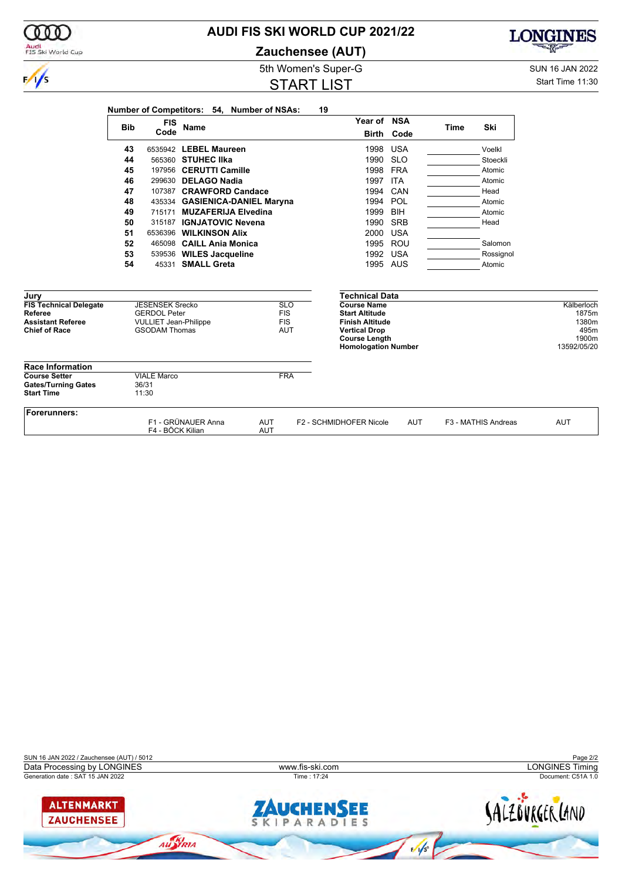# AUDI FIS SKI WORLD CUP 2021/22

## Zauchensee (AUT)

### 5th Women's Super-G

### START LIST

SUN 16 JAN 2022

Start Time 11:30

**Number of Competitors: 54, Number of NSAs: 19**

| Bib | FIS Code | Name | Year of Birth | NSA Code | Time | Ski |
|---|---|---|---|---|---|---|
| 43 | 6535942 | **LEBEL Maureen** | 1998 | USA | | Voelkl |
| 44 | 565360 | **STUHEC Ilka** | 1990 | SLO | | Stoeckli |
| 45 | 197956 | **CERUTTI Camille** | 1998 | FRA | | Atomic |
| 46 | 299630 | **DELAGO Nadia** | 1997 | ITA | | Atomic |
| 47 | 107387 | **CRAWFORD Candace** | 1994 | CAN | | Head |
| 48 | 435334 | **GASIENICA-DANIEL Maryna** | 1994 | POL | | Atomic |
| 49 | 715171 | **MUZAFERIJA Elvedina** | 1999 | BIH | | Atomic |
| 50 | 315187 | **IGNJATOVIC Nevena** | 1990 | SRB | | Head |
| 51 | 6536396 | **WILKINSON Alix** | 2000 | USA | | |
| 52 | 465098 | **CAILL Ania Monica** | 1995 | ROU | | Salomon |
| 53 | 539536 | **WILES Jacqueline** | 1992 | USA | | Rossignol |
| 54 | 45331 | **SMALL Greta** | 1995 | AUS | | Atomic |

**Jury**

| | | |
|---|---|---|
| **FIS Technical Delegate** | JESENSEK Srecko | SLO |
| **Referee** | GERDOL Peter | FIS |
| **Assistant Referee** | VULLIET Jean-Philippe | FIS |
| **Chief of Race** | GSODAM Thomas | AUT |

**Technical Data**

| | |
|---|---|
| **Course Name** | Kälberloch |
| **Start Altitude** | 1875m |
| **Finish Altitude** | 1380m |
| **Vertical Drop** | 495m |
| **Course Length** | 1900m |
| **Homologation Number** | 13592/05/20 |

**Race Information**

| | | |
|---|---|---|
| **Course Setter** | VIALE Marco | FRA |
| **Gates/Turning Gates** | 36/31 | |
| **Start Time** | 11:30 | |

**Forerunners:**

F1 - GRÜNAUER Anna AUT, F2 - SCHMIDHOFER Nicole AUT, F3 - MATHIS Andreas AUT, F4 - BÖCK Kilian AUT

SUN 16 JAN 2022 / Zauchensee (AUT) / 5012

Data Processing by LONGINES — www.fis-ski.com — LONGINES Timing

Generation date : SAT 15 JAN 2022 — Time : 17:24 — Document: C51A 1.0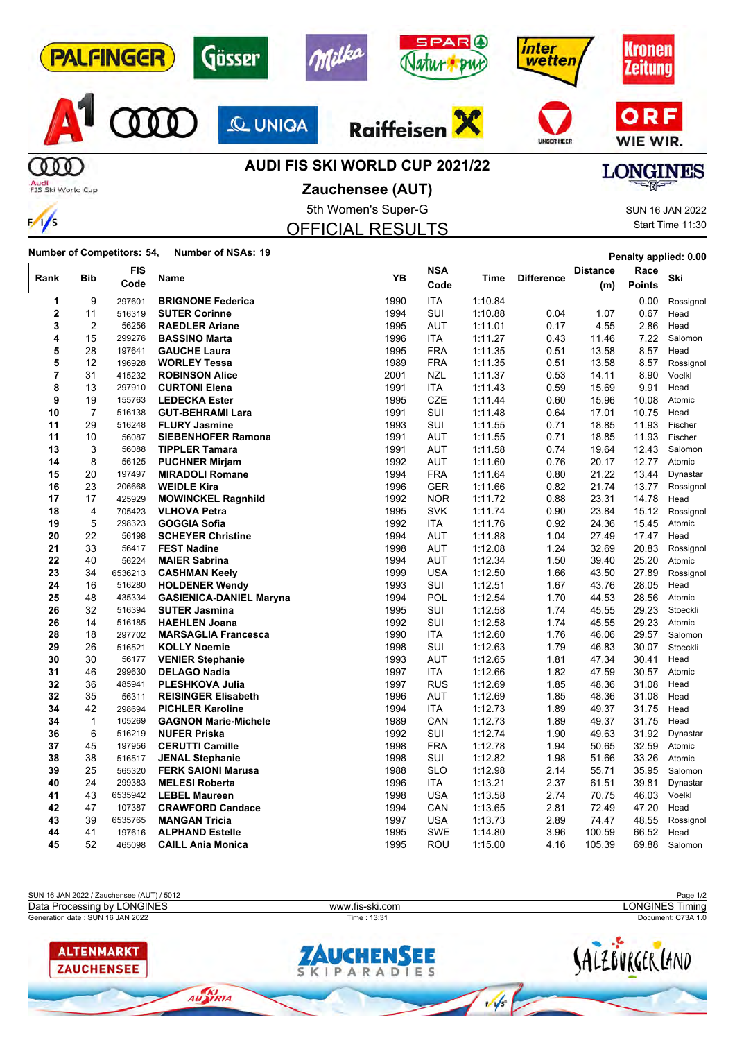# AUDI FIS SKI WORLD CUP 2021/22

## Zauchensee (AUT)

5th Women's Super-G

SUN 16 JAN 2022

Start Time 11:30

## OFFICIAL RESULTS

**Number of Competitors: 54, Number of NSAs: 19**

**Penalty applied: 0.00**

| Rank | Bib | FIS Code | Name | YB | NSA Code | Time | Difference | Distance (m) | Race Points | Ski |
|---|---|---|---|---|---|---|---|---|---|---|
| 1 | 9 | 297601 | **BRIGNONE Federica** | 1990 | ITA | 1:10.84 | | | 0.00 | Rossignol |
| 2 | 11 | 516319 | **SUTER Corinne** | 1994 | SUI | 1:10.88 | 0.04 | 1.07 | 0.67 | Head |
| 3 | 2 | 56256 | **RAEDLER Ariane** | 1995 | AUT | 1:11.01 | 0.17 | 4.55 | 2.86 | Head |
| 4 | 15 | 299276 | **BASSINO Marta** | 1996 | ITA | 1:11.27 | 0.43 | 11.46 | 7.22 | Salomon |
| 5 | 28 | 197641 | **GAUCHE Laura** | 1995 | FRA | 1:11.35 | 0.51 | 13.58 | 8.57 | Head |
| 5 | 12 | 196928 | **WORLEY Tessa** | 1989 | FRA | 1:11.35 | 0.51 | 13.58 | 8.57 | Rossignol |
| 7 | 31 | 415232 | **ROBINSON Alice** | 2001 | NZL | 1:11.37 | 0.53 | 14.11 | 8.90 | Voelkl |
| 8 | 13 | 297910 | **CURTONI Elena** | 1991 | ITA | 1:11.43 | 0.59 | 15.69 | 9.91 | Head |
| 9 | 19 | 155763 | **LEDECKA Ester** | 1995 | CZE | 1:11.44 | 0.60 | 15.96 | 10.08 | Atomic |
| 10 | 7 | 516138 | **GUT-BEHRAMI Lara** | 1991 | SUI | 1:11.48 | 0.64 | 17.01 | 10.75 | Head |
| 11 | 29 | 516248 | **FLURY Jasmine** | 1993 | SUI | 1:11.55 | 0.71 | 18.85 | 11.93 | Fischer |
| 11 | 10 | 56087 | **SIEBENHOFER Ramona** | 1991 | AUT | 1:11.55 | 0.71 | 18.85 | 11.93 | Fischer |
| 13 | 3 | 56088 | **TIPPLER Tamara** | 1991 | AUT | 1:11.58 | 0.74 | 19.64 | 12.43 | Salomon |
| 14 | 8 | 56125 | **PUCHNER Mirjam** | 1992 | AUT | 1:11.60 | 0.76 | 20.17 | 12.77 | Atomic |
| 15 | 20 | 197497 | **MIRADOLI Romane** | 1994 | FRA | 1:11.64 | 0.80 | 21.22 | 13.44 | Dynastar |
| 16 | 23 | 206668 | **WEIDLE Kira** | 1996 | GER | 1:11.66 | 0.82 | 21.74 | 13.77 | Rossignol |
| 17 | 17 | 425929 | **MOWINCKEL Ragnhild** | 1992 | NOR | 1:11.72 | 0.88 | 23.31 | 14.78 | Head |
| 18 | 4 | 705423 | **VLHOVA Petra** | 1995 | SVK | 1:11.74 | 0.90 | 23.84 | 15.12 | Rossignol |
| 19 | 5 | 298323 | **GOGGIA Sofia** | 1992 | ITA | 1:11.76 | 0.92 | 24.36 | 15.45 | Atomic |
| 20 | 22 | 56198 | **SCHEYER Christine** | 1994 | AUT | 1:11.88 | 1.04 | 27.49 | 17.47 | Head |
| 21 | 33 | 56417 | **FEST Nadine** | 1998 | AUT | 1:12.08 | 1.24 | 32.69 | 20.83 | Rossignol |
| 22 | 40 | 56224 | **MAIER Sabrina** | 1994 | AUT | 1:12.34 | 1.50 | 39.40 | 25.20 | Atomic |
| 23 | 34 | 6536213 | **CASHMAN Keely** | 1999 | USA | 1:12.50 | 1.66 | 43.50 | 27.89 | Rossignol |
| 24 | 16 | 516280 | **HOLDENER Wendy** | 1993 | SUI | 1:12.51 | 1.67 | 43.76 | 28.05 | Head |
| 25 | 48 | 435334 | **GASIENICA-DANIEL Maryna** | 1994 | POL | 1:12.54 | 1.70 | 44.53 | 28.56 | Atomic |
| 26 | 32 | 516394 | **SUTER Jasmina** | 1995 | SUI | 1:12.58 | 1.74 | 45.55 | 29.23 | Stoeckli |
| 26 | 14 | 516185 | **HAEHLEN Joana** | 1992 | SUI | 1:12.58 | 1.74 | 45.55 | 29.23 | Atomic |
| 28 | 18 | 297702 | **MARSAGLIA Francesca** | 1990 | ITA | 1:12.60 | 1.76 | 46.06 | 29.57 | Salomon |
| 29 | 26 | 516521 | **KOLLY Noemie** | 1998 | SUI | 1:12.63 | 1.79 | 46.83 | 30.07 | Stoeckli |
| 30 | 30 | 56177 | **VENIER Stephanie** | 1993 | AUT | 1:12.65 | 1.81 | 47.34 | 30.41 | Head |
| 31 | 46 | 299630 | **DELAGO Nadia** | 1997 | ITA | 1:12.66 | 1.82 | 47.59 | 30.57 | Atomic |
| 32 | 36 | 485941 | **PLESHKOVA Julia** | 1997 | RUS | 1:12.69 | 1.85 | 48.36 | 31.08 | Head |
| 32 | 35 | 56311 | **REISINGER Elisabeth** | 1996 | AUT | 1:12.69 | 1.85 | 48.36 | 31.08 | Head |
| 34 | 42 | 298694 | **PICHLER Karoline** | 1994 | ITA | 1:12.73 | 1.89 | 49.37 | 31.75 | Head |
| 34 | 1 | 105269 | **GAGNON Marie-Michele** | 1989 | CAN | 1:12.73 | 1.89 | 49.37 | 31.75 | Head |
| 36 | 6 | 516219 | **NUFER Priska** | 1992 | SUI | 1:12.74 | 1.90 | 49.63 | 31.92 | Dynastar |
| 37 | 45 | 197956 | **CERUTTI Camille** | 1998 | FRA | 1:12.78 | 1.94 | 50.65 | 32.59 | Atomic |
| 38 | 38 | 516517 | **JENAL Stephanie** | 1998 | SUI | 1:12.82 | 1.98 | 51.66 | 33.26 | Atomic |
| 39 | 25 | 565320 | **FERK SAIONI Marusa** | 1988 | SLO | 1:12.98 | 2.14 | 55.71 | 35.95 | Salomon |
| 40 | 24 | 299383 | **MELESI Roberta** | 1996 | ITA | 1:13.21 | 2.37 | 61.51 | 39.81 | Dynastar |
| 41 | 43 | 6535942 | **LEBEL Maureen** | 1998 | USA | 1:13.58 | 2.74 | 70.75 | 46.03 | Voelkl |
| 42 | 47 | 107387 | **CRAWFORD Candace** | 1994 | CAN | 1:13.65 | 2.81 | 72.49 | 47.20 | Head |
| 43 | 39 | 6535765 | **MANGAN Tricia** | 1997 | USA | 1:13.73 | 2.89 | 74.47 | 48.55 | Rossignol |
| 44 | 41 | 197616 | **ALPHAND Estelle** | 1995 | SWE | 1:14.80 | 3.96 | 100.59 | 66.52 | Head |
| 45 | 52 | 465098 | **CAILL Ania Monica** | 1995 | ROU | 1:15.00 | 4.16 | 105.39 | 69.88 | Salomon |

SUN 16 JAN 2022 / Zauchensee (AUT) / 5012

Data Processing by LONGINES — www.fis-ski.com — LONGINES Timing

Generation date : SUN 16 JAN 2022 — Time : 13:31 — Document: C73A 1.0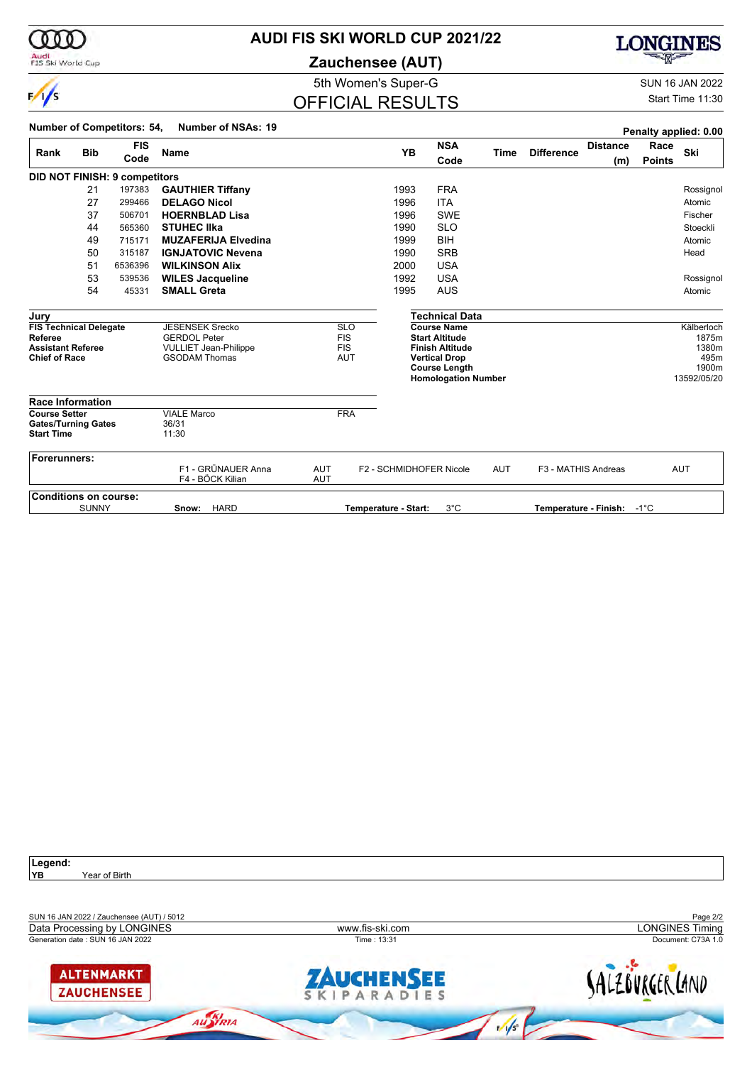# AUDI FIS SKI WORLD CUP 2021/22

## Zauchensee (AUT)

### 5th Women's Super-G

### OFFICIAL RESULTS

SUN 16 JAN 2022
Start Time 11:30

**Number of Competitors: 54, Number of NSAs: 19**

**Penalty applied: 0.00**

| Rank | Bib | FIS Code | Name | YB | NSA Code | Time | Difference | Distance (m) | Race Points | Ski |
|---|---|---|---|---|---|---|---|---|---|---|
| **DID NOT FINISH: 9 competitors** | | | | | | | | | | |
| | 21 | 197383 | **GAUTHIER Tiffany** | 1993 | FRA | | | | | Rossignol |
| | 27 | 299466 | **DELAGO Nicol** | 1996 | ITA | | | | | Atomic |
| | 37 | 506701 | **HOERNBLAD Lisa** | 1996 | SWE | | | | | Fischer |
| | 44 | 565360 | **STUHEC Ilka** | 1990 | SLO | | | | | Stoeckli |
| | 49 | 715171 | **MUZAFERIJA Elvedina** | 1999 | BIH | | | | | Atomic |
| | 50 | 315187 | **IGNJATOVIC Nevena** | 1990 | SRB | | | | | Head |
| | 51 | 6536396 | **WILKINSON Alix** | 2000 | USA | | | | | |
| | 53 | 539536 | **WILES Jacqueline** | 1992 | USA | | | | | Rossignol |
| | 54 | 45331 | **SMALL Greta** | 1995 | AUS | | | | | Atomic |

**Jury**

| | | |
|---|---|---|
| **FIS Technical Delegate** | JESENSEK Srecko | SLO |
| **Referee** | GERDOL Peter | FIS |
| **Assistant Referee** | VULLIET Jean-Philippe | FIS |
| **Chief of Race** | GSODAM Thomas | AUT |

**Technical Data**

| | |
|---|---|
| **Course Name** | Kälberloch |
| **Start Altitude** | 1875m |
| **Finish Altitude** | 1380m |
| **Vertical Drop** | 495m |
| **Course Length** | 1900m |
| **Homologation Number** | 13592/05/20 |

**Race Information**

| | | |
|---|---|---|
| **Course Setter** | VIALE Marco | FRA |
| **Gates/Turning Gates** | 36/31 | |
| **Start Time** | 11:30 | |

**Forerunners:**

F1 - GRÜNAUER Anna AUT, F2 - SCHMIDHOFER Nicole AUT, F3 - MATHIS Andreas AUT, F4 - BÖCK Kilian AUT

**Conditions on course:**

SUNNY — **Snow:** HARD — **Temperature - Start:** 3°C — **Temperature - Finish:** -1°C

**Legend:**
**YB** Year of Birth

SUN 16 JAN 2022 / Zauchensee (AUT) / 5012
Data Processing by LONGINES — www.fis-ski.com — LONGINES Timing
Generation date : SUN 16 JAN 2022 — Time : 13:31 — Document: C73A 1.0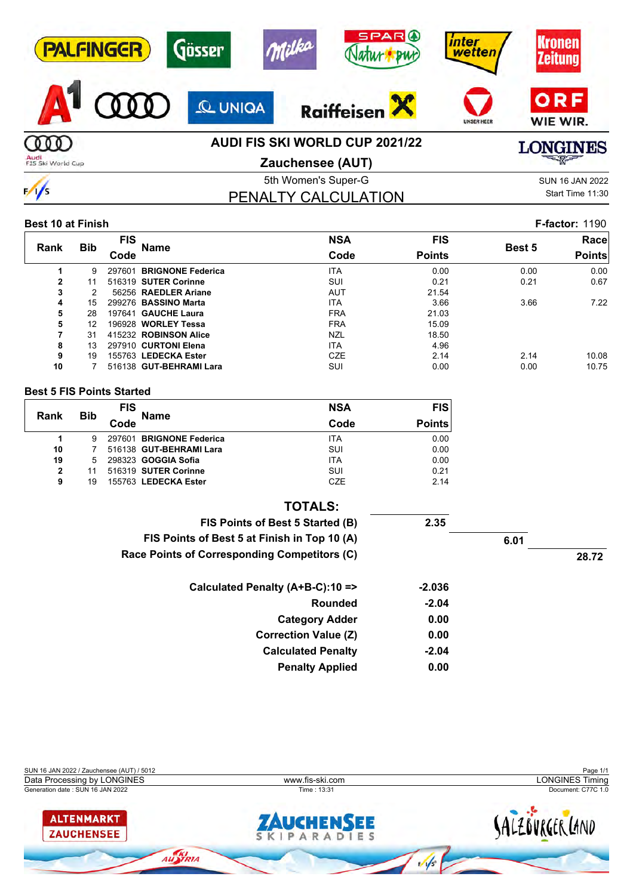# AUDI FIS SKI WORLD CUP 2021/22

## Zauchensee (AUT)

5th Women's Super-G

SUN 16 JAN 2022

Start Time 11:30

## PENALTY CALCULATION

**Best 10 at Finish** — **F-factor:** 1190

| Rank | Bib | FIS Code | Name | NSA Code | FIS Points | Best 5 | Race Points |
|---|---|---|---|---|---|---|---|
| 1 | 9 | 297601 | **BRIGNONE Federica** | ITA | 0.00 | 0.00 | 0.00 |
| 2 | 11 | 516319 | **SUTER Corinne** | SUI | 0.21 | 0.21 | 0.67 |
| 3 | 2 | 56256 | **RAEDLER Ariane** | AUT | 21.54 | | |
| 4 | 15 | 299276 | **BASSINO Marta** | ITA | 3.66 | 3.66 | 7.22 |
| 5 | 28 | 197641 | **GAUCHE Laura** | FRA | 21.03 | | |
| 5 | 12 | 196928 | **WORLEY Tessa** | FRA | 15.09 | | |
| 7 | 31 | 415232 | **ROBINSON Alice** | NZL | 18.50 | | |
| 8 | 13 | 297910 | **CURTONI Elena** | ITA | 4.96 | | |
| 9 | 19 | 155763 | **LEDECKA Ester** | CZE | 2.14 | 2.14 | 10.08 |
| 10 | 7 | 516138 | **GUT-BEHRAMI Lara** | SUI | 0.00 | 0.00 | 10.75 |

**Best 5 FIS Points Started**

| Rank | Bib | FIS Code | Name | NSA Code | FIS Points |
|---|---|---|---|---|---|
| 1 | 9 | 297601 | **BRIGNONE Federica** | ITA | 0.00 |
| 10 | 7 | 516138 | **GUT-BEHRAMI Lara** | SUI | 0.00 |
| 19 | 5 | 298323 | **GOGGIA Sofia** | ITA | 0.00 |
| 2 | 11 | 516319 | **SUTER Corinne** | SUI | 0.21 |
| 9 | 19 | 155763 | **LEDECKA Ester** | CZE | 2.14 |

**TOTALS:**

| | | | |
|---|---|---|---|
| **FIS Points of Best 5 Started (B)** | **2.35** | | |
| **FIS Points of Best 5 at Finish in Top 10 (A)** | | **6.01** | |
| **Race Points of Corresponding Competitors (C)** | | | **28.72** |

| | |
|---|---|
| **Calculated Penalty (A+B-C):10 =>** | **-2.036** |
| **Rounded** | **-2.04** |
| **Category Adder** | **0.00** |
| **Correction Value (Z)** | **0.00** |
| **Calculated Penalty** | **-2.04** |
| **Penalty Applied** | **0.00** |

SUN 16 JAN 2022 / Zauchensee (AUT) / 5012

Data Processing by LONGINES — www.fis-ski.com — LONGINES Timing

Generation date : SUN 16 JAN 2022 — Time : 13:31 — Document: C77C 1.0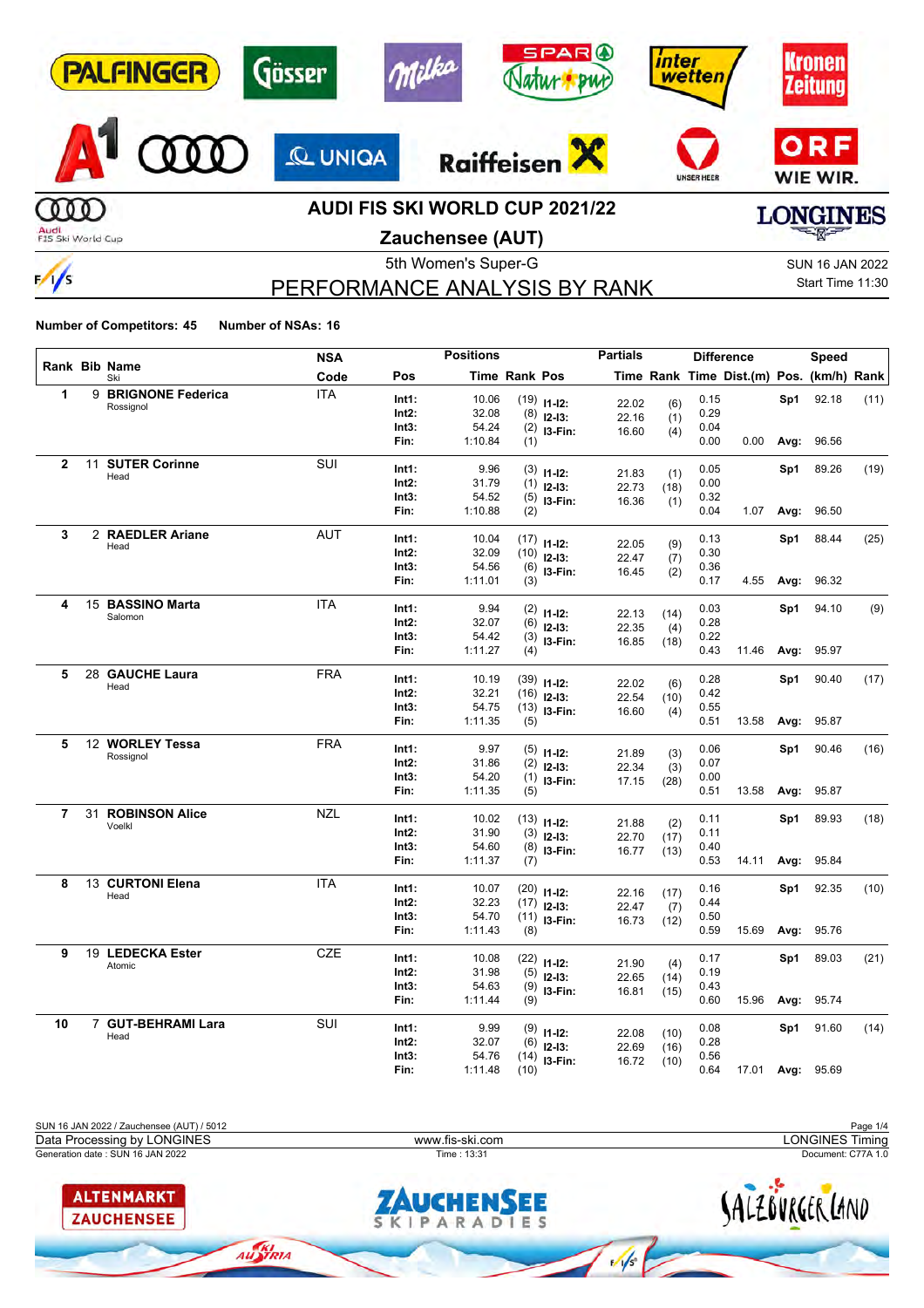# AUDI FIS SKI WORLD CUP 2021/22

## Zauchensee (AUT)

5th Women's Super-G

SUN 16 JAN 2022

Start Time 11:30

## PERFORMANCE ANALYSIS BY RANK

**Number of Competitors: 45** **Number of NSAs: 16**

| Rank | Bib | Name / Ski | NSA Code | Pos | Positions Time | Positions Rank | Pos | Partials Time | Partials Rank | Difference Time | Dist.(m) | Speed Pos. | Speed (km/h) | Speed Rank |
|---|---|---|---|---|---|---|---|---|---|---|---|---|---|---|
| 1 | 9 | **BRIGNONE Federica** Rossignol | ITA | Int1: | 10.06 | (19) | I1-I2: | 22.02 | (6) | 0.15 | | Sp1 | 92.18 | (11) |
| | | | | Int2: | 32.08 | (8) | I2-I3: | 22.16 | (1) | 0.29 | | | | |
| | | | | Int3: | 54.24 | (2) | I3-Fin: | 16.60 | (4) | 0.04 | | | | |
| | | | | Fin: | 1:10.84 | (1) | | | | 0.00 | 0.00 | Avg: | 96.56 | |
| 2 | 11 | **SUTER Corinne** Head | SUI | Int1: | 9.96 | (3) | I1-I2: | 21.83 | (1) | 0.05 | | Sp1 | 89.26 | (19) |
| | | | | Int2: | 31.79 | (1) | I2-I3: | 22.73 | (18) | 0.00 | | | | |
| | | | | Int3: | 54.52 | (5) | I3-Fin: | 16.36 | (1) | 0.32 | | | | |
| | | | | Fin: | 1:10.88 | (2) | | | | 0.04 | 1.07 | Avg: | 96.50 | |
| 3 | 2 | **RAEDLER Ariane** Head | AUT | Int1: | 10.04 | (17) | I1-I2: | 22.05 | (9) | 0.13 | | Sp1 | 88.44 | (25) |
| | | | | Int2: | 32.09 | (10) | I2-I3: | 22.47 | (7) | 0.30 | | | | |
| | | | | Int3: | 54.56 | (6) | I3-Fin: | 16.45 | (2) | 0.36 | | | | |
| | | | | Fin: | 1:11.01 | (3) | | | | 0.17 | 4.55 | Avg: | 96.32 | |
| 4 | 15 | **BASSINO Marta** Salomon | ITA | Int1: | 9.94 | (2) | I1-I2: | 22.13 | (14) | 0.03 | | Sp1 | 94.10 | (9) |
| | | | | Int2: | 32.07 | (6) | I2-I3: | 22.35 | (4) | 0.28 | | | | |
| | | | | Int3: | 54.42 | (3) | I3-Fin: | 16.85 | (18) | 0.22 | | | | |
| | | | | Fin: | 1:11.27 | (4) | | | | 0.43 | 11.46 | Avg: | 95.97 | |
| 5 | 28 | **GAUCHE Laura** Head | FRA | Int1: | 10.19 | (39) | I1-I2: | 22.02 | (6) | 0.28 | | Sp1 | 90.40 | (17) |
| | | | | Int2: | 32.21 | (16) | I2-I3: | 22.54 | (10) | 0.42 | | | | |
| | | | | Int3: | 54.75 | (13) | I3-Fin: | 16.60 | (4) | 0.55 | | | | |
| | | | | Fin: | 1:11.35 | (5) | | | | 0.51 | 13.58 | Avg: | 95.87 | |
| 5 | 12 | **WORLEY Tessa** Rossignol | FRA | Int1: | 9.97 | (5) | I1-I2: | 21.89 | (3) | 0.06 | | Sp1 | 90.46 | (16) |
| | | | | Int2: | 31.86 | (2) | I2-I3: | 22.34 | (3) | 0.07 | | | | |
| | | | | Int3: | 54.20 | (1) | I3-Fin: | 17.15 | (28) | 0.00 | | | | |
| | | | | Fin: | 1:11.35 | (5) | | | | 0.51 | 13.58 | Avg: | 95.87 | |
| 7 | 31 | **ROBINSON Alice** Voelkl | NZL | Int1: | 10.02 | (13) | I1-I2: | 21.88 | (2) | 0.11 | | Sp1 | 89.93 | (18) |
| | | | | Int2: | 31.90 | (3) | I2-I3: | 22.70 | (17) | 0.11 | | | | |
| | | | | Int3: | 54.60 | (8) | I3-Fin: | 16.77 | (13) | 0.40 | | | | |
| | | | | Fin: | 1:11.37 | (7) | | | | 0.53 | 14.11 | Avg: | 95.84 | |
| 8 | 13 | **CURTONI Elena** Head | ITA | Int1: | 10.07 | (20) | I1-I2: | 22.16 | (17) | 0.16 | | Sp1 | 92.35 | (10) |
| | | | | Int2: | 32.23 | (17) | I2-I3: | 22.47 | (7) | 0.44 | | | | |
| | | | | Int3: | 54.70 | (11) | I3-Fin: | 16.73 | (12) | 0.50 | | | | |
| | | | | Fin: | 1:11.43 | (8) | | | | 0.59 | 15.69 | Avg: | 95.76 | |
| 9 | 19 | **LEDECKA Ester** Atomic | CZE | Int1: | 10.08 | (22) | I1-I2: | 21.90 | (4) | 0.17 | | Sp1 | 89.03 | (21) |
| | | | | Int2: | 31.98 | (5) | I2-I3: | 22.65 | (14) | 0.19 | | | | |
| | | | | Int3: | 54.63 | (9) | I3-Fin: | 16.81 | (15) | 0.43 | | | | |
| | | | | Fin: | 1:11.44 | (9) | | | | 0.60 | 15.96 | Avg: | 95.74 | |
| 10 | 7 | **GUT-BEHRAMI Lara** Head | SUI | Int1: | 9.99 | (9) | I1-I2: | 22.08 | (10) | 0.08 | | Sp1 | 91.60 | (14) |
| | | | | Int2: | 32.07 | (6) | I2-I3: | 22.69 | (16) | 0.28 | | | | |
| | | | | Int3: | 54.76 | (14) | I3-Fin: | 16.72 | (10) | 0.56 | | | | |
| | | | | Fin: | 1:11.48 | (10) | | | | 0.64 | 17.01 | Avg: | 95.69 | |

SUN 16 JAN 2022 / Zauchensee (AUT) / 5012

Data Processing by LONGINES — www.fis-ski.com — LONGINES Timing

Generation date : SUN 16 JAN 2022 — Time : 13:31 — Document: C77A 1.0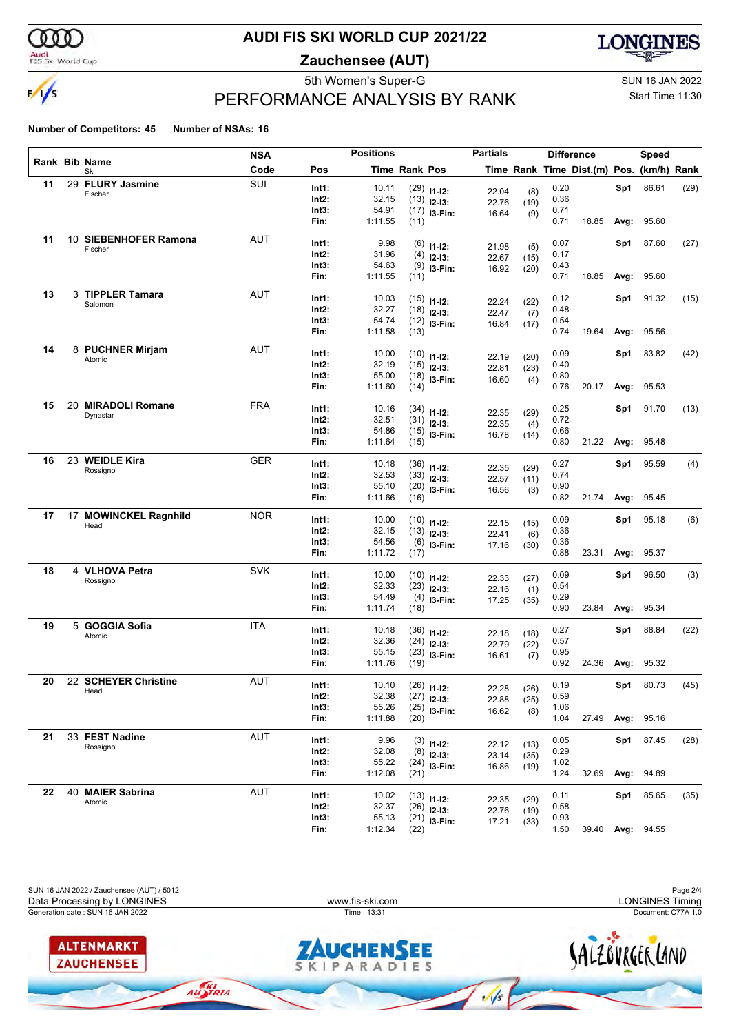# AUDI FIS SKI WORLD CUP 2021/22

## Zauchensee (AUT)

5th Women's Super-G

SUN 16 JAN 2022

## PERFORMANCE ANALYSIS BY RANK

Start Time 11:30

**Number of Competitors: 45** **Number of NSAs: 16**

| Rank | Bib | Name | NSA Code | Pos | Time | Rank | Pos | Partials Time | Rank | Diff. Time | Dist.(m) | Pos. | Speed (km/h) | Rank |
|---|---|---|---|---|---|---|---|---|---|---|---|---|---|---|
| 11 | 29 | **FLURY Jasmine** | SUI | Int1: | 10.11 | (29) | I1-I2: | 22.04 | (8) | 0.20 | | Sp1 | 86.61 | (29) |
| | | Fischer | | Int2: | 32.15 | (13) | I2-I3: | 22.76 | (19) | 0.36 | | | | |
| | | | | Int3: | 54.91 | (17) | I3-Fin: | 16.64 | (9) | 0.71 | | | | |
| | | | | Fin: | 1:11.55 | (11) | | | | 0.71 | 18.85 | Avg: | 95.60 | |
| 11 | 10 | **SIEBENHOFER Ramona** | AUT | Int1: | 9.98 | (6) | I1-I2: | 21.98 | (5) | 0.07 | | Sp1 | 87.60 | (27) |
| | | Fischer | | Int2: | 31.96 | (4) | I2-I3: | 22.67 | (15) | 0.17 | | | | |
| | | | | Int3: | 54.63 | (9) | I3-Fin: | 16.92 | (20) | 0.43 | | | | |
| | | | | Fin: | 1:11.55 | (11) | | | | 0.71 | 18.85 | Avg: | 95.60 | |
| 13 | 3 | **TIPPLER Tamara** | AUT | Int1: | 10.03 | (15) | I1-I2: | 22.24 | (22) | 0.12 | | Sp1 | 91.32 | (15) |
| | | Salomon | | Int2: | 32.27 | (18) | I2-I3: | 22.47 | (7) | 0.48 | | | | |
| | | | | Int3: | 54.74 | (12) | I3-Fin: | 16.84 | (17) | 0.54 | | | | |
| | | | | Fin: | 1:11.58 | (13) | | | | 0.74 | 19.64 | Avg: | 95.56 | |
| 14 | 8 | **PUCHNER Mirjam** | AUT | Int1: | 10.00 | (10) | I1-I2: | 22.19 | (20) | 0.09 | | Sp1 | 83.82 | (42) |
| | | Atomic | | Int2: | 32.19 | (15) | I2-I3: | 22.81 | (23) | 0.40 | | | | |
| | | | | Int3: | 55.00 | (18) | I3-Fin: | 16.60 | (4) | 0.80 | | | | |
| | | | | Fin: | 1:11.60 | (14) | | | | 0.76 | 20.17 | Avg: | 95.53 | |
| 15 | 20 | **MIRADOLI Romane** | FRA | Int1: | 10.16 | (34) | I1-I2: | 22.35 | (29) | 0.25 | | Sp1 | 91.70 | (13) |
| | | Dynastar | | Int2: | 32.51 | (31) | I2-I3: | 22.35 | (4) | 0.72 | | | | |
| | | | | Int3: | 54.86 | (15) | I3-Fin: | 16.78 | (14) | 0.66 | | | | |
| | | | | Fin: | 1:11.64 | (15) | | | | 0.80 | 21.22 | Avg: | 95.48 | |
| 16 | 23 | **WEIDLE Kira** | GER | Int1: | 10.18 | (36) | I1-I2: | 22.35 | (29) | 0.27 | | Sp1 | 95.59 | (4) |
| | | Rossignol | | Int2: | 32.53 | (33) | I2-I3: | 22.57 | (11) | 0.74 | | | | |
| | | | | Int3: | 55.10 | (20) | I3-Fin: | 16.56 | (3) | 0.90 | | | | |
| | | | | Fin: | 1:11.66 | (16) | | | | 0.82 | 21.74 | Avg: | 95.45 | |
| 17 | 17 | **MOWINCKEL Ragnhild** | NOR | Int1: | 10.00 | (10) | I1-I2: | 22.15 | (15) | 0.09 | | Sp1 | 95.18 | (6) |
| | | Head | | Int2: | 32.15 | (13) | I2-I3: | 22.41 | (6) | 0.36 | | | | |
| | | | | Int3: | 54.56 | (6) | I3-Fin: | 17.16 | (30) | 0.36 | | | | |
| | | | | Fin: | 1:11.72 | (17) | | | | 0.88 | 23.31 | Avg: | 95.37 | |
| 18 | 4 | **VLHOVA Petra** | SVK | Int1: | 10.00 | (10) | I1-I2: | 22.33 | (27) | 0.09 | | Sp1 | 96.50 | (3) |
| | | Rossignol | | Int2: | 32.33 | (23) | I2-I3: | 22.16 | (1) | 0.54 | | | | |
| | | | | Int3: | 54.49 | (4) | I3-Fin: | 17.25 | (35) | 0.29 | | | | |
| | | | | Fin: | 1:11.74 | (18) | | | | 0.90 | 23.84 | Avg: | 95.34 | |
| 19 | 5 | **GOGGIA Sofia** | ITA | Int1: | 10.18 | (36) | I1-I2: | 22.18 | (18) | 0.27 | | Sp1 | 88.84 | (22) |
| | | Atomic | | Int2: | 32.36 | (24) | I2-I3: | 22.79 | (22) | 0.57 | | | | |
| | | | | Int3: | 55.15 | (23) | I3-Fin: | 16.61 | (7) | 0.95 | | | | |
| | | | | Fin: | 1:11.76 | (19) | | | | 0.92 | 24.36 | Avg: | 95.32 | |
| 20 | 22 | **SCHEYER Christine** | AUT | Int1: | 10.10 | (26) | I1-I2: | 22.28 | (26) | 0.19 | | Sp1 | 80.73 | (45) |
| | | Head | | Int2: | 32.38 | (27) | I2-I3: | 22.88 | (25) | 0.59 | | | | |
| | | | | Int3: | 55.26 | (25) | I3-Fin: | 16.62 | (8) | 1.06 | | | | |
| | | | | Fin: | 1:11.88 | (20) | | | | 1.04 | 27.49 | Avg: | 95.16 | |
| 21 | 33 | **FEST Nadine** | AUT | Int1: | 9.96 | (3) | I1-I2: | 22.12 | (13) | 0.05 | | Sp1 | 87.45 | (28) |
| | | Rossignol | | Int2: | 32.08 | (8) | I2-I3: | 23.14 | (35) | 0.29 | | | | |
| | | | | Int3: | 55.22 | (24) | I3-Fin: | 16.86 | (19) | 1.02 | | | | |
| | | | | Fin: | 1:12.08 | (21) | | | | 1.24 | 32.69 | Avg: | 94.89 | |
| 22 | 40 | **MAIER Sabrina** | AUT | Int1: | 10.02 | (13) | I1-I2: | 22.35 | (29) | 0.11 | | Sp1 | 85.65 | (35) |
| | | Atomic | | Int2: | 32.37 | (26) | I2-I3: | 22.76 | (19) | 0.58 | | | | |
| | | | | Int3: | 55.13 | (21) | I3-Fin: | 17.21 | (33) | 0.93 | | | | |
| | | | | Fin: | 1:12.34 | (22) | | | | 1.50 | 39.40 | Avg: | 94.55 | |

SUN 16 JAN 2022 / Zauchensee (AUT) / 5012

Data Processing by LONGINES — www.fis-ski.com — LONGINES Timing

Generation date : SUN 16 JAN 2022 — Time : 13:31 — Document: C77A 1.0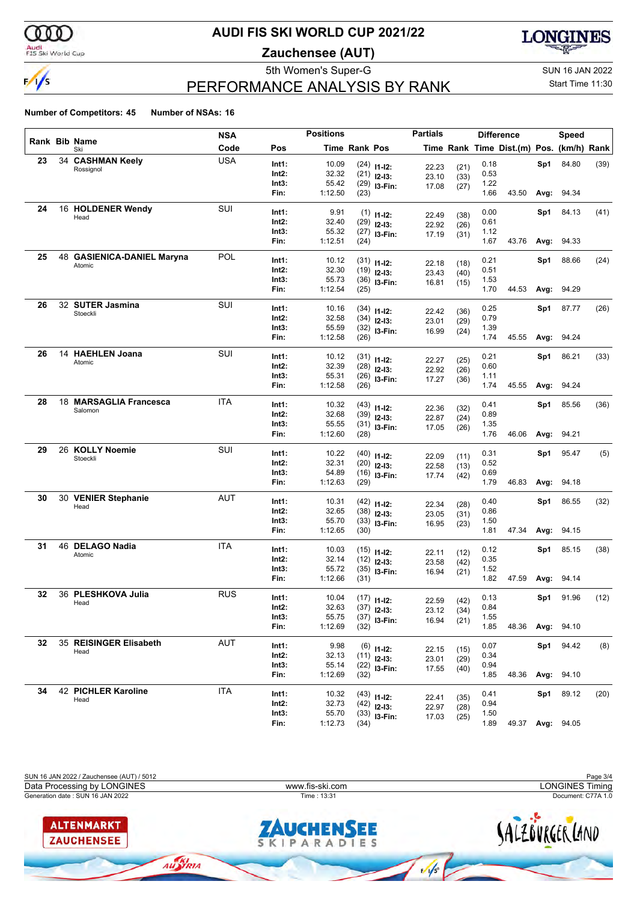# AUDI FIS SKI WORLD CUP 2021/22

## Zauchensee (AUT)

5th Women's Super-G

SUN 16 JAN 2022

Start Time 11:30

## PERFORMANCE ANALYSIS BY RANK

**Number of Competitors: 45** **Number of NSAs: 16**

| Rank | Bib | Name / Ski | NSA Code | Pos | Time | Rank | Pos | Partials Time | Rank | Difference Time | Dist.(m) | Pos. | Speed (km/h) | Rank |
|---|---|---|---|---|---|---|---|---|---|---|---|---|---|---|
| 23 | 34 | **CASHMAN Keely** Rossignol | USA | Int1: | 10.09 | (24) | I1-I2: | 22.23 | (21) | 0.18 | | Sp1 | 84.80 | (39) |
| | | | | Int2: | 32.32 | (21) | I2-I3: | 23.10 | (33) | 0.53 | | | | |
| | | | | Int3: | 55.42 | (29) | I3-Fin: | 17.08 | (27) | 1.22 | | | | |
| | | | | Fin: | 1:12.50 | (23) | | | | 1.66 | 43.50 | Avg: | 94.34 | |
| 24 | 16 | **HOLDENER Wendy** Head | SUI | Int1: | 9.91 | (1) | I1-I2: | 22.49 | (38) | 0.00 | | Sp1 | 84.13 | (41) |
| | | | | Int2: | 32.40 | (29) | I2-I3: | 22.92 | (26) | 0.61 | | | | |
| | | | | Int3: | 55.32 | (27) | I3-Fin: | 17.19 | (31) | 1.12 | | | | |
| | | | | Fin: | 1:12.51 | (24) | | | | 1.67 | 43.76 | Avg: | 94.33 | |
| 25 | 48 | **GASIENICA-DANIEL Maryna** Atomic | POL | Int1: | 10.12 | (31) | I1-I2: | 22.18 | (18) | 0.21 | | Sp1 | 88.66 | (24) |
| | | | | Int2: | 32.30 | (19) | I2-I3: | 23.43 | (40) | 0.51 | | | | |
| | | | | Int3: | 55.73 | (36) | I3-Fin: | 16.81 | (15) | 1.53 | | | | |
| | | | | Fin: | 1:12.54 | (25) | | | | 1.70 | 44.53 | Avg: | 94.29 | |
| 26 | 32 | **SUTER Jasmina** Stoeckli | SUI | Int1: | 10.16 | (34) | I1-I2: | 22.42 | (36) | 0.25 | | Sp1 | 87.77 | (26) |
| | | | | Int2: | 32.58 | (34) | I2-I3: | 23.01 | (29) | 0.79 | | | | |
| | | | | Int3: | 55.59 | (32) | I3-Fin: | 16.99 | (24) | 1.39 | | | | |
| | | | | Fin: | 1:12.58 | (26) | | | | 1.74 | 45.55 | Avg: | 94.24 | |
| 26 | 14 | **HAEHLEN Joana** Atomic | SUI | Int1: | 10.12 | (31) | I1-I2: | 22.27 | (25) | 0.21 | | Sp1 | 86.21 | (33) |
| | | | | Int2: | 32.39 | (28) | I2-I3: | 22.92 | (26) | 0.60 | | | | |
| | | | | Int3: | 55.31 | (26) | I3-Fin: | 17.27 | (36) | 1.11 | | | | |
| | | | | Fin: | 1:12.58 | (26) | | | | 1.74 | 45.55 | Avg: | 94.24 | |
| 28 | 18 | **MARSAGLIA Francesca** Salomon | ITA | Int1: | 10.32 | (43) | I1-I2: | 22.36 | (32) | 0.41 | | Sp1 | 85.56 | (36) |
| | | | | Int2: | 32.68 | (39) | I2-I3: | 22.87 | (24) | 0.89 | | | | |
| | | | | Int3: | 55.55 | (31) | I3-Fin: | 17.05 | (26) | 1.35 | | | | |
| | | | | Fin: | 1:12.60 | (28) | | | | 1.76 | 46.06 | Avg: | 94.21 | |
| 29 | 26 | **KOLLY Noemie** Stoeckli | SUI | Int1: | 10.22 | (40) | I1-I2: | 22.09 | (11) | 0.31 | | Sp1 | 95.47 | (5) |
| | | | | Int2: | 32.31 | (20) | I2-I3: | 22.58 | (13) | 0.52 | | | | |
| | | | | Int3: | 54.89 | (16) | I3-Fin: | 17.74 | (42) | 0.69 | | | | |
| | | | | Fin: | 1:12.63 | (29) | | | | 1.79 | 46.83 | Avg: | 94.18 | |
| 30 | 30 | **VENIER Stephanie** Head | AUT | Int1: | 10.31 | (42) | I1-I2: | 22.34 | (28) | 0.40 | | Sp1 | 86.55 | (32) |
| | | | | Int2: | 32.65 | (38) | I2-I3: | 23.05 | (31) | 0.86 | | | | |
| | | | | Int3: | 55.70 | (33) | I3-Fin: | 16.95 | (23) | 1.50 | | | | |
| | | | | Fin: | 1:12.65 | (30) | | | | 1.81 | 47.34 | Avg: | 94.15 | |
| 31 | 46 | **DELAGO Nadia** Atomic | ITA | Int1: | 10.03 | (15) | I1-I2: | 22.11 | (12) | 0.12 | | Sp1 | 85.15 | (38) |
| | | | | Int2: | 32.14 | (12) | I2-I3: | 23.58 | (42) | 0.35 | | | | |
| | | | | Int3: | 55.72 | (35) | I3-Fin: | 16.94 | (21) | 1.52 | | | | |
| | | | | Fin: | 1:12.66 | (31) | | | | 1.82 | 47.59 | Avg: | 94.14 | |
| 32 | 36 | **PLESHKOVA Julia** Head | RUS | Int1: | 10.04 | (17) | I1-I2: | 22.59 | (42) | 0.13 | | Sp1 | 91.96 | (12) |
| | | | | Int2: | 32.63 | (37) | I2-I3: | 23.12 | (34) | 0.84 | | | | |
| | | | | Int3: | 55.75 | (37) | I3-Fin: | 16.94 | (21) | 1.55 | | | | |
| | | | | Fin: | 1:12.69 | (32) | | | | 1.85 | 48.36 | Avg: | 94.10 | |
| 32 | 35 | **REISINGER Elisabeth** Head | AUT | Int1: | 9.98 | (6) | I1-I2: | 22.15 | (15) | 0.07 | | Sp1 | 94.42 | (8) |
| | | | | Int2: | 32.13 | (11) | I2-I3: | 23.01 | (29) | 0.34 | | | | |
| | | | | Int3: | 55.14 | (22) | I3-Fin: | 17.55 | (40) | 0.94 | | | | |
| | | | | Fin: | 1:12.69 | (32) | | | | 1.85 | 48.36 | Avg: | 94.10 | |
| 34 | 42 | **PICHLER Karoline** Head | ITA | Int1: | 10.32 | (43) | I1-I2: | 22.41 | (35) | 0.41 | | Sp1 | 89.12 | (20) |
| | | | | Int2: | 32.73 | (42) | I2-I3: | 22.97 | (28) | 0.94 | | | | |
| | | | | Int3: | 55.70 | (33) | I3-Fin: | 17.03 | (25) | 1.50 | | | | |
| | | | | Fin: | 1:12.73 | (34) | | | | 1.89 | 49.37 | Avg: | 94.05 | |

SUN 16 JAN 2022 / Zauchensee (AUT) / 5012

Data Processing by LONGINES — www.fis-ski.com — LONGINES Timing

Generation date : SUN 16 JAN 2022 — Time : 13:31 — Document: C77A 1.0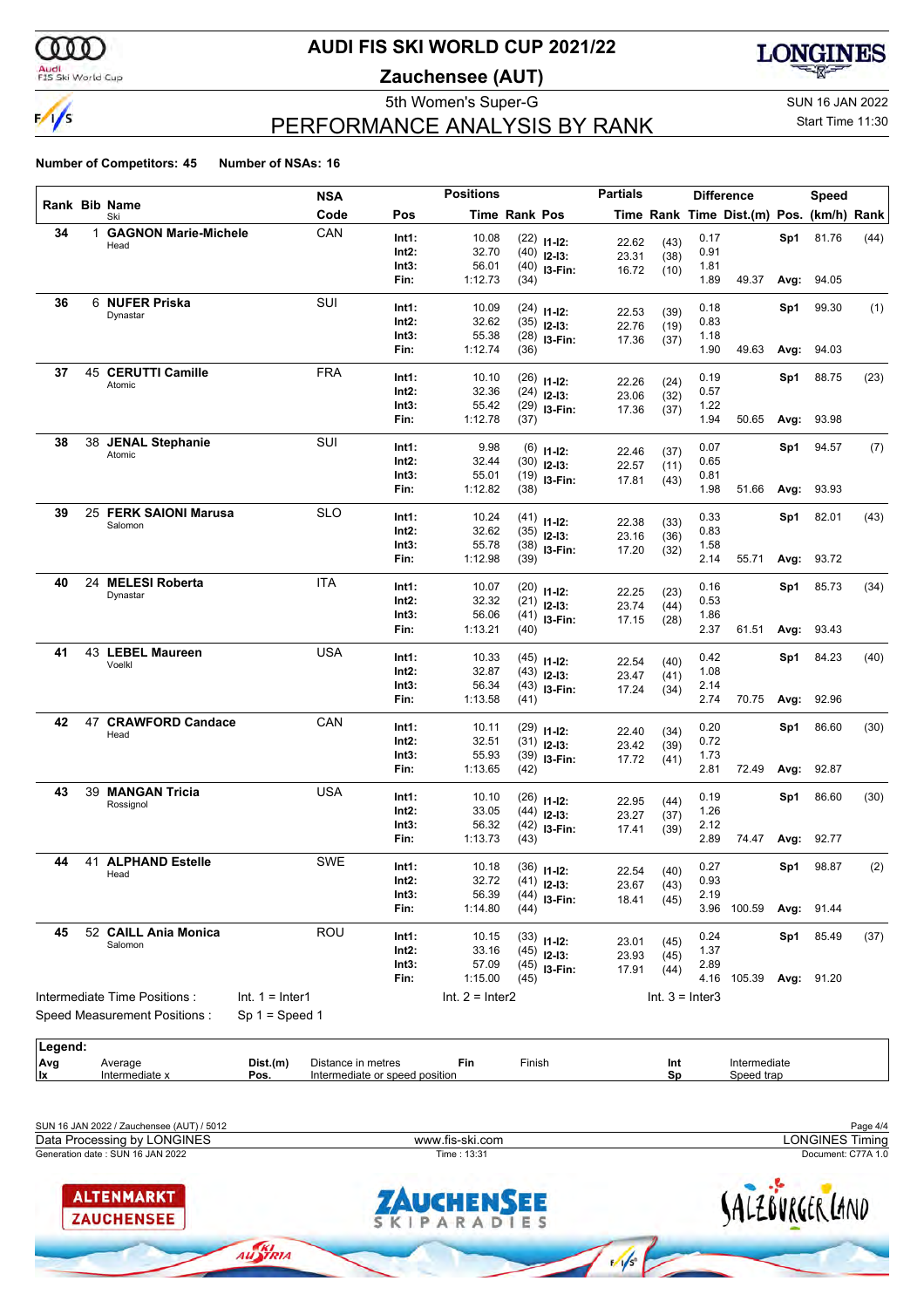# AUDI FIS SKI WORLD CUP 2021/22

## Zauchensee (AUT)

5th Women's Super-G

SUN 16 JAN 2022

Start Time 11:30

## PERFORMANCE ANALYSIS BY RANK

**Number of Competitors: 45** **Number of NSAs: 16**

| Rank | Bib | Name / Ski | NSA Code | Pos | Time | Rank | Partials Pos | Time | Rank | Diff. Time | Dist.(m) | Speed Pos. | (km/h) | Rank |
|---|---|---|---|---|---|---|---|---|---|---|---|---|---|---|
| 34 | 1 | **GAGNON Marie-Michele** Head | CAN | Int1: | 10.08 | (22) | I1-I2: | 22.62 | (43) | 0.17 | | Sp1 | 81.76 | (44) |
| | | | | Int2: | 32.70 | (40) | I2-I3: | 23.31 | (38) | 0.91 | | | | |
| | | | | Int3: | 56.01 | (40) | I3-Fin: | 16.72 | (10) | 1.81 | | | | |
| | | | | Fin: | 1:12.73 | (34) | | | | 1.89 | 49.37 | Avg: | 94.05 | |
| 36 | 6 | **NUFER Priska** Dynastar | SUI | Int1: | 10.09 | (24) | I1-I2: | 22.53 | (39) | 0.18 | | Sp1 | 99.30 | (1) |
| | | | | Int2: | 32.62 | (35) | I2-I3: | 22.76 | (19) | 0.83 | | | | |
| | | | | Int3: | 55.38 | (28) | I3-Fin: | 17.36 | (37) | 1.18 | | | | |
| | | | | Fin: | 1:12.74 | (36) | | | | 1.90 | 49.63 | Avg: | 94.03 | |
| 37 | 45 | **CERUTTI Camille** Atomic | FRA | Int1: | 10.10 | (26) | I1-I2: | 22.26 | (24) | 0.19 | | Sp1 | 88.75 | (23) |
| | | | | Int2: | 32.36 | (24) | I2-I3: | 23.06 | (32) | 0.57 | | | | |
| | | | | Int3: | 55.42 | (29) | I3-Fin: | 17.36 | (37) | 1.22 | | | | |
| | | | | Fin: | 1:12.78 | (37) | | | | 1.94 | 50.65 | Avg: | 93.98 | |
| 38 | 38 | **JENAL Stephanie** Atomic | SUI | Int1: | 9.98 | (6) | I1-I2: | 22.46 | (37) | 0.07 | | Sp1 | 94.57 | (7) |
| | | | | Int2: | 32.44 | (30) | I2-I3: | 22.57 | (11) | 0.65 | | | | |
| | | | | Int3: | 55.01 | (19) | I3-Fin: | 17.81 | (43) | 0.81 | | | | |
| | | | | Fin: | 1:12.82 | (38) | | | | 1.98 | 51.66 | Avg: | 93.93 | |
| 39 | 25 | **FERK SAIONI Marusa** Salomon | SLO | Int1: | 10.24 | (41) | I1-I2: | 22.38 | (33) | 0.33 | | Sp1 | 82.01 | (43) |
| | | | | Int2: | 32.62 | (35) | I2-I3: | 23.16 | (36) | 0.83 | | | | |
| | | | | Int3: | 55.78 | (38) | I3-Fin: | 17.20 | (32) | 1.58 | | | | |
| | | | | Fin: | 1:12.98 | (39) | | | | 2.14 | 55.71 | Avg: | 93.72 | |
| 40 | 24 | **MELESI Roberta** Dynastar | ITA | Int1: | 10.07 | (20) | I1-I2: | 22.25 | (23) | 0.16 | | Sp1 | 85.73 | (34) |
| | | | | Int2: | 32.32 | (21) | I2-I3: | 23.74 | (44) | 0.53 | | | | |
| | | | | Int3: | 56.06 | (41) | I3-Fin: | 17.15 | (28) | 1.86 | | | | |
| | | | | Fin: | 1:13.21 | (40) | | | | 2.37 | 61.51 | Avg: | 93.43 | |
| 41 | 43 | **LEBEL Maureen** Voelkl | USA | Int1: | 10.33 | (45) | I1-I2: | 22.54 | (40) | 0.42 | | Sp1 | 84.23 | (40) |
| | | | | Int2: | 32.87 | (43) | I2-I3: | 23.47 | (41) | 1.08 | | | | |
| | | | | Int3: | 56.34 | (43) | I3-Fin: | 17.24 | (34) | 2.14 | | | | |
| | | | | Fin: | 1:13.58 | (41) | | | | 2.74 | 70.75 | Avg: | 92.96 | |
| 42 | 47 | **CRAWFORD Candace** Head | CAN | Int1: | 10.11 | (29) | I1-I2: | 22.40 | (34) | 0.20 | | Sp1 | 86.60 | (30) |
| | | | | Int2: | 32.51 | (31) | I2-I3: | 23.42 | (39) | 0.72 | | | | |
| | | | | Int3: | 55.93 | (39) | I3-Fin: | 17.72 | (41) | 1.73 | | | | |
| | | | | Fin: | 1:13.65 | (42) | | | | 2.81 | 72.49 | Avg: | 92.87 | |
| 43 | 39 | **MANGAN Tricia** Rossignol | USA | Int1: | 10.10 | (26) | I1-I2: | 22.95 | (44) | 0.19 | | Sp1 | 86.60 | (30) |
| | | | | Int2: | 33.05 | (44) | I2-I3: | 23.27 | (37) | 1.26 | | | | |
| | | | | Int3: | 56.32 | (42) | I3-Fin: | 17.41 | (39) | 2.12 | | | | |
| | | | | Fin: | 1:13.73 | (43) | | | | 2.89 | 74.47 | Avg: | 92.77 | |
| 44 | 41 | **ALPHAND Estelle** Head | SWE | Int1: | 10.18 | (36) | I1-I2: | 22.54 | (40) | 0.27 | | Sp1 | 98.87 | (2) |
| | | | | Int2: | 32.72 | (41) | I2-I3: | 23.67 | (43) | 0.93 | | | | |
| | | | | Int3: | 56.39 | (44) | I3-Fin: | 18.41 | (45) | 2.19 | | | | |
| | | | | Fin: | 1:14.80 | (44) | | | | 3.96 | 100.59 | Avg: | 91.44 | |
| 45 | 52 | **CAILL Ania Monica** Salomon | ROU | Int1: | 10.15 | (33) | I1-I2: | 23.01 | (45) | 0.24 | | Sp1 | 85.49 | (37) |
| | | | | Int2: | 33.16 | (45) | I2-I3: | 23.93 | (45) | 1.37 | | | | |
| | | | | Int3: | 57.09 | (45) | I3-Fin: | 17.91 | (44) | 2.89 | | | | |
| | | | | Fin: | 1:15.00 | (45) | | | | 4.16 | 105.39 | Avg: | 91.20 | |

Intermediate Time Positions : Int. 1 = Inter1 Int. 2 = Inter2 Int. 3 = Inter3

Speed Measurement Positions : Sp 1 = Speed 1

**Legend:**

| | | | | | | | |
|---|---|---|---|---|---|---|---|
| Avg | Average | Dist.(m) | Distance in metres | Fin | Finish | Int | Intermediate |
| Ix | Intermediate x | Pos. | Intermediate or speed position | | | Sp | Speed trap |

SUN 16 JAN 2022 / Zauchensee (AUT) / 5012

Data Processing by LONGINES — www.fis-ski.com — LONGINES Timing

Generation date : SUN 16 JAN 2022 — Time : 13:31 — Document: C77A 1.0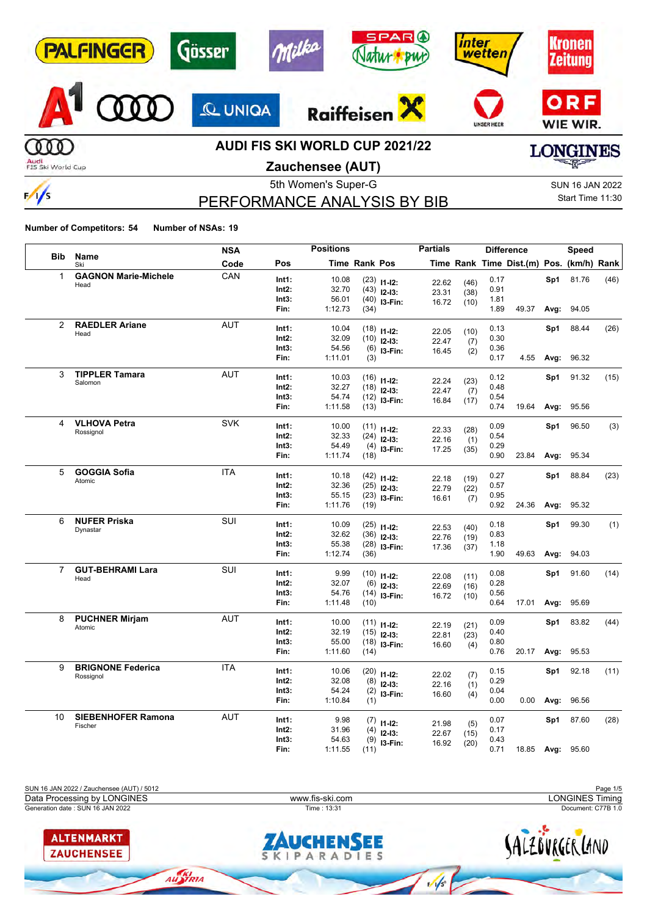# AUDI FIS SKI WORLD CUP 2021/22

## Zauchensee (AUT)

5th Women's Super-G

SUN 16 JAN 2022

Start Time 11:30

## PERFORMANCE ANALYSIS BY BIB

**Number of Competitors: 54** **Number of NSAs: 19**

| Bib | Name / Ski | NSA Code | Pos | Time | Rank | Pos | Partials Time | Rank | Diff. Time | Dist.(m) | Pos. | Speed (km/h) | Rank |
|---|---|---|---|---|---|---|---|---|---|---|---|---|---|
| 1 | **GAGNON Marie-Michele** Head | CAN | Int1: | 10.08 | (23) | I1-I2: | 22.62 | (46) | 0.17 | | Sp1 | 81.76 | (46) |
| | | | Int2: | 32.70 | (43) | I2-I3: | 23.31 | (38) | 0.91 | | | | |
| | | | Int3: | 56.01 | (40) | I3-Fin: | 16.72 | (10) | 1.81 | | | | |
| | | | Fin: | 1:12.73 | (34) | | | | 1.89 | 49.37 | Avg: | 94.05 | |
| 2 | **RAEDLER Ariane** Head | AUT | Int1: | 10.04 | (18) | I1-I2: | 22.05 | (10) | 0.13 | | Sp1 | 88.44 | (26) |
| | | | Int2: | 32.09 | (10) | I2-I3: | 22.47 | (7) | 0.30 | | | | |
| | | | Int3: | 54.56 | (6) | I3-Fin: | 16.45 | (2) | 0.36 | | | | |
| | | | Fin: | 1:11.01 | (3) | | | | 0.17 | 4.55 | Avg: | 96.32 | |
| 3 | **TIPPLER Tamara** Salomon | AUT | Int1: | 10.03 | (16) | I1-I2: | 22.24 | (23) | 0.12 | | Sp1 | 91.32 | (15) |
| | | | Int2: | 32.27 | (18) | I2-I3: | 22.47 | (7) | 0.48 | | | | |
| | | | Int3: | 54.74 | (12) | I3-Fin: | 16.84 | (17) | 0.54 | | | | |
| | | | Fin: | 1:11.58 | (13) | | | | 0.74 | 19.64 | Avg: | 95.56 | |
| 4 | **VLHOVA Petra** Rossignol | SVK | Int1: | 10.00 | (11) | I1-I2: | 22.33 | (28) | 0.09 | | Sp1 | 96.50 | (3) |
| | | | Int2: | 32.33 | (24) | I2-I3: | 22.16 | (1) | 0.54 | | | | |
| | | | Int3: | 54.49 | (4) | I3-Fin: | 17.25 | (35) | 0.29 | | | | |
| | | | Fin: | 1:11.74 | (18) | | | | 0.90 | 23.84 | Avg: | 95.34 | |
| 5 | **GOGGIA Sofia** Atomic | ITA | Int1: | 10.18 | (42) | I1-I2: | 22.18 | (19) | 0.27 | | Sp1 | 88.84 | (23) |
| | | | Int2: | 32.36 | (25) | I2-I3: | 22.79 | (22) | 0.57 | | | | |
| | | | Int3: | 55.15 | (23) | I3-Fin: | 16.61 | (7) | 0.95 | | | | |
| | | | Fin: | 1:11.76 | (19) | | | | 0.92 | 24.36 | Avg: | 95.32 | |
| 6 | **NUFER Priska** Dynastar | SUI | Int1: | 10.09 | (25) | I1-I2: | 22.53 | (40) | 0.18 | | Sp1 | 99.30 | (1) |
| | | | Int2: | 32.62 | (36) | I2-I3: | 22.76 | (19) | 0.83 | | | | |
| | | | Int3: | 55.38 | (28) | I3-Fin: | 17.36 | (37) | 1.18 | | | | |
| | | | Fin: | 1:12.74 | (36) | | | | 1.90 | 49.63 | Avg: | 94.03 | |
| 7 | **GUT-BEHRAMI Lara** Head | SUI | Int1: | 9.99 | (10) | I1-I2: | 22.08 | (11) | 0.08 | | Sp1 | 91.60 | (14) |
| | | | Int2: | 32.07 | (6) | I2-I3: | 22.69 | (16) | 0.28 | | | | |
| | | | Int3: | 54.76 | (14) | I3-Fin: | 16.72 | (10) | 0.56 | | | | |
| | | | Fin: | 1:11.48 | (10) | | | | 0.64 | 17.01 | Avg: | 95.69 | |
| 8 | **PUCHNER Mirjam** Atomic | AUT | Int1: | 10.00 | (11) | I1-I2: | 22.19 | (21) | 0.09 | | Sp1 | 83.82 | (44) |
| | | | Int2: | 32.19 | (15) | I2-I3: | 22.81 | (23) | 0.40 | | | | |
| | | | Int3: | 55.00 | (18) | I3-Fin: | 16.60 | (4) | 0.80 | | | | |
| | | | Fin: | 1:11.60 | (14) | | | | 0.76 | 20.17 | Avg: | 95.53 | |
| 9 | **BRIGNONE Federica** Rossignol | ITA | Int1: | 10.06 | (20) | I1-I2: | 22.02 | (7) | 0.15 | | Sp1 | 92.18 | (11) |
| | | | Int2: | 32.08 | (8) | I2-I3: | 22.16 | (1) | 0.29 | | | | |
| | | | Int3: | 54.24 | (2) | I3-Fin: | 16.60 | (4) | 0.04 | | | | |
| | | | Fin: | 1:10.84 | (1) | | | | 0.00 | 0.00 | Avg: | 96.56 | |
| 10 | **SIEBENHOFER Ramona** Fischer | AUT | Int1: | 9.98 | (7) | I1-I2: | 21.98 | (5) | 0.07 | | Sp1 | 87.60 | (28) |
| | | | Int2: | 31.96 | (4) | I2-I3: | 22.67 | (15) | 0.17 | | | | |
| | | | Int3: | 54.63 | (9) | I3-Fin: | 16.92 | (20) | 0.43 | | | | |
| | | | Fin: | 1:11.55 | (11) | | | | 0.71 | 18.85 | Avg: | 95.60 | |

SUN 16 JAN 2022 / Zauchensee (AUT) / 5012

Data Processing by LONGINES — www.fis-ski.com — LONGINES Timing

Generation date : SUN 16 JAN 2022 — Time : 13:31 — Document: C77B 1.0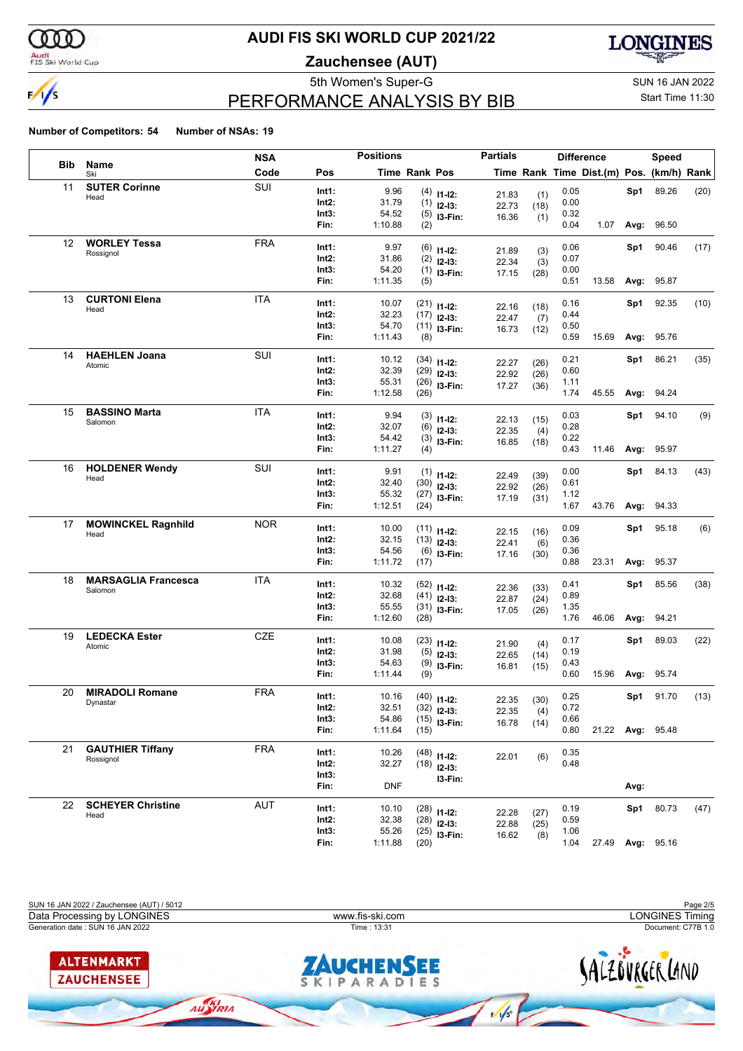# AUDI FIS SKI WORLD CUP 2021/22

## Zauchensee (AUT)

5th Women's Super-G

SUN 16 JAN 2022

Start Time 11:30

## PERFORMANCE ANALYSIS BY BIB

**Number of Competitors: 54** **Number of NSAs: 19**

| Bib | Name / Ski | NSA Code | Pos | Time | Rank | Partials Pos | Partials Time | Partials Rank | Difference Time | Dist.(m) | Speed Pos. | (km/h) | Rank |
|---|---|---|---|---|---|---|---|---|---|---|---|---|---|
| 11 | **SUTER Corinne** Head | SUI | Int1: | 9.96 | (4) | I1-I2: | 21.83 | (1) | 0.05 | | Sp1 | 89.26 | (20) |
| | | | Int2: | 31.79 | (1) | I2-I3: | 22.73 | (18) | 0.00 | | | | |
| | | | Int3: | 54.52 | (5) | I3-Fin: | 16.36 | (1) | 0.32 | | | | |
| | | | Fin: | 1:10.88 | (2) | | | | 0.04 | 1.07 | Avg: | 96.50 | |
| 12 | **WORLEY Tessa** Rossignol | FRA | Int1: | 9.97 | (6) | I1-I2: | 21.89 | (3) | 0.06 | | Sp1 | 90.46 | (17) |
| | | | Int2: | 31.86 | (2) | I2-I3: | 22.34 | (3) | 0.07 | | | | |
| | | | Int3: | 54.20 | (1) | I3-Fin: | 17.15 | (28) | 0.00 | | | | |
| | | | Fin: | 1:11.35 | (5) | | | | 0.51 | 13.58 | Avg: | 95.87 | |
| 13 | **CURTONI Elena** Head | ITA | Int1: | 10.07 | (21) | I1-I2: | 22.16 | (18) | 0.16 | | Sp1 | 92.35 | (10) |
| | | | Int2: | 32.23 | (17) | I2-I3: | 22.47 | (7) | 0.44 | | | | |
| | | | Int3: | 54.70 | (11) | I3-Fin: | 16.73 | (12) | 0.50 | | | | |
| | | | Fin: | 1:11.43 | (8) | | | | 0.59 | 15.69 | Avg: | 95.76 | |
| 14 | **HAEHLEN Joana** Atomic | SUI | Int1: | 10.12 | (34) | I1-I2: | 22.27 | (26) | 0.21 | | Sp1 | 86.21 | (35) |
| | | | Int2: | 32.39 | (29) | I2-I3: | 22.92 | (26) | 0.60 | | | | |
| | | | Int3: | 55.31 | (26) | I3-Fin: | 17.27 | (36) | 1.11 | | | | |
| | | | Fin: | 1:12.58 | (26) | | | | 1.74 | 45.55 | Avg: | 94.24 | |
| 15 | **BASSINO Marta** Salomon | ITA | Int1: | 9.94 | (3) | I1-I2: | 22.13 | (15) | 0.03 | | Sp1 | 94.10 | (9) |
| | | | Int2: | 32.07 | (6) | I2-I3: | 22.35 | (4) | 0.28 | | | | |
| | | | Int3: | 54.42 | (3) | I3-Fin: | 16.85 | (18) | 0.22 | | | | |
| | | | Fin: | 1:11.27 | (4) | | | | 0.43 | 11.46 | Avg: | 95.97 | |
| 16 | **HOLDENER Wendy** Head | SUI | Int1: | 9.91 | (1) | I1-I2: | 22.49 | (39) | 0.00 | | Sp1 | 84.13 | (43) |
| | | | Int2: | 32.40 | (30) | I2-I3: | 22.92 | (26) | 0.61 | | | | |
| | | | Int3: | 55.32 | (27) | I3-Fin: | 17.19 | (31) | 1.12 | | | | |
| | | | Fin: | 1:12.51 | (24) | | | | 1.67 | 43.76 | Avg: | 94.33 | |
| 17 | **MOWINCKEL Ragnhild** Head | NOR | Int1: | 10.00 | (11) | I1-I2: | 22.15 | (16) | 0.09 | | Sp1 | 95.18 | (6) |
| | | | Int2: | 32.15 | (13) | I2-I3: | 22.41 | (6) | 0.36 | | | | |
| | | | Int3: | 54.56 | (6) | I3-Fin: | 17.16 | (30) | 0.36 | | | | |
| | | | Fin: | 1:11.72 | (17) | | | | 0.88 | 23.31 | Avg: | 95.37 | |
| 18 | **MARSAGLIA Francesca** Salomon | ITA | Int1: | 10.32 | (52) | I1-I2: | 22.36 | (33) | 0.41 | | Sp1 | 85.56 | (38) |
| | | | Int2: | 32.68 | (41) | I2-I3: | 22.87 | (24) | 0.89 | | | | |
| | | | Int3: | 55.55 | (31) | I3-Fin: | 17.05 | (26) | 1.35 | | | | |
| | | | Fin: | 1:12.60 | (28) | | | | 1.76 | 46.06 | Avg: | 94.21 | |
| 19 | **LEDECKA Ester** Atomic | CZE | Int1: | 10.08 | (23) | I1-I2: | 21.90 | (4) | 0.17 | | Sp1 | 89.03 | (22) |
| | | | Int2: | 31.98 | (5) | I2-I3: | 22.65 | (14) | 0.19 | | | | |
| | | | Int3: | 54.63 | (9) | I3-Fin: | 16.81 | (15) | 0.43 | | | | |
| | | | Fin: | 1:11.44 | (9) | | | | 0.60 | 15.96 | Avg: | 95.74 | |
| 20 | **MIRADOLI Romane** Dynastar | FRA | Int1: | 10.16 | (40) | I1-I2: | 22.35 | (30) | 0.25 | | Sp1 | 91.70 | (13) |
| | | | Int2: | 32.51 | (32) | I2-I3: | 22.35 | (4) | 0.72 | | | | |
| | | | Int3: | 54.86 | (15) | I3-Fin: | 16.78 | (14) | 0.66 | | | | |
| | | | Fin: | 1:11.64 | (15) | | | | 0.80 | 21.22 | Avg: | 95.48 | |
| 21 | **GAUTHIER Tiffany** Rossignol | FRA | Int1: | 10.26 | (48) | I1-I2: | 22.01 | (6) | 0.35 | | | | |
| | | | Int2: | 32.27 | (18) | I2-I3: | | | 0.48 | | | | |
| | | | Int3: | | | I3-Fin: | | | | | | | |
| | | | Fin: | DNF | | | | | | | Avg: | | |
| 22 | **SCHEYER Christine** Head | AUT | Int1: | 10.10 | (28) | I1-I2: | 22.28 | (27) | 0.19 | | Sp1 | 80.73 | (47) |
| | | | Int2: | 32.38 | (28) | I2-I3: | 22.88 | (25) | 0.59 | | | | |
| | | | Int3: | 55.26 | (25) | I3-Fin: | 16.62 | (8) | 1.06 | | | | |
| | | | Fin: | 1:11.88 | (20) | | | | 1.04 | 27.49 | Avg: | 95.16 | |

SUN 16 JAN 2022 / Zauchensee (AUT) / 5012

Data Processing by LONGINES — www.fis-ski.com — LONGINES Timing

Generation date : SUN 16 JAN 2022 — Time : 13:31 — Document: C77B 1.0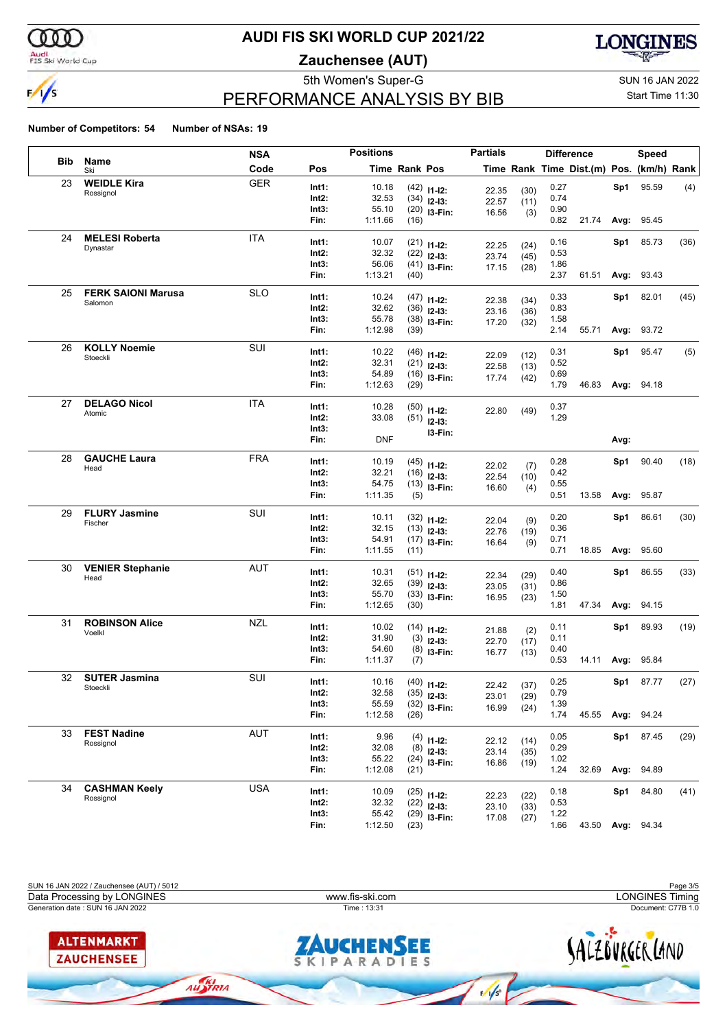# AUDI FIS SKI WORLD CUP 2021/22

## Zauchensee (AUT)

5th Women's Super-G

SUN 16 JAN 2022

Start Time 11:30

## PERFORMANCE ANALYSIS BY BIB

**Number of Competitors: 54** **Number of NSAs: 19**

| Bib | Name / Ski | NSA Code | Pos | Time | Rank | Pos | Partials Time | Rank | Difference Time | Dist.(m) | Pos. | Speed (km/h) | Rank |
|---|---|---|---|---|---|---|---|---|---|---|---|---|---|
| 23 | **WEIDLE Kira** Rossignol | GER | Int1: | 10.18 | (42) | I1-I2: | 22.35 | (30) | 0.27 | | Sp1 | 95.59 | (4) |
| | | | Int2: | 32.53 | (34) | I2-I3: | 22.57 | (11) | 0.74 | | | | |
| | | | Int3: | 55.10 | (20) | I3-Fin: | 16.56 | (3) | 0.90 | | | | |
| | | | Fin: | 1:11.66 | (16) | | | | 0.82 | 21.74 | Avg: | 95.45 | |
| 24 | **MELESI Roberta** Dynastar | ITA | Int1: | 10.07 | (21) | I1-I2: | 22.25 | (24) | 0.16 | | Sp1 | 85.73 | (36) |
| | | | Int2: | 32.32 | (22) | I2-I3: | 23.74 | (45) | 0.53 | | | | |
| | | | Int3: | 56.06 | (41) | I3-Fin: | 17.15 | (28) | 1.86 | | | | |
| | | | Fin: | 1:13.21 | (40) | | | | 2.37 | 61.51 | Avg: | 93.43 | |
| 25 | **FERK SAIONI Marusa** Salomon | SLO | Int1: | 10.24 | (47) | I1-I2: | 22.38 | (34) | 0.33 | | Sp1 | 82.01 | (45) |
| | | | Int2: | 32.62 | (36) | I2-I3: | 23.16 | (36) | 0.83 | | | | |
| | | | Int3: | 55.78 | (38) | I3-Fin: | 17.20 | (32) | 1.58 | | | | |
| | | | Fin: | 1:12.98 | (39) | | | | 2.14 | 55.71 | Avg: | 93.72 | |
| 26 | **KOLLY Noemie** Stoeckli | SUI | Int1: | 10.22 | (46) | I1-I2: | 22.09 | (12) | 0.31 | | Sp1 | 95.47 | (5) |
| | | | Int2: | 32.31 | (21) | I2-I3: | 22.58 | (13) | 0.52 | | | | |
| | | | Int3: | 54.89 | (16) | I3-Fin: | 17.74 | (42) | 0.69 | | | | |
| | | | Fin: | 1:12.63 | (29) | | | | 1.79 | 46.83 | Avg: | 94.18 | |
| 27 | **DELAGO Nicol** Atomic | ITA | Int1: | 10.28 | (50) | I1-I2: | 22.80 | (49) | 0.37 | | | | |
| | | | Int2: | 33.08 | (51) | I2-I3: | | | 1.29 | | | | |
| | | | Int3: | | | I3-Fin: | | | | | | | |
| | | | Fin: | DNF | | | | | | | Avg: | | |
| 28 | **GAUCHE Laura** Head | FRA | Int1: | 10.19 | (45) | I1-I2: | 22.02 | (7) | 0.28 | | Sp1 | 90.40 | (18) |
| | | | Int2: | 32.21 | (16) | I2-I3: | 22.54 | (10) | 0.42 | | | | |
| | | | Int3: | 54.75 | (13) | I3-Fin: | 16.60 | (4) | 0.55 | | | | |
| | | | Fin: | 1:11.35 | (5) | | | | 0.51 | 13.58 | Avg: | 95.87 | |
| 29 | **FLURY Jasmine** Fischer | SUI | Int1: | 10.11 | (32) | I1-I2: | 22.04 | (9) | 0.20 | | Sp1 | 86.61 | (30) |
| | | | Int2: | 32.15 | (13) | I2-I3: | 22.76 | (19) | 0.36 | | | | |
| | | | Int3: | 54.91 | (17) | I3-Fin: | 16.64 | (9) | 0.71 | | | | |
| | | | Fin: | 1:11.55 | (11) | | | | 0.71 | 18.85 | Avg: | 95.60 | |
| 30 | **VENIER Stephanie** Head | AUT | Int1: | 10.31 | (51) | I1-I2: | 22.34 | (29) | 0.40 | | Sp1 | 86.55 | (33) |
| | | | Int2: | 32.65 | (39) | I2-I3: | 23.05 | (31) | 0.86 | | | | |
| | | | Int3: | 55.70 | (33) | I3-Fin: | 16.95 | (23) | 1.50 | | | | |
| | | | Fin: | 1:12.65 | (30) | | | | 1.81 | 47.34 | Avg: | 94.15 | |
| 31 | **ROBINSON Alice** Voelkl | NZL | Int1: | 10.02 | (14) | I1-I2: | 21.88 | (2) | 0.11 | | Sp1 | 89.93 | (19) |
| | | | Int2: | 31.90 | (3) | I2-I3: | 22.70 | (17) | 0.11 | | | | |
| | | | Int3: | 54.60 | (8) | I3-Fin: | 16.77 | (13) | 0.40 | | | | |
| | | | Fin: | 1:11.37 | (7) | | | | 0.53 | 14.11 | Avg: | 95.84 | |
| 32 | **SUTER Jasmina** Stoeckli | SUI | Int1: | 10.16 | (40) | I1-I2: | 22.42 | (37) | 0.25 | | Sp1 | 87.77 | (27) |
| | | | Int2: | 32.58 | (35) | I2-I3: | 23.01 | (29) | 0.79 | | | | |
| | | | Int3: | 55.59 | (32) | I3-Fin: | 16.99 | (24) | 1.39 | | | | |
| | | | Fin: | 1:12.58 | (26) | | | | 1.74 | 45.55 | Avg: | 94.24 | |
| 33 | **FEST Nadine** Rossignol | AUT | Int1: | 9.96 | (4) | I1-I2: | 22.12 | (14) | 0.05 | | Sp1 | 87.45 | (29) |
| | | | Int2: | 32.08 | (8) | I2-I3: | 23.14 | (35) | 0.29 | | | | |
| | | | Int3: | 55.22 | (24) | I3-Fin: | 16.86 | (19) | 1.02 | | | | |
| | | | Fin: | 1:12.08 | (21) | | | | 1.24 | 32.69 | Avg: | 94.89 | |
| 34 | **CASHMAN Keely** Rossignol | USA | Int1: | 10.09 | (25) | I1-I2: | 22.23 | (22) | 0.18 | | Sp1 | 84.80 | (41) |
| | | | Int2: | 32.32 | (22) | I2-I3: | 23.10 | (33) | 0.53 | | | | |
| | | | Int3: | 55.42 | (29) | I3-Fin: | 17.08 | (27) | 1.22 | | | | |
| | | | Fin: | 1:12.50 | (23) | | | | 1.66 | 43.50 | Avg: | 94.34 | |

SUN 16 JAN 2022 / Zauchensee (AUT) / 5012

Data Processing by LONGINES | www.fis-ski.com | LONGINES Timing

Generation date : SUN 16 JAN 2022 | Time : 13:31 | Document: C77B 1.0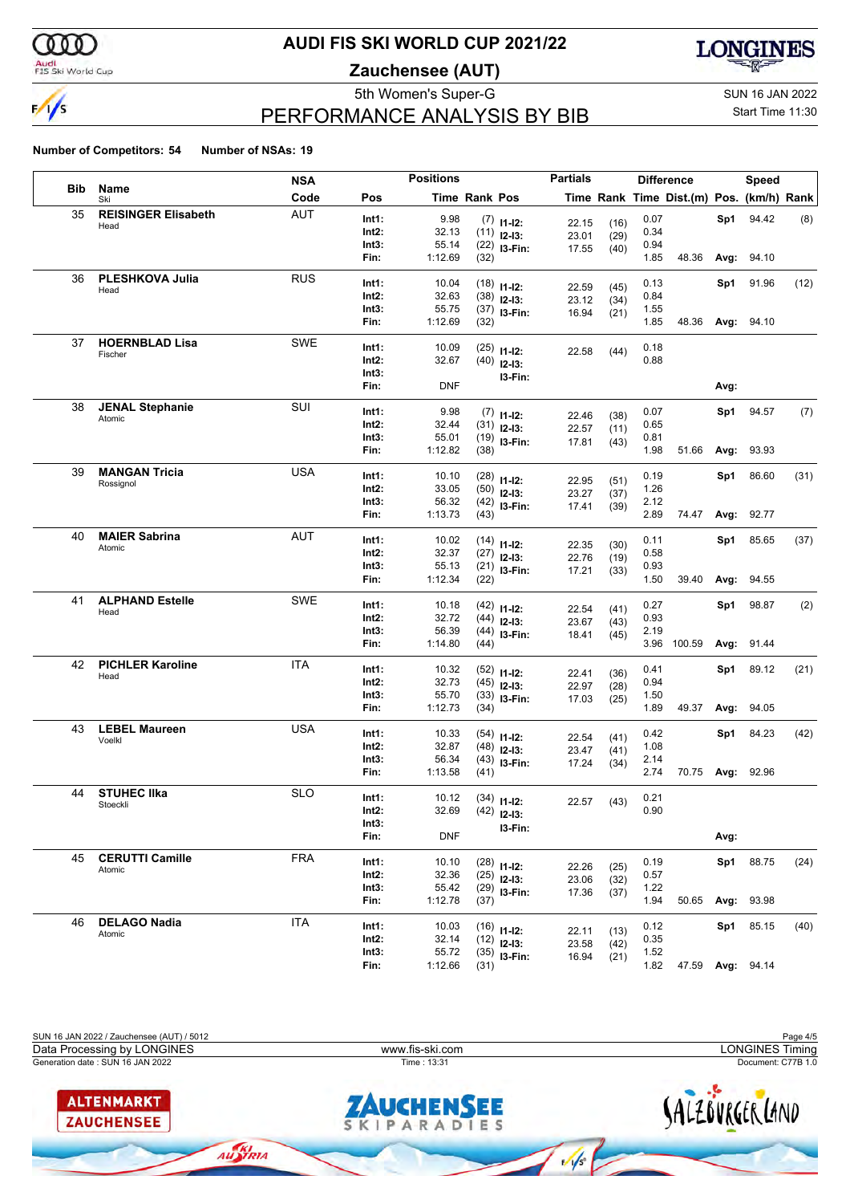# AUDI FIS SKI WORLD CUP 2021/22

## Zauchensee (AUT)

5th Women's Super-G

SUN 16 JAN 2022

Start Time 11:30

## PERFORMANCE ANALYSIS BY BIB

**Number of Competitors: 54** **Number of NSAs: 19**

| Bib | Name / Ski | NSA Code | Pos | Time | Rank | Pos | Partials Time | Rank | Difference Time | Dist.(m) | Pos. | Speed (km/h) | Rank |
|---|---|---|---|---|---|---|---|---|---|---|---|---|---|
| 35 | **REISINGER Elisabeth** | AUT | Int1: | 9.98 | (7) | I1-I2: | 22.15 | (16) | 0.07 | | Sp1 | 94.42 | (8) |
| | Head | | Int2: | 32.13 | (11) | I2-I3: | 23.01 | (29) | 0.34 | | | | |
| | | | Int3: | 55.14 | (22) | I3-Fin: | 17.55 | (40) | 0.94 | | | | |
| | | | Fin: | 1:12.69 | (32) | | | | 1.85 | 48.36 | Avg: | 94.10 | |
| 36 | **PLESHKOVA Julia** | RUS | Int1: | 10.04 | (18) | I1-I2: | 22.59 | (45) | 0.13 | | Sp1 | 91.96 | (12) |
| | Head | | Int2: | 32.63 | (38) | I2-I3: | 23.12 | (34) | 0.84 | | | | |
| | | | Int3: | 55.75 | (37) | I3-Fin: | 16.94 | (21) | 1.55 | | | | |
| | | | Fin: | 1:12.69 | (32) | | | | 1.85 | 48.36 | Avg: | 94.10 | |
| 37 | **HOERNBLAD Lisa** | SWE | Int1: | 10.09 | (25) | I1-I2: | 22.58 | (44) | 0.18 | | | | |
| | Fischer | | Int2: | 32.67 | (40) | I2-I3: | | | 0.88 | | | | |
| | | | Int3: | | | I3-Fin: | | | | | | | |
| | | | Fin: | DNF | | | | | | | Avg: | | |
| 38 | **JENAL Stephanie** | SUI | Int1: | 9.98 | (7) | I1-I2: | 22.46 | (38) | 0.07 | | Sp1 | 94.57 | (7) |
| | Atomic | | Int2: | 32.44 | (31) | I2-I3: | 22.57 | (11) | 0.65 | | | | |
| | | | Int3: | 55.01 | (19) | I3-Fin: | 17.81 | (43) | 0.81 | | | | |
| | | | Fin: | 1:12.82 | (38) | | | | 1.98 | 51.66 | Avg: | 93.93 | |
| 39 | **MANGAN Tricia** | USA | Int1: | 10.10 | (28) | I1-I2: | 22.95 | (51) | 0.19 | | Sp1 | 86.60 | (31) |
| | Rossignol | | Int2: | 33.05 | (50) | I2-I3: | 23.27 | (37) | 1.26 | | | | |
| | | | Int3: | 56.32 | (42) | I3-Fin: | 17.41 | (39) | 2.12 | | | | |
| | | | Fin: | 1:13.73 | (43) | | | | 2.89 | 74.47 | Avg: | 92.77 | |
| 40 | **MAIER Sabrina** | AUT | Int1: | 10.02 | (14) | I1-I2: | 22.35 | (30) | 0.11 | | Sp1 | 85.65 | (37) |
| | Atomic | | Int2: | 32.37 | (27) | I2-I3: | 22.76 | (19) | 0.58 | | | | |
| | | | Int3: | 55.13 | (21) | I3-Fin: | 17.21 | (33) | 0.93 | | | | |
| | | | Fin: | 1:12.34 | (22) | | | | 1.50 | 39.40 | Avg: | 94.55 | |
| 41 | **ALPHAND Estelle** | SWE | Int1: | 10.18 | (42) | I1-I2: | 22.54 | (41) | 0.27 | | Sp1 | 98.87 | (2) |
| | Head | | Int2: | 32.72 | (44) | I2-I3: | 23.67 | (43) | 0.93 | | | | |
| | | | Int3: | 56.39 | (44) | I3-Fin: | 18.41 | (45) | 2.19 | | | | |
| | | | Fin: | 1:14.80 | (44) | | | | 3.96 | 100.59 | Avg: | 91.44 | |
| 42 | **PICHLER Karoline** | ITA | Int1: | 10.32 | (52) | I1-I2: | 22.41 | (36) | 0.41 | | Sp1 | 89.12 | (21) |
| | Head | | Int2: | 32.73 | (45) | I2-I3: | 22.97 | (28) | 0.94 | | | | |
| | | | Int3: | 55.70 | (33) | I3-Fin: | 17.03 | (25) | 1.50 | | | | |
| | | | Fin: | 1:12.73 | (34) | | | | 1.89 | 49.37 | Avg: | 94.05 | |
| 43 | **LEBEL Maureen** | USA | Int1: | 10.33 | (54) | I1-I2: | 22.54 | (41) | 0.42 | | Sp1 | 84.23 | (42) |
| | Voelkl | | Int2: | 32.87 | (48) | I2-I3: | 23.47 | (41) | 1.08 | | | | |
| | | | Int3: | 56.34 | (43) | I3-Fin: | 17.24 | (34) | 2.14 | | | | |
| | | | Fin: | 1:13.58 | (41) | | | | 2.74 | 70.75 | Avg: | 92.96 | |
| 44 | **STUHEC Ilka** | SLO | Int1: | 10.12 | (34) | I1-I2: | 22.57 | (43) | 0.21 | | | | |
| | Stoeckli | | Int2: | 32.69 | (42) | I2-I3: | | | 0.90 | | | | |
| | | | Int3: | | | I3-Fin: | | | | | | | |
| | | | Fin: | DNF | | | | | | | Avg: | | |
| 45 | **CERUTTI Camille** | FRA | Int1: | 10.10 | (28) | I1-I2: | 22.26 | (25) | 0.19 | | Sp1 | 88.75 | (24) |
| | Atomic | | Int2: | 32.36 | (25) | I2-I3: | 23.06 | (32) | 0.57 | | | | |
| | | | Int3: | 55.42 | (29) | I3-Fin: | 17.36 | (37) | 1.22 | | | | |
| | | | Fin: | 1:12.78 | (37) | | | | 1.94 | 50.65 | Avg: | 93.98 | |
| 46 | **DELAGO Nadia** | ITA | Int1: | 10.03 | (16) | I1-I2: | 22.11 | (13) | 0.12 | | Sp1 | 85.15 | (40) |
| | Atomic | | Int2: | 32.14 | (12) | I2-I3: | 23.58 | (42) | 0.35 | | | | |
| | | | Int3: | 55.72 | (35) | I3-Fin: | 16.94 | (21) | 1.52 | | | | |
| | | | Fin: | 1:12.66 | (31) | | | | 1.82 | 47.59 | Avg: | 94.14 | |

SUN 16 JAN 2022 / Zauchensee (AUT) / 5012

Data Processing by LONGINES | www.fis-ski.com | LONGINES Timing

Generation date : SUN 16 JAN 2022 | Time : 13:31 | Document: C77B 1.0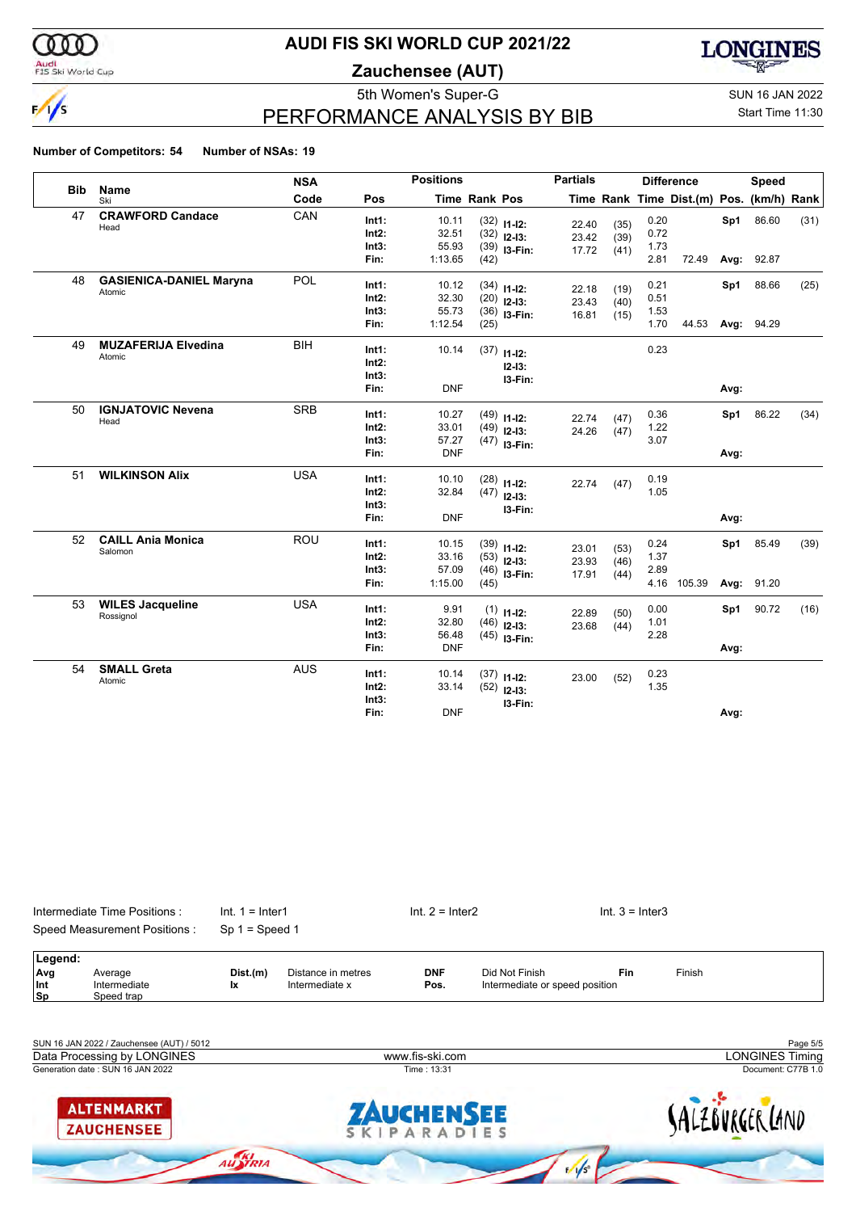# AUDI FIS SKI WORLD CUP 2021/22

## Zauchensee (AUT)

5th Women's Super-G

SUN 16 JAN 2022

Start Time 11:30

## PERFORMANCE ANALYSIS BY BIB

**Number of Competitors: 54** **Number of NSAs: 19**

| Bib | Name / Ski | NSA Code | Pos | Time | Rank | Pos | Partials Time | Rank | Difference Time | Dist.(m) | Pos. | Speed (km/h) | Rank |
|---|---|---|---|---|---|---|---|---|---|---|---|---|---|
| 47 | **CRAWFORD Candace** Head | CAN | Int1: | 10.11 | (32) | I1-I2: | 22.40 | (35) | 0.20 | | Sp1 | 86.60 | (31) |
| | | | Int2: | 32.51 | (32) | I2-I3: | 23.42 | (39) | 0.72 | | | | |
| | | | Int3: | 55.93 | (39) | I3-Fin: | 17.72 | (41) | 1.73 | | | | |
| | | | Fin: | 1:13.65 | (42) | | | | 2.81 | 72.49 | Avg: | 92.87 | |
| 48 | **GASIENICA-DANIEL Maryna** Atomic | POL | Int1: | 10.12 | (34) | I1-I2: | 22.18 | (19) | 0.21 | | Sp1 | 88.66 | (25) |
| | | | Int2: | 32.30 | (20) | I2-I3: | 23.43 | (40) | 0.51 | | | | |
| | | | Int3: | 55.73 | (36) | I3-Fin: | 16.81 | (15) | 1.53 | | | | |
| | | | Fin: | 1:12.54 | (25) | | | | 1.70 | 44.53 | Avg: | 94.29 | |
| 49 | **MUZAFERIJA Elvedina** Atomic | BIH | Int1: | 10.14 | (37) | I1-I2: | | | 0.23 | | | | |
| | | | Int2: | | | I2-I3: | | | | | | | |
| | | | Int3: | | | I3-Fin: | | | | | | | |
| | | | Fin: | DNF | | | | | | | Avg: | | |
| 50 | **IGNJATOVIC Nevena** Head | SRB | Int1: | 10.27 | (49) | I1-I2: | 22.74 | (47) | 0.36 | | Sp1 | 86.22 | (34) |
| | | | Int2: | 33.01 | (49) | I2-I3: | 24.26 | (47) | 1.22 | | | | |
| | | | Int3: | 57.27 | (47) | I3-Fin: | | | 3.07 | | | | |
| | | | Fin: | DNF | | | | | | | Avg: | | |
| 51 | **WILKINSON Alix** | USA | Int1: | 10.10 | (28) | I1-I2: | 22.74 | (47) | 0.19 | | | | |
| | | | Int2: | 32.84 | (47) | I2-I3: | | | 1.05 | | | | |
| | | | Int3: | | | I3-Fin: | | | | | | | |
| | | | Fin: | DNF | | | | | | | Avg: | | |
| 52 | **CAILL Ania Monica** Salomon | ROU | Int1: | 10.15 | (39) | I1-I2: | 23.01 | (53) | 0.24 | | Sp1 | 85.49 | (39) |
| | | | Int2: | 33.16 | (53) | I2-I3: | 23.93 | (46) | 1.37 | | | | |
| | | | Int3: | 57.09 | (46) | I3-Fin: | 17.91 | (44) | 2.89 | | | | |
| | | | Fin: | 1:15.00 | (45) | | | | 4.16 | 105.39 | Avg: | 91.20 | |
| 53 | **WILES Jacqueline** Rossignol | USA | Int1: | 9.91 | (1) | I1-I2: | 22.89 | (50) | 0.00 | | Sp1 | 90.72 | (16) |
| | | | Int2: | 32.80 | (46) | I2-I3: | 23.68 | (44) | 1.01 | | | | |
| | | | Int3: | 56.48 | (45) | I3-Fin: | | | 2.28 | | | | |
| | | | Fin: | DNF | | | | | | | Avg: | | |
| 54 | **SMALL Greta** Atomic | AUS | Int1: | 10.14 | (37) | I1-I2: | 23.00 | (52) | 0.23 | | | | |
| | | | Int2: | 33.14 | (52) | I2-I3: | | | 1.35 | | | | |
| | | | Int3: | | | I3-Fin: | | | | | | | |
| | | | Fin: | DNF | | | | | | | Avg: | | |

Intermediate Time Positions : Int. 1 = Inter1 Int. 2 = Inter2 Int. 3 = Inter3

Speed Measurement Positions : Sp 1 = Speed 1

**Legend:**

| | | | | | | | |
|---|---|---|---|---|---|---|---|
| Avg | Average | Dist.(m) | Distance in metres | DNF | Did Not Finish | Fin | Finish |
| Int | Intermediate | Ix | Intermediate x | Pos. | Intermediate or speed position | | |
| Sp | Speed trap | | | | | | |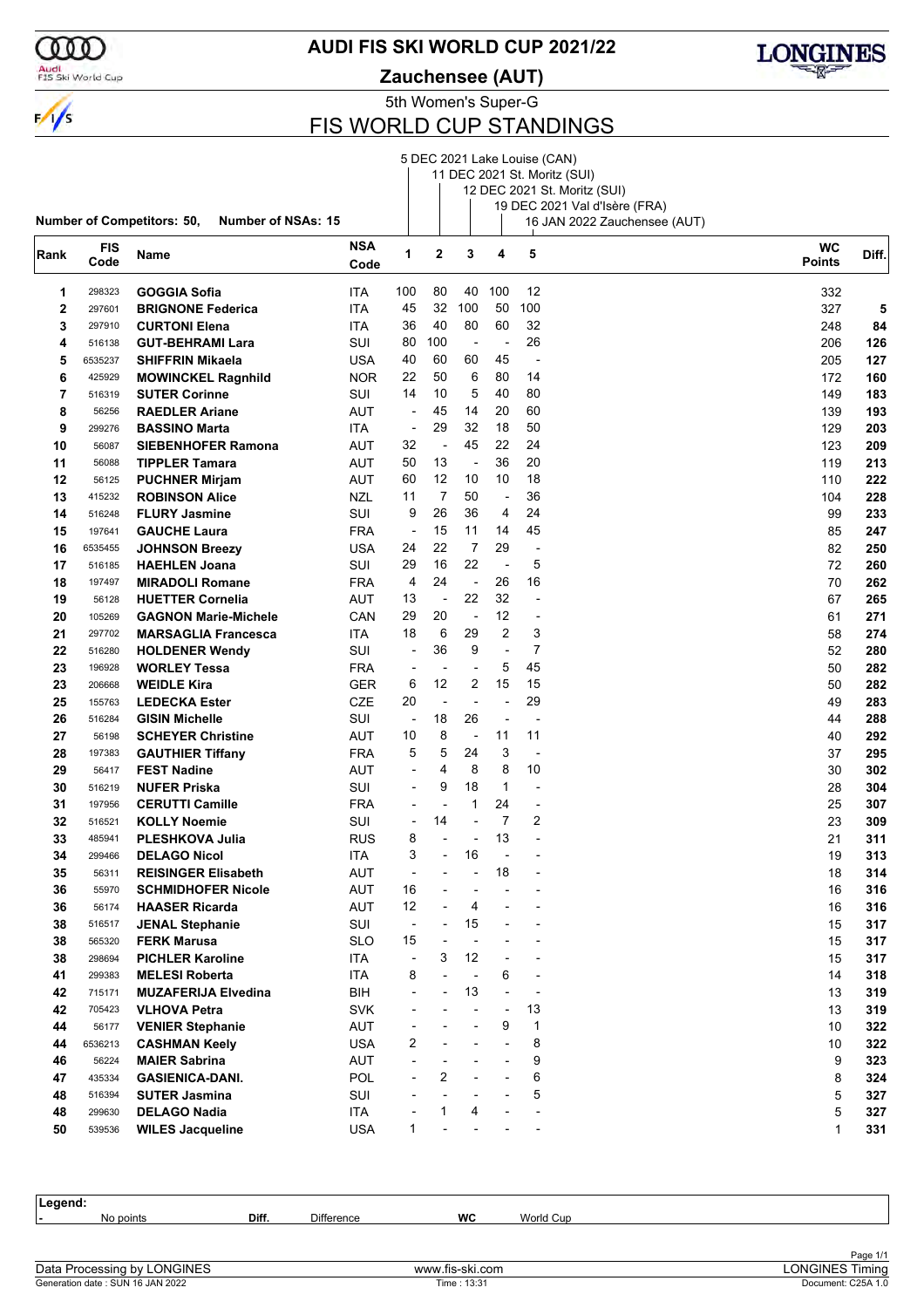# AUDI FIS SKI WORLD CUP 2021/22

## Zauchensee (AUT)

5th Women's Super-G

## FIS WORLD CUP STANDINGS

1. 5 DEC 2021 Lake Louise (CAN)
2. 11 DEC 2021 St. Moritz (SUI)
3. 12 DEC 2021 St. Moritz (SUI)
4. 19 DEC 2021 Val d'Isère (FRA)
5. 16 JAN 2022 Zauchensee (AUT)

**Number of Competitors: 50, Number of NSAs: 15**

| Rank | FIS Code | Name | NSA Code | 1 | 2 | 3 | 4 | 5 | WC Points | Diff. |
|---|---|---|---|---|---|---|---|---|---|---|
| 1 | 298323 | **GOGGIA Sofia** | ITA | 100 | 80 | 40 | 100 | 12 | 332 | |
| 2 | 297601 | **BRIGNONE Federica** | ITA | 45 | 32 | 100 | 50 | 100 | 327 | **5** |
| 3 | 297910 | **CURTONI Elena** | ITA | 36 | 40 | 80 | 60 | 32 | 248 | **84** |
| 4 | 516138 | **GUT-BEHRAMI Lara** | SUI | 80 | 100 | - | - | 26 | 206 | **126** |
| 5 | 6535237 | **SHIFFRIN Mikaela** | USA | 40 | 60 | 60 | 45 | - | 205 | **127** |
| 6 | 425929 | **MOWINCKEL Ragnhild** | NOR | 22 | 50 | 6 | 80 | 14 | 172 | **160** |
| 7 | 516319 | **SUTER Corinne** | SUI | 14 | 10 | 5 | 40 | 80 | 149 | **183** |
| 8 | 56256 | **RAEDLER Ariane** | AUT | - | 45 | 14 | 20 | 60 | 139 | **193** |
| 9 | 299276 | **BASSINO Marta** | ITA | - | 29 | 32 | 18 | 50 | 129 | **203** |
| 10 | 56087 | **SIEBENHOFER Ramona** | AUT | 32 | - | 45 | 22 | 24 | 123 | **209** |
| 11 | 56088 | **TIPPLER Tamara** | AUT | 50 | 13 | - | 36 | 20 | 119 | **213** |
| 12 | 56125 | **PUCHNER Mirjam** | AUT | 60 | 12 | 10 | 10 | 18 | 110 | **222** |
| 13 | 415232 | **ROBINSON Alice** | NZL | 11 | 7 | 50 | - | 36 | 104 | **228** |
| 14 | 516248 | **FLURY Jasmine** | SUI | 9 | 26 | 36 | 4 | 24 | 99 | **233** |
| 15 | 197641 | **GAUCHE Laura** | FRA | - | 15 | 11 | 14 | 45 | 85 | **247** |
| 16 | 6535455 | **JOHNSON Breezy** | USA | 24 | 22 | 7 | 29 | - | 82 | **250** |
| 17 | 516185 | **HAEHLEN Joana** | SUI | 29 | 16 | 22 | - | 5 | 72 | **260** |
| 18 | 197497 | **MIRADOLI Romane** | FRA | 4 | 24 | - | 26 | 16 | 70 | **262** |
| 19 | 56128 | **HUETTER Cornelia** | AUT | 13 | - | 22 | 32 | - | 67 | **265** |
| 20 | 105269 | **GAGNON Marie-Michele** | CAN | 29 | 20 | - | 12 | - | 61 | **271** |
| 21 | 297702 | **MARSAGLIA Francesca** | ITA | 18 | 6 | 29 | 2 | 3 | 58 | **274** |
| 22 | 516280 | **HOLDENER Wendy** | SUI | - | 36 | 9 | - | 7 | 52 | **280** |
| 23 | 196928 | **WORLEY Tessa** | FRA | - | - | - | 5 | 45 | 50 | **282** |
| 23 | 206668 | **WEIDLE Kira** | GER | 6 | 12 | 2 | 15 | 15 | 50 | **282** |
| 25 | 155763 | **LEDECKA Ester** | CZE | 20 | - | - | - | 29 | 49 | **283** |
| 26 | 516284 | **GISIN Michelle** | SUI | - | 18 | 26 | - | - | 44 | **288** |
| 27 | 56198 | **SCHEYER Christine** | AUT | 10 | 8 | - | 11 | 11 | 40 | **292** |
| 28 | 197383 | **GAUTHIER Tiffany** | FRA | 5 | 5 | 24 | 3 | - | 37 | **295** |
| 29 | 56417 | **FEST Nadine** | AUT | - | 4 | 8 | 8 | 10 | 30 | **302** |
| 30 | 516219 | **NUFER Priska** | SUI | - | 9 | 18 | 1 | - | 28 | **304** |
| 31 | 197956 | **CERUTTI Camille** | FRA | - | - | 1 | 24 | - | 25 | **307** |
| 32 | 516521 | **KOLLY Noemie** | SUI | - | 14 | - | 7 | 2 | 23 | **309** |
| 33 | 485941 | **PLESHKOVA Julia** | RUS | 8 | - | - | 13 | - | 21 | **311** |
| 34 | 299466 | **DELAGO Nicol** | ITA | 3 | - | 16 | - | - | 19 | **313** |
| 35 | 56311 | **REISINGER Elisabeth** | AUT | - | - | - | 18 | - | 18 | **314** |
| 36 | 55970 | **SCHMIDHOFER Nicole** | AUT | 16 | - | - | - | - | 16 | **316** |
| 36 | 56174 | **HAASER Ricarda** | AUT | 12 | - | 4 | - | - | 16 | **316** |
| 38 | 516517 | **JENAL Stephanie** | SUI | - | - | 15 | - | - | 15 | **317** |
| 38 | 565320 | **FERK Marusa** | SLO | 15 | - | - | - | - | 15 | **317** |
| 38 | 298694 | **PICHLER Karoline** | ITA | - | 3 | 12 | - | - | 15 | **317** |
| 41 | 299383 | **MELESI Roberta** | ITA | 8 | - | - | 6 | - | 14 | **318** |
| 42 | 715171 | **MUZAFERIJA Elvedina** | BIH | - | - | 13 | - | - | 13 | **319** |
| 42 | 705423 | **VLHOVA Petra** | SVK | - | - | - | - | 13 | 13 | **319** |
| 44 | 56177 | **VENIER Stephanie** | AUT | - | - | - | 9 | 1 | 10 | **322** |
| 44 | 6536213 | **CASHMAN Keely** | USA | 2 | - | - | - | 8 | 10 | **322** |
| 46 | 56224 | **MAIER Sabrina** | AUT | - | - | - | - | 9 | 9 | **323** |
| 47 | 435334 | **GASIENICA-DANI.** | POL | - | 2 | - | - | 6 | 8 | **324** |
| 48 | 516394 | **SUTER Jasmina** | SUI | - | - | - | - | 5 | 5 | **327** |
| 48 | 299630 | **DELAGO Nadia** | ITA | - | 1 | 4 | - | - | 5 | **327** |
| 50 | 539536 | **WILES Jacqueline** | USA | 1 | - | - | - | - | 1 | **331** |

**Legend:**

| - | No points | Diff. | Difference | WC | World Cup |
|---|---|---|---|---|---|

Data Processing by LONGINES — www.fis-ski.com — LONGINES Timing

Generation date : SUN 16 JAN 2022 — Time : 13:31 — Document: C25A 1.0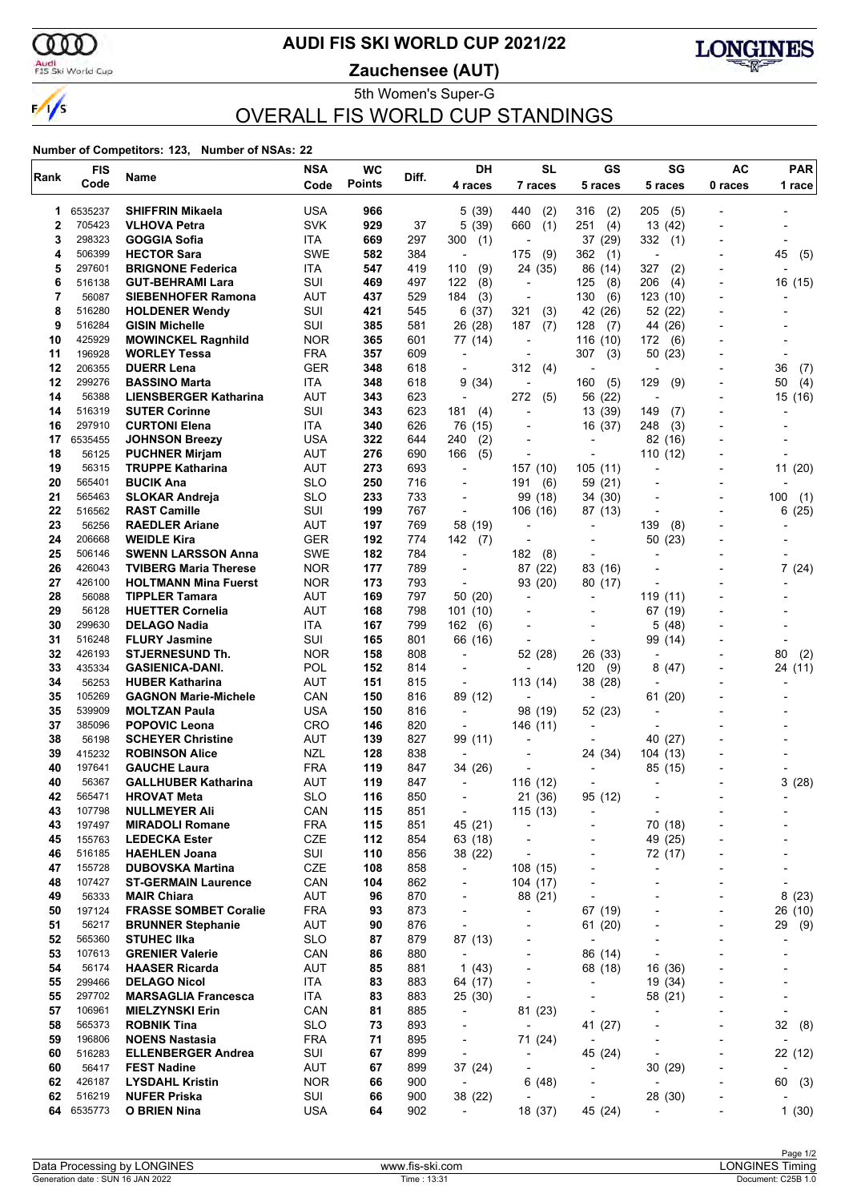# AUDI FIS SKI WORLD CUP 2021/22

## Zauchensee (AUT)

5th Women's Super-G

## OVERALL FIS WORLD CUP STANDINGS

**Number of Competitors: 123, Number of NSAs: 22**

| Rank | FIS Code | Name | NSA Code | WC Points | Diff. | DH 4 races | SL 7 races | GS 5 races | SG 5 races | AC 0 races | PAR 1 race |
|---|---|---|---|---|---|---|---|---|---|---|---|
| 1 | 6535237 | **SHIFFRIN Mikaela** | USA | **966** | | 5 (39) | 440 (2) | 316 (2) | 205 (5) | - | - |
| 2 | 705423 | **VLHOVA Petra** | SVK | **929** | 37 | 5 (39) | 660 (1) | 251 (4) | 13 (42) | - | - |
| 3 | 298323 | **GOGGIA Sofia** | ITA | **669** | 297 | 300 (1) | - | 37 (29) | 332 (1) | - | - |
| 4 | 506399 | **HECTOR Sara** | SWE | **582** | 384 | - | 175 (9) | 362 (1) | - | - | 45 (5) |
| 5 | 297601 | **BRIGNONE Federica** | ITA | **547** | 419 | 110 (9) | 24 (35) | 86 (14) | 327 (2) | - | - |
| 6 | 516138 | **GUT-BEHRAMI Lara** | SUI | **469** | 497 | 122 (8) | - | 125 (8) | 206 (4) | - | 16 (15) |
| 7 | 56087 | **SIEBENHOFER Ramona** | AUT | **437** | 529 | 184 (3) | - | 130 (6) | 123 (10) | - | - |
| 8 | 516280 | **HOLDENER Wendy** | SUI | **421** | 545 | 6 (37) | 321 (3) | 42 (26) | 52 (22) | - | - |
| 9 | 516284 | **GISIN Michelle** | SUI | **385** | 581 | 26 (28) | 187 (7) | 128 (7) | 44 (26) | - | - |
| 10 | 425929 | **MOWINCKEL Ragnhild** | NOR | **365** | 601 | 77 (14) | - | 116 (10) | 172 (6) | - | - |
| 11 | 196928 | **WORLEY Tessa** | FRA | **357** | 609 | - | - | 307 (3) | 50 (23) | - | - |
| 12 | 206355 | **DUERR Lena** | GER | **348** | 618 | - | 312 (4) | - | - | - | 36 (7) |
| 12 | 299276 | **BASSINO Marta** | ITA | **348** | 618 | 9 (34) | - | 160 (5) | 129 (9) | - | 50 (4) |
| 14 | 56388 | **LIENSBERGER Katharina** | AUT | **343** | 623 | - | 272 (5) | 56 (22) | - | - | 15 (16) |
| 14 | 516319 | **SUTER Corinne** | SUI | **343** | 623 | 181 (4) | - | 13 (39) | 149 (7) | - | - |
| 16 | 297910 | **CURTONI Elena** | ITA | **340** | 626 | 76 (15) | - | 16 (37) | 248 (3) | - | - |
| 17 | 6535455 | **JOHNSON Breezy** | USA | **322** | 644 | 240 (2) | - | - | 82 (16) | - | - |
| 18 | 56125 | **PUCHNER Mirjam** | AUT | **276** | 690 | 166 (5) | - | - | 110 (12) | - | - |
| 19 | 56315 | **TRUPPE Katharina** | AUT | **273** | 693 | - | 157 (10) | 105 (11) | - | - | 11 (20) |
| 20 | 565401 | **BUCIK Ana** | SLO | **250** | 716 | - | 191 (6) | 59 (21) | - | - | - |
| 21 | 565463 | **SLOKAR Andreja** | SLO | **233** | 733 | - | 99 (18) | 34 (30) | - | - | 100 (1) |
| 22 | 515562 | **RAST Camille** | SUI | **199** | 767 | - | 106 (16) | 87 (13) | - | - | 6 (25) |
| 23 | 56256 | **RAEDLER Ariane** | AUT | **197** | 769 | 58 (19) | - | - | 139 (8) | - | - |
| 24 | 206668 | **WEIDLE Kira** | GER | **192** | 774 | 142 (7) | - | - | 50 (23) | - | - |
| 25 | 506146 | **SWENN LARSSON Anna** | SWE | **182** | 784 | - | 182 (8) | - | - | - | - |
| 26 | 426043 | **TVIBERG Maria Therese** | NOR | **177** | 789 | - | 87 (22) | 83 (16) | - | - | 7 (24) |
| 27 | 426100 | **HOLTMANN Mina Fuerst** | NOR | **173** | 793 | - | 93 (20) | 80 (17) | - | - | - |
| 28 | 56088 | **TIPPLER Tamara** | AUT | **169** | 797 | 50 (20) | - | - | 119 (11) | - | - |
| 29 | 56128 | **HUETTER Cornelia** | AUT | **168** | 798 | 101 (10) | - | - | 67 (19) | - | - |
| 30 | 299630 | **DELAGO Nadia** | ITA | **167** | 799 | 162 (6) | - | - | 5 (48) | - | - |
| 31 | 516248 | **FLURY Jasmine** | SUI | **165** | 801 | 66 (16) | - | - | 99 (14) | - | - |
| 32 | 426193 | **STJERNESUND Th.** | NOR | **158** | 808 | - | 52 (28) | 26 (33) | - | - | 80 (2) |
| 33 | 435334 | **GASIENICA-DANI.** | POL | **152** | 814 | - | - | 120 (9) | 8 (47) | - | 24 (11) |
| 34 | 56253 | **HUBER Katharina** | AUT | **151** | 815 | - | 113 (14) | 38 (28) | - | - | - |
| 35 | 105269 | **GAGNON Marie-Michele** | CAN | **150** | 816 | 89 (12) | - | - | 61 (20) | - | - |
| 35 | 539909 | **MOLTZAN Paula** | USA | **150** | 816 | - | 98 (19) | 52 (23) | - | - | - |
| 37 | 385096 | **POPOVIC Leona** | CRO | **146** | 820 | - | 146 (11) | - | - | - | - |
| 38 | 56198 | **SCHEYER Christine** | AUT | **139** | 827 | 99 (11) | - | - | 40 (27) | - | - |
| 39 | 415232 | **ROBINSON Alice** | NZL | **128** | 838 | - | - | 24 (34) | 104 (13) | - | - |
| 40 | 197641 | **GAUCHE Laura** | FRA | **119** | 847 | 34 (26) | - | - | 85 (15) | - | - |
| 40 | 56367 | **GALLHUBER Katharina** | AUT | **119** | 847 | - | 116 (12) | - | - | - | 3 (28) |
| 42 | 565471 | **HROVAT Meta** | SLO | **116** | 850 | - | 21 (36) | 95 (12) | - | - | - |
| 43 | 107798 | **NULLMEYER Ali** | CAN | **115** | 851 | - | 115 (13) | - | - | - | - |
| 43 | 197497 | **MIRADOLI Romane** | FRA | **115** | 851 | 45 (21) | - | - | 70 (18) | - | - |
| 45 | 155763 | **LEDECKA Ester** | CZE | **112** | 854 | 63 (18) | - | - | 49 (25) | - | - |
| 46 | 516185 | **HAEHLEN Joana** | SUI | **110** | 856 | 38 (22) | - | - | 72 (17) | - | - |
| 47 | 155728 | **DUBOVSKA Martina** | CZE | **108** | 858 | - | 108 (15) | - | - | - | - |
| 48 | 107427 | **ST-GERMAIN Laurence** | CAN | **104** | 862 | - | 104 (17) | - | - | - | - |
| 49 | 56333 | **MAIR Chiara** | AUT | **96** | 870 | - | 88 (21) | - | - | - | 8 (23) |
| 50 | 197124 | **FRASSE SOMBET Coralie** | FRA | **93** | 873 | - | - | 67 (19) | - | - | 26 (10) |
| 51 | 56217 | **BRUNNER Stephanie** | AUT | **90** | 876 | - | - | 61 (20) | - | - | 29 (9) |
| 52 | 565360 | **STUHEC Ilka** | SLO | **87** | 879 | 87 (13) | - | - | - | - | - |
| 53 | 107613 | **GRENIER Valerie** | CAN | **86** | 880 | - | - | 86 (14) | - | - | - |
| 54 | 56174 | **HAASER Ricarda** | AUT | **85** | 881 | 1 (43) | - | 68 (18) | 16 (36) | - | - |
| 55 | 299466 | **DELAGO Nicol** | ITA | **83** | 883 | 64 (17) | - | - | 19 (34) | - | - |
| 55 | 297702 | **MARSAGLIA Francesca** | ITA | **83** | 883 | 25 (30) | - | - | 58 (21) | - | - |
| 57 | 106961 | **MIELZYNSKI Erin** | CAN | **81** | 885 | - | 81 (23) | - | - | - | - |
| 58 | 565373 | **ROBNIK Tina** | SLO | **73** | 893 | - | - | 41 (27) | - | - | 32 (8) |
| 59 | 196806 | **NOENS Nastasia** | FRA | **71** | 895 | - | 71 (24) | - | - | - | - |
| 60 | 516283 | **ELLENBERGER Andrea** | SUI | **67** | 899 | - | - | 45 (24) | - | - | 22 (12) |
| 60 | 56417 | **FEST Nadine** | AUT | **67** | 899 | 37 (24) | - | - | 30 (29) | - | - |
| 62 | 426187 | **LYSDAHL Kristin** | NOR | **66** | 900 | - | 6 (48) | - | - | - | 60 (3) |
| 62 | 516219 | **NUFER Priska** | SUI | **66** | 900 | 38 (22) | - | - | 28 (30) | - | - |
| 64 | 6535773 | **O BRIEN Nina** | USA | **64** | 902 | - | 18 (37) | 45 (24) | - | - | 1 (30) |

Data Processing by LONGINES | www.fis-ski.com | LONGINES Timing

Generation date : SUN 16 JAN 2022 | Time : 13:31 | Document: C25B 1.0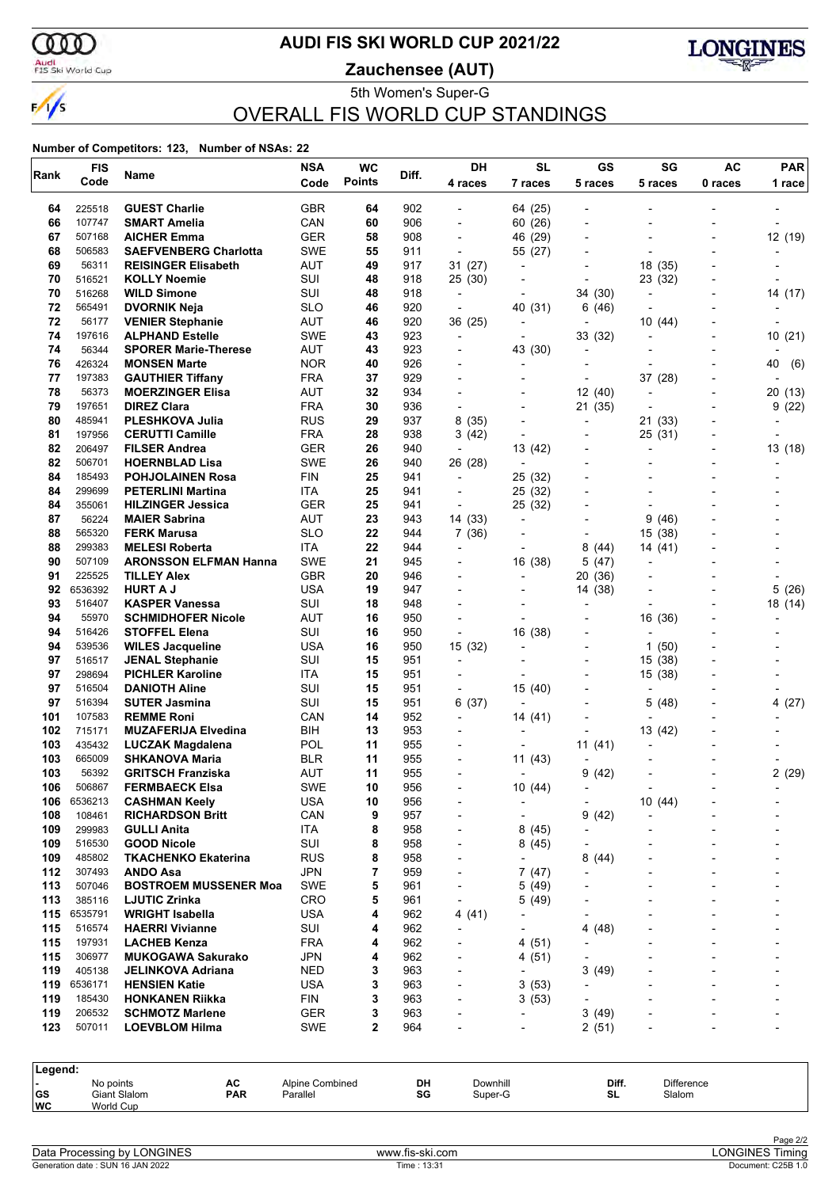# AUDI FIS SKI WORLD CUP 2021/22

## Zauchensee (AUT)

5th Women's Super-G

## OVERALL FIS WORLD CUP STANDINGS

**Number of Competitors: 123, Number of NSAs: 22**

| Rank | FIS Code | Name | NSA Code | WC Points | Diff. | DH 4 races | SL 7 races | GS 5 races | SG 5 races | AC 0 races | PAR 1 race |
|---|---|---|---|---|---|---|---|---|---|---|---|
| 64 | 225518 | **GUEST Charlie** | GBR | **64** | 902 | - | 64 (25) | - | - | - | - |
| 66 | 107747 | **SMART Amelia** | CAN | **60** | 906 | - | 60 (26) | - | - | - | - |
| 67 | 507168 | **AICHER Emma** | GER | **58** | 908 | - | 46 (29) | - | - | - | 12 (19) |
| 68 | 506583 | **SAEFVENBERG Charlotta** | SWE | **55** | 911 | - | 55 (27) | - | - | - | - |
| 69 | 56311 | **REISINGER Elisabeth** | AUT | **49** | 917 | 31 (27) | - | - | 18 (35) | - | - |
| 70 | 516521 | **KOLLY Noemie** | SUI | **48** | 918 | 25 (30) | - | - | 23 (32) | - | - |
| 70 | 516268 | **WILD Simone** | SUI | **48** | 918 | - | - | 34 (30) | - | - | 14 (17) |
| 72 | 565491 | **DVORNIK Neja** | SLO | **46** | 920 | - | 40 (31) | 6 (46) | - | - | - |
| 72 | 56177 | **VENIER Stephanie** | AUT | **46** | 920 | 36 (25) | - | - | 10 (44) | - | - |
| 74 | 197616 | **ALPHAND Estelle** | SWE | **43** | 923 | - | - | 33 (32) | - | - | 10 (21) |
| 74 | 56344 | **SPORER Marie-Therese** | AUT | **43** | 923 | - | 43 (30) | - | - | - | - |
| 76 | 426324 | **MONSEN Marte** | NOR | **40** | 926 | - | - | - | - | - | 40 (6) |
| 77 | 197383 | **GAUTHIER Tiffany** | FRA | **37** | 929 | - | - | - | 37 (28) | - | - |
| 78 | 56373 | **MOERZINGER Elisa** | AUT | **32** | 934 | - | - | 12 (40) | - | - | 20 (13) |
| 79 | 197651 | **DIREZ Clara** | FRA | **30** | 936 | - | - | 21 (35) | - | - | 9 (22) |
| 80 | 485941 | **PLESHKOVA Julia** | RUS | **29** | 937 | 8 (35) | - | - | 21 (33) | - | - |
| 81 | 197956 | **CERUTTI Camille** | FRA | **28** | 938 | 3 (42) | - | - | 25 (31) | - | - |
| 82 | 206497 | **FILSER Andrea** | GER | **26** | 940 | - | 13 (42) | - | - | - | 13 (18) |
| 82 | 506701 | **HOERNBLAD Lisa** | SWE | **26** | 940 | 26 (28) | - | - | - | - | - |
| 84 | 185493 | **POHJOLAINEN Rosa** | FIN | **25** | 941 | - | 25 (32) | - | - | - | - |
| 84 | 299699 | **PETERLINI Martina** | ITA | **25** | 941 | - | 25 (32) | - | - | - | - |
| 84 | 355061 | **HILZINGER Jessica** | GER | **25** | 941 | - | 25 (32) | - | - | - | - |
| 87 | 56224 | **MAIER Sabrina** | AUT | **23** | 943 | 14 (33) | - | - | 9 (46) | - | - |
| 88 | 565320 | **FERK Marusa** | SLO | **22** | 944 | 7 (36) | - | - | 15 (38) | - | - |
| 88 | 299383 | **MELESI Roberta** | ITA | **22** | 944 | - | - | 8 (44) | 14 (41) | - | - |
| 90 | 507109 | **ARONSSON ELFMAN Hanna** | SWE | **21** | 945 | - | 16 (38) | 5 (47) | - | - | - |
| 91 | 225525 | **TILLEY Alex** | GBR | **20** | 946 | - | - | 20 (36) | - | - | - |
| 92 | 6536392 | **HURT A J** | USA | **19** | 947 | - | - | 14 (38) | - | - | 5 (26) |
| 93 | 516407 | **KASPER Vanessa** | SUI | **18** | 948 | - | - | - | - | - | 18 (14) |
| 94 | 55970 | **SCHMIDHOFER Nicole** | AUT | **16** | 950 | - | - | - | 16 (36) | - | - |
| 94 | 516426 | **STOFFEL Elena** | SUI | **16** | 950 | - | 16 (38) | - | - | - | - |
| 94 | 539536 | **WILES Jacqueline** | USA | **16** | 950 | 15 (32) | - | - | 1 (50) | - | - |
| 97 | 516517 | **JENAL Stephanie** | SUI | **15** | 951 | - | - | - | 15 (38) | - | - |
| 97 | 298694 | **PICHLER Karoline** | ITA | **15** | 951 | - | - | - | 15 (38) | - | - |
| 97 | 516504 | **DANIOTH Aline** | SUI | **15** | 951 | - | 15 (40) | - | - | - | - |
| 97 | 516394 | **SUTER Jasmina** | SUI | **15** | 951 | 6 (37) | - | - | 5 (48) | - | 4 (27) |
| 101 | 107583 | **REMME Roni** | CAN | **14** | 952 | - | 14 (41) | - | - | - | - |
| 102 | 715171 | **MUZAFERIJA Elvedina** | BIH | **13** | 953 | - | - | - | 13 (42) | - | - |
| 103 | 435432 | **LUCZAK Magdalena** | POL | **11** | 955 | - | - | 11 (41) | - | - | - |
| 103 | 665009 | **SHKANOVA Maria** | BLR | **11** | 955 | - | 11 (43) | - | - | - | - |
| 103 | 56392 | **GRITSCH Franziska** | AUT | **11** | 955 | - | - | 9 (42) | - | - | 2 (29) |
| 106 | 506867 | **FERMBAECK Elsa** | SWE | **10** | 956 | - | 10 (44) | - | - | - | - |
| 106 | 6536213 | **CASHMAN Keely** | USA | **10** | 956 | - | - | - | 10 (44) | - | - |
| 108 | 108461 | **RICHARDSON Britt** | CAN | **9** | 957 | - | - | 9 (42) | - | - | - |
| 109 | 299983 | **GULLI Anita** | ITA | **8** | 958 | - | 8 (45) | - | - | - | - |
| 109 | 516530 | **GOOD Nicole** | SUI | **8** | 958 | - | 8 (45) | - | - | - | - |
| 109 | 485802 | **TKACHENKO Ekaterina** | RUS | **8** | 958 | - | - | 8 (44) | - | - | - |
| 112 | 307493 | **ANDO Asa** | JPN | **7** | 959 | - | 7 (47) | - | - | - | - |
| 113 | 507046 | **BOSTROEM MUSSENER Moa** | SWE | **5** | 961 | - | 5 (49) | - | - | - | - |
| 113 | 385116 | **LJUTIC Zrinka** | CRO | **5** | 961 | - | 5 (49) | - | - | - | - |
| 115 | 6535791 | **WRIGHT Isabella** | USA | **4** | 962 | 4 (41) | - | - | - | - | - |
| 115 | 516574 | **HAERRI Vivianne** | SUI | **4** | 962 | - | - | 4 (48) | - | - | - |
| 115 | 197931 | **LACHEB Kenza** | FRA | **4** | 962 | - | 4 (51) | - | - | - | - |
| 115 | 306977 | **MUKOGAWA Sakurako** | JPN | **4** | 962 | - | 4 (51) | - | - | - | - |
| 119 | 405138 | **JELINKOVA Adriana** | NED | **3** | 963 | - | - | 3 (49) | - | - | - |
| 119 | 6536171 | **HENSIEN Katie** | USA | **3** | 963 | - | 3 (53) | - | - | - | - |
| 119 | 185430 | **HONKANEN Riikka** | FIN | **3** | 963 | - | 3 (53) | - | - | - | - |
| 119 | 206532 | **SCHMOTZ Marlene** | GER | **3** | 963 | - | - | 3 (49) | - | - | - |
| 123 | 507011 | **LOEVBLOM Hilma** | SWE | **2** | 964 | - | - | 2 (51) | - | - | - |

**Legend:**

| | | | | | | | |
|---|---|---|---|---|---|---|---|
| - | No points | AC | Alpine Combined | DH | Downhill | Diff. | Difference |
| GS | Giant Slalom | PAR | Parallel | SG | Super-G | SL | Slalom |
| WC | World Cup | | | | | | |

Data Processing by LONGINES — www.fis-ski.com — LONGINES Timing

Generation date : SUN 16 JAN 2022 — Time : 13:31 — Document: C25B 1.0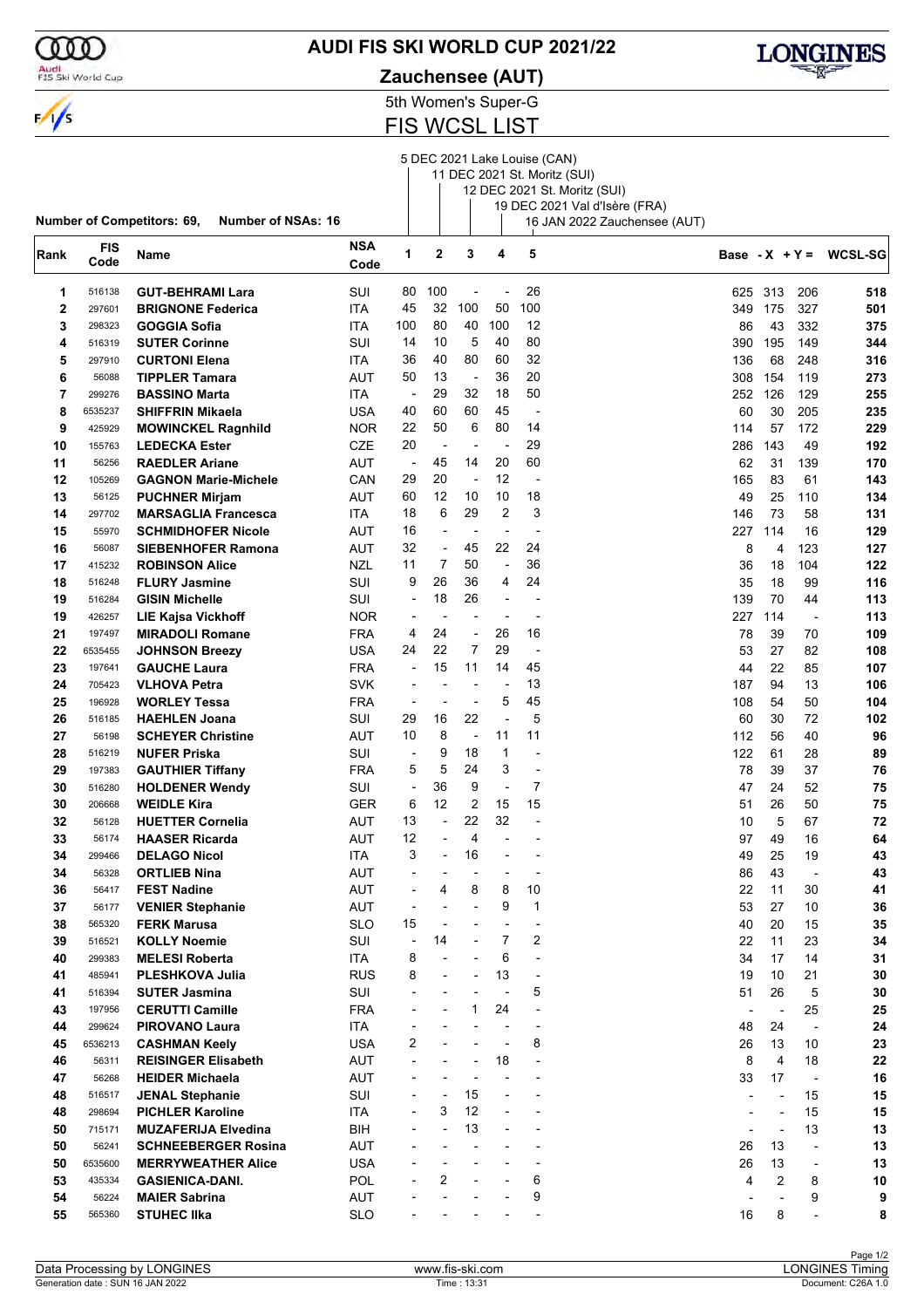# AUDI FIS SKI WORLD CUP 2021/22

## Zauchensee (AUT)

5th Women's Super-G

## FIS WCSL LIST

1. 5 DEC 2021 Lake Louise (CAN)
2. 11 DEC 2021 St. Moritz (SUI)
3. 12 DEC 2021 St. Moritz (SUI)
4. 19 DEC 2021 Val d'Isère (FRA)
5. 16 JAN 2022 Zauchensee (AUT)

**Number of Competitors: 69, Number of NSAs: 16**

| Rank | FIS Code | Name | NSA Code | 1 | 2 | 3 | 4 | 5 | Base | - X | + Y = | WCSL-SG |
|---|---|---|---|---|---|---|---|---|---|---|---|---|
| 1 | 516138 | **GUT-BEHRAMI Lara** | SUI | 80 | 100 | - | - | 26 | 625 | 313 | 206 | **518** |
| 2 | 297601 | **BRIGNONE Federica** | ITA | 45 | 32 | 100 | 50 | 100 | 349 | 175 | 327 | **501** |
| 3 | 298323 | **GOGGIA Sofia** | ITA | 100 | 80 | 40 | 100 | 12 | 86 | 43 | 332 | **375** |
| 4 | 516319 | **SUTER Corinne** | SUI | 14 | 10 | 5 | 40 | 80 | 390 | 195 | 149 | **344** |
| 5 | 297910 | **CURTONI Elena** | ITA | 36 | 40 | 80 | 60 | 32 | 136 | 68 | 248 | **316** |
| 6 | 56088 | **TIPPLER Tamara** | AUT | 50 | 13 | - | 36 | 20 | 308 | 154 | 119 | **273** |
| 7 | 299276 | **BASSINO Marta** | ITA | - | 29 | 32 | 18 | 50 | 252 | 126 | 129 | **255** |
| 8 | 6535237 | **SHIFFRIN Mikaela** | USA | 40 | 60 | 60 | 45 | - | 60 | 30 | 205 | **235** |
| 9 | 425929 | **MOWINCKEL Ragnhild** | NOR | 22 | 50 | 6 | 80 | 14 | 114 | 57 | 172 | **229** |
| 10 | 155763 | **LEDECKA Ester** | CZE | 20 | - | - | - | 29 | 286 | 143 | 49 | **192** |
| 11 | 56256 | **RAEDLER Ariane** | AUT | - | 45 | 14 | 20 | 60 | 62 | 31 | 139 | **170** |
| 12 | 105269 | **GAGNON Marie-Michele** | CAN | 29 | 20 | - | 12 | - | 165 | 83 | 61 | **143** |
| 13 | 56125 | **PUCHNER Mirjam** | AUT | 60 | 12 | 10 | 10 | 18 | 49 | 25 | 110 | **134** |
| 14 | 297702 | **MARSAGLIA Francesca** | ITA | 18 | 6 | 29 | 2 | 3 | 146 | 73 | 58 | **131** |
| 15 | 55970 | **SCHMIDHOFER Nicole** | AUT | 16 | - | - | - | - | 227 | 114 | 16 | **129** |
| 16 | 56087 | **SIEBENHOFER Ramona** | AUT | 32 | - | 45 | 22 | 24 | 8 | 4 | 123 | **127** |
| 17 | 415232 | **ROBINSON Alice** | NZL | 11 | 7 | 50 | - | 36 | 36 | 18 | 104 | **122** |
| 18 | 516248 | **FLURY Jasmine** | SUI | 9 | 26 | 36 | 4 | 24 | 35 | 18 | 99 | **116** |
| 19 | 516284 | **GISIN Michelle** | SUI | - | 18 | 26 | - | - | 139 | 70 | 44 | **113** |
| 19 | 426257 | **LIE Kajsa Vickhoff** | NOR | - | - | - | - | - | 227 | 114 | - | **113** |
| 21 | 197497 | **MIRADOLI Romane** | FRA | 4 | 24 | - | 26 | 16 | 78 | 39 | 70 | **109** |
| 22 | 6535455 | **JOHNSON Breezy** | USA | 24 | 22 | 7 | 29 | - | 53 | 27 | 82 | **108** |
| 23 | 197641 | **GAUCHE Laura** | FRA | - | 15 | 11 | 14 | 45 | 44 | 22 | 85 | **107** |
| 24 | 705423 | **VLHOVA Petra** | SVK | - | - | - | - | 13 | 187 | 94 | 13 | **106** |
| 25 | 196928 | **WORLEY Tessa** | FRA | - | - | - | 5 | 45 | 108 | 54 | 50 | **104** |
| 26 | 516185 | **HAEHLEN Joana** | SUI | 29 | 16 | 22 | - | 5 | 60 | 30 | 72 | **102** |
| 27 | 56198 | **SCHEYER Christine** | AUT | 10 | 8 | - | 11 | 11 | 112 | 56 | 40 | **96** |
| 28 | 516219 | **NUFER Priska** | SUI | - | 9 | 18 | 1 | - | 122 | 61 | 28 | **89** |
| 29 | 197383 | **GAUTHIER Tiffany** | FRA | 5 | 5 | 24 | 3 | - | 78 | 39 | 37 | **76** |
| 30 | 516280 | **HOLDENER Wendy** | SUI | - | 36 | 9 | - | 7 | 47 | 24 | 52 | **75** |
| 30 | 206668 | **WEIDLE Kira** | GER | 6 | 12 | 2 | 15 | 15 | 51 | 26 | 50 | **75** |
| 32 | 56128 | **HUETTER Cornelia** | AUT | 13 | - | 22 | 32 | - | 10 | 5 | 67 | **72** |
| 33 | 56174 | **HAASER Ricarda** | AUT | 12 | - | 4 | - | - | 97 | 49 | 16 | **64** |
| 34 | 299466 | **DELAGO Nicol** | ITA | 3 | - | 16 | - | - | 49 | 25 | 19 | **43** |
| 34 | 56328 | **ORTLIEB Nina** | AUT | - | - | - | - | - | 86 | 43 | - | **43** |
| 36 | 56417 | **FEST Nadine** | AUT | - | 4 | 8 | 8 | 10 | 22 | 11 | 30 | **41** |
| 37 | 56177 | **VENIER Stephanie** | AUT | - | - | - | 9 | 1 | 53 | 27 | 10 | **36** |
| 38 | 565320 | **FERK Marusa** | SLO | 15 | - | - | - | - | 40 | 20 | 15 | **35** |
| 39 | 516521 | **KOLLY Noemie** | SUI | - | 14 | - | 7 | 2 | 22 | 11 | 23 | **34** |
| 40 | 299383 | **MELESI Roberta** | ITA | 8 | - | - | 6 | - | 34 | 17 | 14 | **31** |
| 41 | 485941 | **PLESHKOVA Julia** | RUS | 8 | - | - | 13 | - | 19 | 10 | 21 | **30** |
| 41 | 516394 | **SUTER Jasmina** | SUI | - | - | - | - | 5 | 51 | 26 | 5 | **30** |
| 43 | 197956 | **CERUTTI Camille** | FRA | - | - | 1 | 24 | - | - | - | 25 | **25** |
| 44 | 299624 | **PIROVANO Laura** | ITA | - | - | - | - | - | 48 | 24 | - | **24** |
| 45 | 6536213 | **CASHMAN Keely** | USA | 2 | - | - | - | 8 | 26 | 13 | 10 | **23** |
| 46 | 56311 | **REISINGER Elisabeth** | AUT | - | - | - | 18 | - | 8 | 4 | 18 | **22** |
| 47 | 56268 | **HEIDER Michaela** | AUT | - | - | - | - | - | 33 | 17 | - | **16** |
| 48 | 516517 | **JENAL Stephanie** | SUI | - | - | 15 | - | - | - | - | 15 | **15** |
| 48 | 298694 | **PICHLER Karoline** | ITA | - | 3 | 12 | - | - | - | - | 15 | **15** |
| 50 | 715171 | **MUZAFERIJA Elvedina** | BIH | - | - | 13 | - | - | - | - | 13 | **13** |
| 50 | 56241 | **SCHNEEBERGER Rosina** | AUT | - | - | - | - | - | 26 | 13 | - | **13** |
| 50 | 6535600 | **MERRYWEATHER Alice** | USA | - | - | - | - | - | 26 | 13 | - | **13** |
| 53 | 435334 | **GASIENICA-DANI.** | POL | - | 2 | - | - | 6 | 4 | 2 | 8 | **10** |
| 54 | 56224 | **MAIER Sabrina** | AUT | - | - | - | - | 9 | - | - | 9 | **9** |
| 55 | 565360 | **STUHEC Ilka** | SLO | - | - | - | - | - | 16 | 8 | - | **8** |

Data Processing by LONGINES | www.fis-ski.com | LONGINES Timing

Generation date : SUN 16 JAN 2022 | Time : 13:31 | Document: C26A 1.0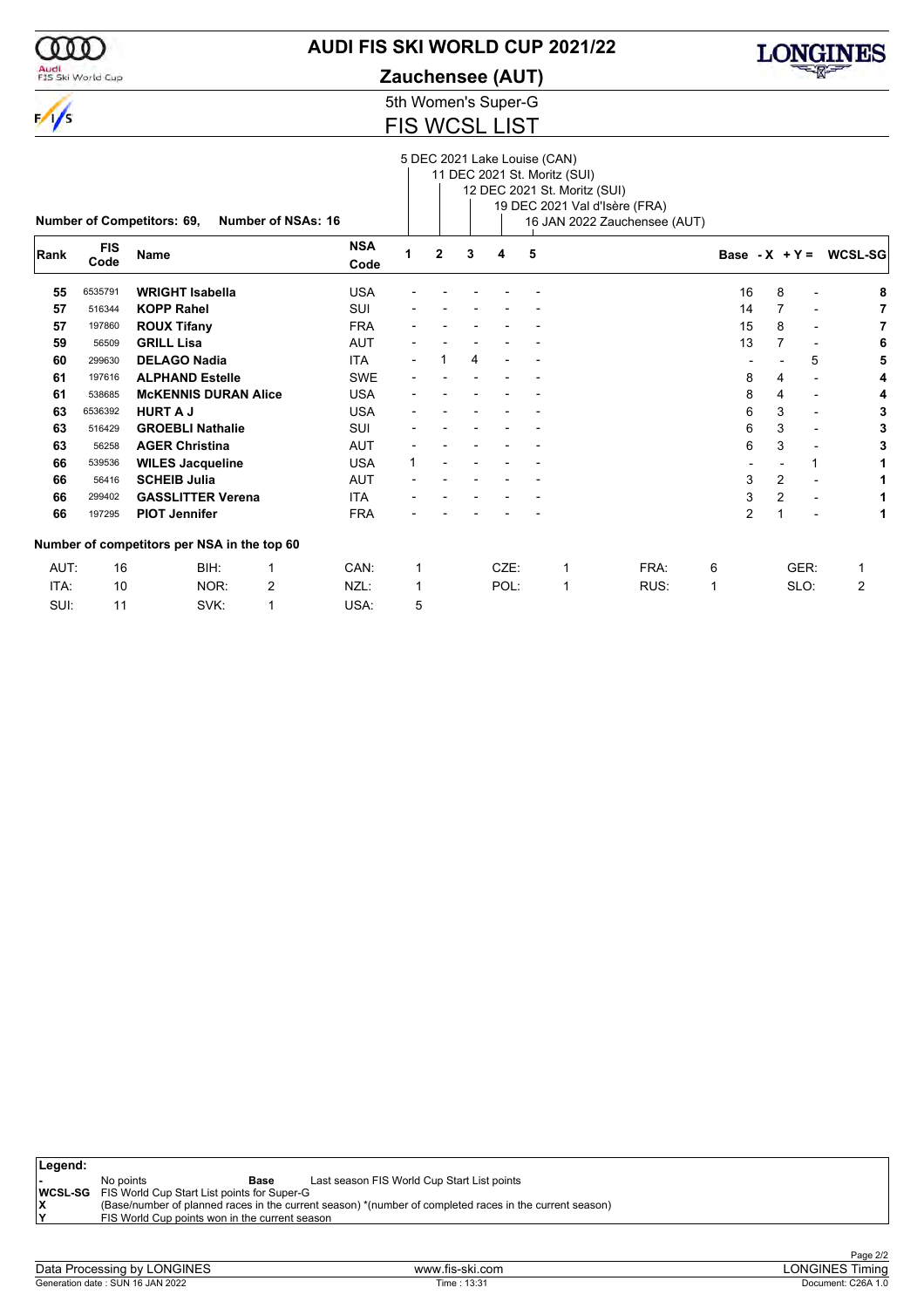# AUDI FIS SKI WORLD CUP 2021/22

## Zauchensee (AUT)

5th Women's Super-G

## FIS WCSL LIST

Races:
1. 5 DEC 2021 Lake Louise (CAN)
2. 11 DEC 2021 St. Moritz (SUI)
3. 12 DEC 2021 St. Moritz (SUI)
4. 19 DEC 2021 Val d'Isère (FRA)
5. 16 JAN 2022 Zauchensee (AUT)

**Number of Competitors: 69, Number of NSAs: 16**

| Rank | FIS Code | Name | NSA Code | 1 | 2 | 3 | 4 | 5 | Base | - X | + Y = | WCSL-SG |
|---|---|---|---|---|---|---|---|---|---|---|---|---|
| 55 | 6535791 | **WRIGHT Isabella** | USA | - | - | - | - | - | 16 | 8 | - | **8** |
| 57 | 516344 | **KOPP Rahel** | SUI | - | - | - | - | - | 14 | 7 | - | **7** |
| 57 | 197860 | **ROUX Tifany** | FRA | - | - | - | - | - | 15 | 8 | - | **7** |
| 59 | 56509 | **GRILL Lisa** | AUT | - | - | - | - | - | 13 | 7 | - | **6** |
| 60 | 299630 | **DELAGO Nadia** | ITA | - | 1 | 4 | - | - | - | - | 5 | **5** |
| 61 | 197616 | **ALPHAND Estelle** | SWE | - | - | - | - | - | 8 | 4 | - | **4** |
| 61 | 538685 | **McKENNIS DURAN Alice** | USA | - | - | - | - | - | 8 | 4 | - | **4** |
| 63 | 6536392 | **HURT A J** | USA | - | - | - | - | - | 6 | 3 | - | **3** |
| 63 | 516429 | **GROEBLI Nathalie** | SUI | - | - | - | - | - | 6 | 3 | - | **3** |
| 63 | 56258 | **AGER Christina** | AUT | - | - | - | - | - | 6 | 3 | - | **3** |
| 66 | 539536 | **WILES Jacqueline** | USA | 1 | - | - | - | - | - | - | 1 | **1** |
| 66 | 56416 | **SCHEIB Julia** | AUT | - | - | - | - | - | 3 | 2 | - | **1** |
| 66 | 299402 | **GASSLITTER Verena** | ITA | - | - | - | - | - | 3 | 2 | - | **1** |
| 66 | 197295 | **PIOT Jennifer** | FRA | - | - | - | - | - | 2 | 1 | - | **1** |

**Number of competitors per NSA in the top 60**

| | | | | | | | | | | | |
|---|---|---|---|---|---|---|---|---|---|---|---|
| AUT: | 16 | BIH: | 1 | CAN: | 1 | CZE: | 1 | FRA: | 6 | GER: | 1 |
| ITA: | 10 | NOR: | 2 | NZL: | 1 | POL: | 1 | RUS: | 1 | SLO: | 2 |
| SUI: | 11 | SVK: | 1 | USA: | 5 | | | | | | |

**Legend:**

| | |
|---|---|
| - | No points |
| Base | Last season FIS World Cup Start List points |
| WCSL-SG | FIS World Cup Start List points for Super-G |
| X | (Base/number of planned races in the current season) *(number of completed races in the current season) |
| Y | FIS World Cup points won in the current season |

Data Processing by LONGINES — www.fis-ski.com — LONGINES Timing

Generation date : SUN 16 JAN 2022 — Time : 13:31 — Document: C26A 1.0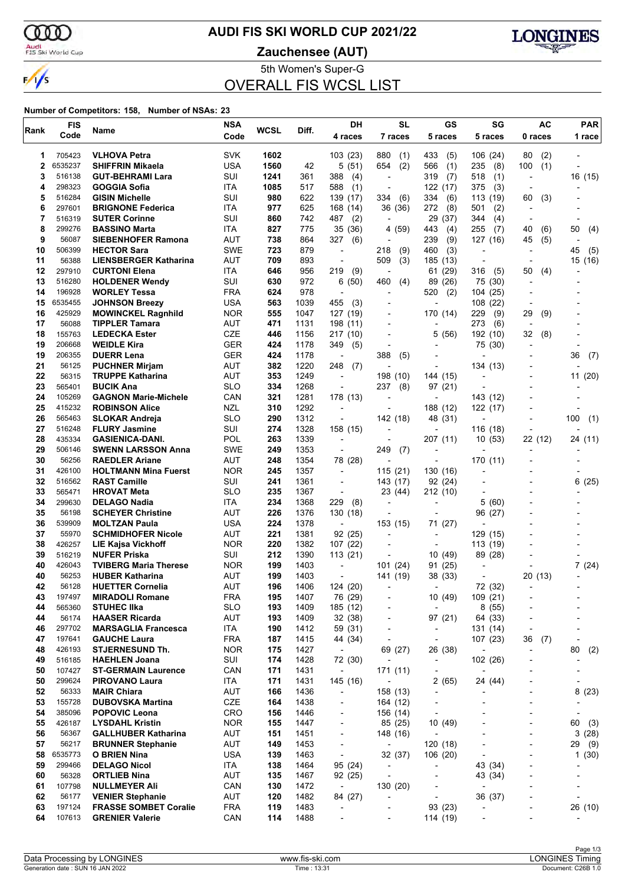# AUDI FIS SKI WORLD CUP 2021/22

**Zauchensee (AUT)**

5th Women's Super-G

## OVERALL FIS WCSL LIST

**Number of Competitors: 158, Number of NSAs: 23**

| Rank | FIS Code | Name | NSA Code | WCSL | Diff. | DH 4 races | SL 7 races | GS 5 races | SG 5 races | AC 0 races | PAR 1 race |
|---|---|---|---|---|---|---|---|---|---|---|---|
| 1 | 705423 | VLHOVA Petra | SVK | 1602 | | 103 (23) | 880 (1) | 433 (5) | 106 (24) | 80 (2) | - |
| 2 | 6535237 | SHIFFRIN Mikaela | USA | 1560 | 42 | 5 (51) | 654 (2) | 566 (1) | 235 (8) | 100 (1) | - |
| 3 | 516138 | GUT-BEHRAMI Lara | SUI | 1241 | 361 | 388 (4) | - | 319 (7) | 518 (1) | - | 16 (15) |
| 4 | 298323 | GOGGIA Sofia | ITA | 1085 | 517 | 588 (1) | - | 122 (17) | 375 (3) | - | - |
| 5 | 516284 | GISIN Michelle | SUI | 980 | 622 | 139 (17) | 334 (6) | 334 (6) | 113 (19) | 60 (3) | - |
| 6 | 297601 | BRIGNONE Federica | ITA | 977 | 625 | 168 (14) | 36 (36) | 272 (8) | 501 (2) | - | - |
| 7 | 516319 | SUTER Corinne | SUI | 860 | 742 | 487 (2) | - | 29 (37) | 344 (4) | - | - |
| 8 | 299276 | BASSINO Marta | ITA | 827 | 775 | 35 (36) | 4 (59) | 443 (4) | 255 (7) | 40 (6) | 50 (4) |
| 9 | 56087 | SIEBENHOFER Ramona | AUT | 738 | 864 | 327 (6) | - | 239 (9) | 127 (16) | 45 (5) | - |
| 10 | 506399 | HECTOR Sara | SWE | 723 | 879 | - | 218 (9) | 460 (3) | - | - | 45 (5) |
| 11 | 56388 | LIENSBERGER Katharina | AUT | 709 | 893 | - | 509 (3) | 185 (13) | - | - | 15 (16) |
| 12 | 297910 | CURTONI Elena | ITA | 646 | 956 | 219 (9) | - | 61 (29) | 316 (5) | 50 (4) | - |
| 13 | 516280 | HOLDENER Wendy | SUI | 630 | 972 | 6 (50) | 460 (4) | 89 (26) | 75 (30) | - | - |
| 14 | 196928 | WORLEY Tessa | FRA | 624 | 978 | - | - | 520 (2) | 104 (25) | - | - |
| 15 | 6535455 | JOHNSON Breezy | USA | 563 | 1039 | 455 (3) | - | - | 108 (22) | - | - |
| 16 | 425929 | MOWINCKEL Ragnhild | NOR | 555 | 1047 | 127 (19) | - | 170 (14) | 229 (9) | 29 (9) | - |
| 17 | 56088 | TIPPLER Tamara | AUT | 471 | 1131 | 198 (11) | - | - | 273 (6) | - | - |
| 18 | 155763 | LEDECKA Ester | CZE | 446 | 1156 | 217 (10) | - | 5 (56) | 192 (10) | 32 (8) | - |
| 19 | 206668 | WEIDLE Kira | GER | 424 | 1178 | 349 (5) | - | - | 75 (30) | - | - |
| 19 | 206355 | DUERR Lena | GER | 424 | 1178 | - | 388 (5) | - | - | - | 36 (7) |
| 21 | 56125 | PUCHNER Mirjam | AUT | 382 | 1220 | 248 (7) | - | - | 134 (13) | - | - |
| 22 | 56315 | TRUPPE Katharina | AUT | 353 | 1249 | - | 198 (10) | 144 (15) | - | - | 11 (20) |
| 23 | 565401 | BUCIK Ana | SLO | 334 | 1268 | - | 237 (8) | 97 (21) | - | - | - |
| 24 | 105269 | GAGNON Marie-Michele | CAN | 321 | 1281 | 178 (13) | - | - | 143 (12) | - | - |
| 25 | 415232 | ROBINSON Alice | NZL | 310 | 1292 | - | - | 188 (12) | 122 (17) | - | - |
| 26 | 565463 | SLOKAR Andreja | SLO | 290 | 1312 | - | 142 (18) | 48 (31) | - | - | 100 (1) |
| 27 | 516248 | FLURY Jasmine | SUI | 274 | 1328 | 158 (15) | - | - | 116 (18) | - | - |
| 28 | 435334 | GASIENICA-DANI. | POL | 263 | 1339 | - | - | 207 (11) | 10 (53) | 22 (12) | 24 (11) |
| 29 | 506146 | SWENN LARSSON Anna | SWE | 249 | 1353 | - | 249 (7) | - | - | - | - |
| 30 | 56256 | RAEDLER Ariane | AUT | 248 | 1354 | 78 (28) | - | - | 170 (11) | - | - |
| 31 | 426100 | HOLTMANN Mina Fuerst | NOR | 245 | 1357 | - | 115 (21) | 130 (16) | - | - | - |
| 32 | 516562 | RAST Camille | SUI | 241 | 1361 | - | 143 (17) | 92 (24) | - | - | 6 (25) |
| 33 | 565471 | HROVAT Meta | SLO | 235 | 1367 | - | 23 (44) | 212 (10) | - | - | - |
| 34 | 299630 | DELAGO Nadia | ITA | 234 | 1368 | 229 (8) | - | - | 5 (60) | - | - |
| 35 | 56198 | SCHEYER Christine | AUT | 226 | 1376 | 130 (18) | - | - | 96 (27) | - | - |
| 36 | 539909 | MOLTZAN Paula | USA | 224 | 1378 | - | 153 (15) | 71 (27) | - | - | - |
| 37 | 55970 | SCHMIDHOFER Nicole | AUT | 221 | 1381 | 92 (25) | - | - | 129 (15) | - | - |
| 38 | 426257 | LIE Kajsa Vickhoff | NOR | 220 | 1382 | 107 (22) | - | - | 113 (19) | - | - |
| 39 | 516219 | NUFER Priska | SUI | 212 | 1390 | 113 (21) | - | 10 (49) | 89 (28) | - | - |
| 40 | 426043 | TVIBERG Maria Therese | NOR | 199 | 1403 | - | 101 (24) | 91 (25) | - | - | 7 (24) |
| 40 | 56253 | HUBER Katharina | AUT | 199 | 1403 | - | 141 (19) | 38 (33) | - | 20 (13) | - |
| 42 | 56128 | HUETTER Cornelia | AUT | 196 | 1406 | 124 (20) | - | - | 72 (32) | - | - |
| 43 | 197497 | MIRADOLI Romane | FRA | 195 | 1407 | 76 (29) | - | 10 (49) | 109 (21) | - | - |
| 44 | 565360 | STUHEC Ilka | SLO | 193 | 1409 | 185 (12) | - | - | 8 (55) | - | - |
| 44 | 56174 | HAASER Ricarda | AUT | 193 | 1409 | 32 (38) | - | 97 (21) | 64 (33) | - | - |
| 46 | 297702 | MARSAGLIA Francesca | ITA | 190 | 1412 | 59 (31) | - | - | 131 (14) | - | - |
| 47 | 197641 | GAUCHE Laura | FRA | 187 | 1415 | 44 (34) | - | - | 107 (23) | 36 (7) | - |
| 48 | 426193 | STJERNESUND Th. | NOR | 175 | 1427 | - | 69 (27) | 26 (38) | - | - | 80 (2) |
| 49 | 516185 | HAEHLEN Joana | SUI | 174 | 1428 | 72 (30) | - | - | 102 (26) | - | - |
| 50 | 107427 | ST-GERMAIN Laurence | CAN | 171 | 1431 | - | 171 (11) | - | - | - | - |
| 50 | 299624 | PIROVANO Laura | ITA | 171 | 1431 | 145 (16) | - | 2 (65) | 24 (44) | - | - |
| 52 | 56333 | MAIR Chiara | AUT | 166 | 1436 | - | 158 (13) | - | - | - | 8 (23) |
| 53 | 155728 | DUBOVSKA Martina | CZE | 164 | 1438 | - | 164 (12) | - | - | - | - |
| 54 | 385096 | POPOVIC Leona | CRO | 156 | 1446 | - | 156 (14) | - | - | - | - |
| 55 | 426187 | LYSDAHL Kristin | NOR | 155 | 1447 | - | 85 (25) | 10 (49) | - | - | 60 (3) |
| 56 | 56367 | GALLHUBER Katharina | AUT | 151 | 1451 | - | 148 (16) | - | - | - | 3 (28) |
| 57 | 56217 | BRUNNER Stephanie | AUT | 149 | 1453 | - | - | 120 (18) | - | - | 29 (9) |
| 58 | 6535773 | O BRIEN Nina | USA | 139 | 1463 | - | 32 (37) | 106 (20) | - | - | 1 (30) |
| 59 | 299466 | DELAGO Nicol | ITA | 138 | 1464 | 95 (24) | - | - | 43 (34) | - | - |
| 60 | 56328 | ORTLIEB Nina | AUT | 135 | 1467 | 92 (25) | - | - | 43 (34) | - | - |
| 61 | 107798 | NULLMEYER Ali | CAN | 130 | 1472 | - | 130 (20) | - | - | - | - |
| 62 | 56177 | VENIER Stephanie | AUT | 120 | 1482 | 84 (27) | - | - | 36 (37) | - | - |
| 63 | 197124 | FRASSE SOMBET Coralie | FRA | 119 | 1483 | - | - | 93 (23) | - | - | 26 (10) |
| 64 | 107613 | GRENIER Valerie | CAN | 114 | 1488 | - | - | 114 (19) | - | - | - |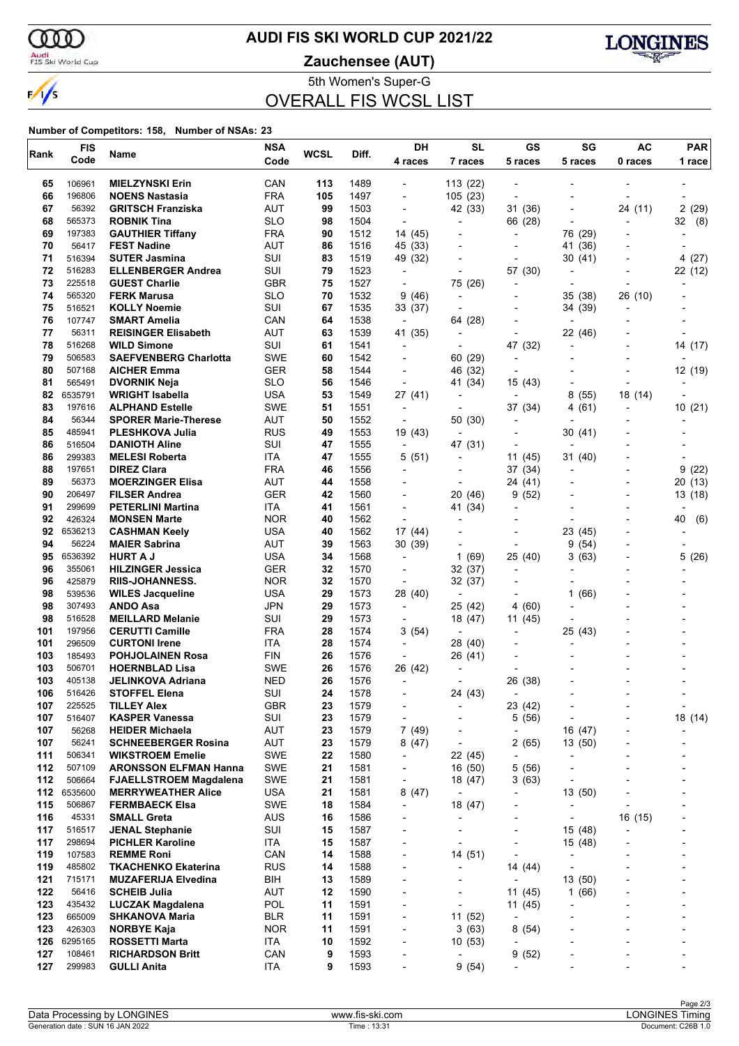# AUDI FIS SKI WORLD CUP 2021/22

**Zauchensee (AUT)**

5th Women's Super-G

## OVERALL FIS WCSL LIST

**Number of Competitors: 158, Number of NSAs: 23**

| Rank | FIS Code | Name | NSA Code | WCSL | Diff. | DH 4 races | SL 7 races | GS 5 races | SG 5 races | AC 0 races | PAR 1 race |
|---|---|---|---|---|---|---|---|---|---|---|---|
| 65 | 106961 | **MIELZYNSKI Erin** | CAN | **113** | 1489 | - | 113 (22) | - | - | - | - |
| 66 | 196806 | **NOENS Nastasia** | FRA | **105** | 1497 | - | 105 (23) | - | - | - | - |
| 67 | 56392 | **GRITSCH Franziska** | AUT | **99** | 1503 | - | 42 (33) | 31 (36) | - | 24 (11) | 2 (29) |
| 68 | 565373 | **ROBNIK Tina** | SLO | **98** | 1504 | - | - | 66 (28) | - | - | 32 (8) |
| 69 | 197383 | **GAUTHIER Tiffany** | FRA | **90** | 1512 | 14 (45) | - | - | 76 (29) | - | - |
| 70 | 56417 | **FEST Nadine** | AUT | **86** | 1516 | 45 (33) | - | - | 41 (36) | - | - |
| 71 | 516394 | **SUTER Jasmina** | SUI | **83** | 1519 | 49 (32) | - | - | 30 (41) | - | 4 (27) |
| 72 | 516283 | **ELLENBERGER Andrea** | SUI | **79** | 1523 | - | - | 57 (30) | - | - | 22 (12) |
| 73 | 225518 | **GUEST Charlie** | GBR | **75** | 1527 | - | 75 (26) | - | - | - | - |
| 74 | 565320 | **FERK Marusa** | SLO | **70** | 1532 | 9 (46) | - | - | 35 (38) | 26 (10) | - |
| 75 | 516521 | **KOLLY Noemie** | SUI | **67** | 1535 | 33 (37) | - | - | 34 (39) | - | - |
| 76 | 107747 | **SMART Amelia** | CAN | **64** | 1538 | - | 64 (28) | - | - | - | - |
| 77 | 56311 | **REISINGER Elisabeth** | AUT | **63** | 1539 | 41 (35) | - | - | 22 (46) | - | - |
| 78 | 516268 | **WILD Simone** | SUI | **61** | 1541 | - | - | 47 (32) | - | - | 14 (17) |
| 79 | 506583 | **SAEFVENBERG Charlotta** | SWE | **60** | 1542 | - | 60 (29) | - | - | - | - |
| 80 | 507168 | **AICHER Emma** | GER | **58** | 1544 | - | 46 (32) | - | - | - | 12 (19) |
| 81 | 565491 | **DVORNIK Neja** | SLO | **56** | 1546 | - | 41 (34) | 15 (43) | - | - | - |
| 82 | 6535791 | **WRIGHT Isabella** | USA | **53** | 1549 | 27 (41) | - | - | 8 (55) | 18 (14) | - |
| 83 | 197616 | **ALPHAND Estelle** | SWE | **51** | 1551 | - | - | 37 (34) | 4 (61) | - | 10 (21) |
| 84 | 56344 | **SPORER Marie-Therese** | AUT | **50** | 1552 | - | 50 (30) | - | - | - | - |
| 85 | 485941 | **PLESHKOVA Julia** | RUS | **49** | 1553 | 19 (43) | - | - | 30 (41) | - | - |
| 86 | 516504 | **DANIOTH Aline** | SUI | **47** | 1555 | - | 47 (31) | - | - | - | - |
| 86 | 299383 | **MELESI Roberta** | ITA | **47** | 1555 | 5 (51) | - | 11 (45) | 31 (40) | - | - |
| 88 | 197651 | **DIREZ Clara** | FRA | **46** | 1556 | - | - | 37 (34) | - | - | 9 (22) |
| 89 | 56373 | **MOERZINGER Elisa** | AUT | **44** | 1558 | - | - | 24 (41) | - | - | 20 (13) |
| 90 | 206497 | **FILSER Andrea** | GER | **42** | 1560 | - | 20 (46) | 9 (52) | - | - | 13 (18) |
| 91 | 299699 | **PETERLINI Martina** | ITA | **41** | 1561 | - | 41 (34) | - | - | - | - |
| 92 | 426324 | **MONSEN Marte** | NOR | **40** | 1562 | - | - | - | - | - | 40 (6) |
| 92 | 6536213 | **CASHMAN Keely** | USA | **40** | 1562 | 17 (44) | - | - | 23 (45) | - | - |
| 94 | 56224 | **MAIER Sabrina** | AUT | **39** | 1563 | 30 (39) | - | - | 9 (54) | - | - |
| 95 | 6536392 | **HURT A J** | USA | **34** | 1568 | - | 1 (69) | 25 (40) | 3 (63) | - | 5 (26) |
| 96 | 355061 | **HILZINGER Jessica** | GER | **32** | 1570 | - | 32 (37) | - | - | - | - |
| 96 | 425879 | **RIIS-JOHANNESS.** | NOR | **32** | 1570 | - | 32 (37) | - | - | - | - |
| 98 | 539536 | **WILES Jacqueline** | USA | **29** | 1573 | 28 (40) | - | - | 1 (66) | - | - |
| 98 | 307493 | **ANDO Asa** | JPN | **29** | 1573 | - | 25 (42) | 4 (60) | - | - | - |
| 98 | 516528 | **MEILLARD Melanie** | SUI | **29** | 1573 | - | 18 (47) | 11 (45) | - | - | - |
| 101 | 197956 | **CERUTTI Camille** | FRA | **28** | 1574 | 3 (54) | - | - | 25 (43) | - | - |
| 101 | 296509 | **CURTONI Irene** | ITA | **28** | 1574 | - | 28 (40) | - | - | - | - |
| 103 | 185493 | **POHJOLAINEN Rosa** | FIN | **26** | 1576 | - | 26 (41) | - | - | - | - |
| 103 | 506701 | **HOERNBLAD Lisa** | SWE | **26** | 1576 | 26 (42) | - | - | - | - | - |
| 103 | 405138 | **JELINKOVA Adriana** | NED | **26** | 1576 | - | - | 26 (38) | - | - | - |
| 106 | 516426 | **STOFFEL Elena** | SUI | **24** | 1578 | - | 24 (43) | - | - | - | - |
| 107 | 225525 | **TILLEY Alex** | GBR | **23** | 1579 | - | - | 23 (42) | - | - | - |
| 107 | 516407 | **KASPER Vanessa** | SUI | **23** | 1579 | - | - | 5 (56) | - | - | 18 (14) |
| 107 | 56268 | **HEIDER Michaela** | AUT | **23** | 1579 | 7 (49) | - | - | 16 (47) | - | - |
| 107 | 56241 | **SCHNEEBERGER Rosina** | AUT | **23** | 1579 | 8 (47) | - | 2 (65) | 13 (50) | - | - |
| 111 | 506341 | **WIKSTROEM Emelie** | SWE | **22** | 1580 | - | 22 (45) | - | - | - | - |
| 112 | 507109 | **ARONSSON ELFMAN Hanna** | SWE | **21** | 1581 | - | 16 (50) | 5 (56) | - | - | - |
| 112 | 506664 | **FJAELLSTROEM Magdalena** | SWE | **21** | 1581 | - | 18 (47) | 3 (63) | - | - | - |
| 112 | 6535600 | **MERRYWEATHER Alice** | USA | **21** | 1581 | 8 (47) | - | - | 13 (50) | - | - |
| 115 | 506867 | **FERMBAECK Elsa** | SWE | **18** | 1584 | - | 18 (47) | - | - | - | - |
| 116 | 45331 | **SMALL Greta** | AUS | **16** | 1586 | - | - | - | - | 16 (15) | - |
| 117 | 516517 | **JENAL Stephanie** | SUI | **15** | 1587 | - | - | - | 15 (48) | - | - |
| 117 | 298694 | **PICHLER Karoline** | ITA | **15** | 1587 | - | - | - | 15 (48) | - | - |
| 119 | 107583 | **REMME Roni** | CAN | **14** | 1588 | - | 14 (51) | - | - | - | - |
| 119 | 485802 | **TKACHENKO Ekaterina** | RUS | **14** | 1588 | - | - | 14 (44) | - | - | - |
| 121 | 715171 | **MUZAFERIJA Elvedina** | BIH | **13** | 1589 | - | - | - | 13 (50) | - | - |
| 122 | 56416 | **SCHEIB Julia** | AUT | **12** | 1590 | - | - | 11 (45) | 1 (66) | - | - |
| 123 | 435432 | **LUCZAK Magdalena** | POL | **11** | 1591 | - | - | 11 (45) | - | - | - |
| 123 | 665009 | **SHKANOVA Maria** | BLR | **11** | 1591 | - | 11 (52) | - | - | - | - |
| 123 | 426303 | **NORBYE Kaja** | NOR | **11** | 1591 | - | 3 (63) | 8 (54) | - | - | - |
| 126 | 6295165 | **ROSSETTI Marta** | ITA | **10** | 1592 | - | 10 (53) | - | - | - | - |
| 127 | 108461 | **RICHARDSON Britt** | CAN | **9** | 1593 | - | - | 9 (52) | - | - | - |
| 127 | 299983 | **GULLI Anita** | ITA | **9** | 1593 | - | 9 (54) | - | - | - | - |

Data Processing by LONGINES | www.fis-ski.com | LONGINES Timing

Generation date : SUN 16 JAN 2022 | Time : 13:31 | Document: C26B 1.0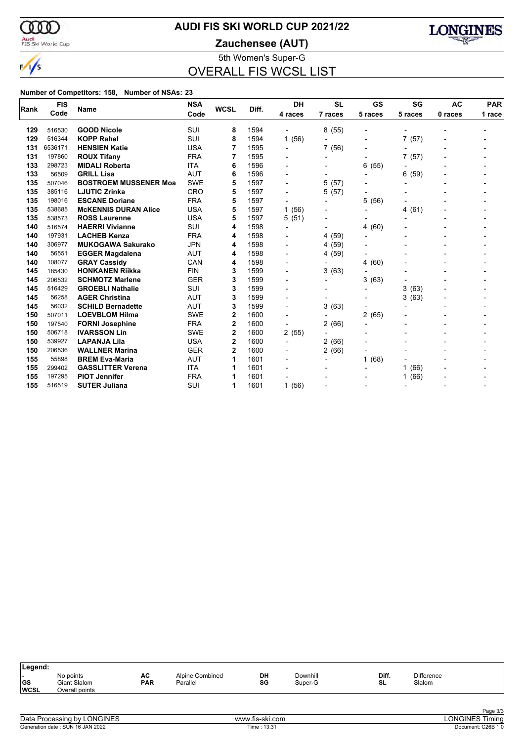# AUDI FIS SKI WORLD CUP 2021/22

## Zauchensee (AUT)

5th Women's Super-G

## OVERALL FIS WCSL LIST

**Number of Competitors: 158, Number of NSAs: 23**

| Rank | FIS Code | Name | NSA Code | WCSL | Diff. | DH 4 races | SL 7 races | GS 5 races | SG 5 races | AC 0 races | PAR 1 race |
|---|---|---|---|---|---|---|---|---|---|---|---|
| 129 | 516530 | **GOOD Nicole** | SUI | **8** | 1594 | - | 8 (55) | - | - | - | - |
| 129 | 516344 | **KOPP Rahel** | SUI | **8** | 1594 | 1 (56) | - | - | 7 (57) | - | - |
| 131 | 6536171 | **HENSIEN Katie** | USA | **7** | 1595 | - | 7 (56) | - | - | - | - |
| 131 | 197860 | **ROUX Tifany** | FRA | **7** | 1595 | - | - | - | 7 (57) | - | - |
| 133 | 298723 | **MIDALI Roberta** | ITA | **6** | 1596 | - | - | 6 (55) | - | - | - |
| 133 | 56509 | **GRILL Lisa** | AUT | **6** | 1596 | - | - | - | 6 (59) | - | - |
| 135 | 507046 | **BOSTROEM MUSSENER Moa** | SWE | **5** | 1597 | - | 5 (57) | - | - | - | - |
| 135 | 385116 | **LJUTIC Zrinka** | CRO | **5** | 1597 | - | 5 (57) | - | - | - | - |
| 135 | 198016 | **ESCANE Doriane** | FRA | **5** | 1597 | - | - | 5 (56) | - | - | - |
| 135 | 538685 | **McKENNIS DURAN Alice** | USA | **5** | 1597 | 1 (56) | - | - | 4 (61) | - | - |
| 135 | 538573 | **ROSS Laurenne** | USA | **5** | 1597 | 5 (51) | - | - | - | - | - |
| 140 | 516574 | **HAERRI Vivianne** | SUI | **4** | 1598 | - | - | 4 (60) | - | - | - |
| 140 | 197931 | **LACHEB Kenza** | FRA | **4** | 1598 | - | 4 (59) | - | - | - | - |
| 140 | 306977 | **MUKOGAWA Sakurako** | JPN | **4** | 1598 | - | 4 (59) | - | - | - | - |
| 140 | 56551 | **EGGER Magdalena** | AUT | **4** | 1598 | - | 4 (59) | - | - | - | - |
| 140 | 108077 | **GRAY Cassidy** | CAN | **4** | 1598 | - | - | 4 (60) | - | - | - |
| 145 | 185430 | **HONKANEN Riikka** | FIN | **3** | 1599 | - | 3 (63) | - | - | - | - |
| 145 | 206532 | **SCHMOTZ Marlene** | GER | **3** | 1599 | - | - | 3 (63) | - | - | - |
| 145 | 516429 | **GROEBLI Nathalie** | SUI | **3** | 1599 | - | - | - | 3 (63) | - | - |
| 145 | 56258 | **AGER Christina** | AUT | **3** | 1599 | - | - | - | 3 (63) | - | - |
| 145 | 56032 | **SCHILD Bernadette** | AUT | **3** | 1599 | - | 3 (63) | - | - | - | - |
| 150 | 507011 | **LOEVBLOM Hilma** | SWE | **2** | 1600 | - | - | 2 (65) | - | - | - |
| 150 | 197540 | **FORNI Josephine** | FRA | **2** | 1600 | - | 2 (66) | - | - | - | - |
| 150 | 506718 | **IVARSSON Lin** | SWE | **2** | 1600 | 2 (55) | - | - | - | - | - |
| 150 | 539927 | **LAPANJA Lila** | USA | **2** | 1600 | - | 2 (66) | - | - | - | - |
| 150 | 206536 | **WALLNER Marina** | GER | **2** | 1600 | - | 2 (66) | - | - | - | - |
| 155 | 55898 | **BREM Eva-Maria** | AUT | **1** | 1601 | - | - | 1 (68) | - | - | - |
| 155 | 299402 | **GASSLITTER Verena** | ITA | **1** | 1601 | - | - | - | 1 (66) | - | - |
| 155 | 197295 | **PIOT Jennifer** | FRA | **1** | 1601 | - | - | - | 1 (66) | - | - |
| 155 | 516519 | **SUTER Juliana** | SUI | **1** | 1601 | 1 (56) | - | - | - | - | - |

**Legend:**

| | | | | | | | |
|---|---|---|---|---|---|---|---|
| - | No points | AC | Alpine Combined | DH | Downhill | Diff. | Difference |
| GS | Giant Slalom | PAR | Parallel | SG | Super-G | SL | Slalom |
| WCSL | Overall points | | | | | | |

Data Processing by LONGINES — www.fis-ski.com — LONGINES Timing

Generation date : SUN 16 JAN 2022 — Time : 13:31 — Document: C26B 1.0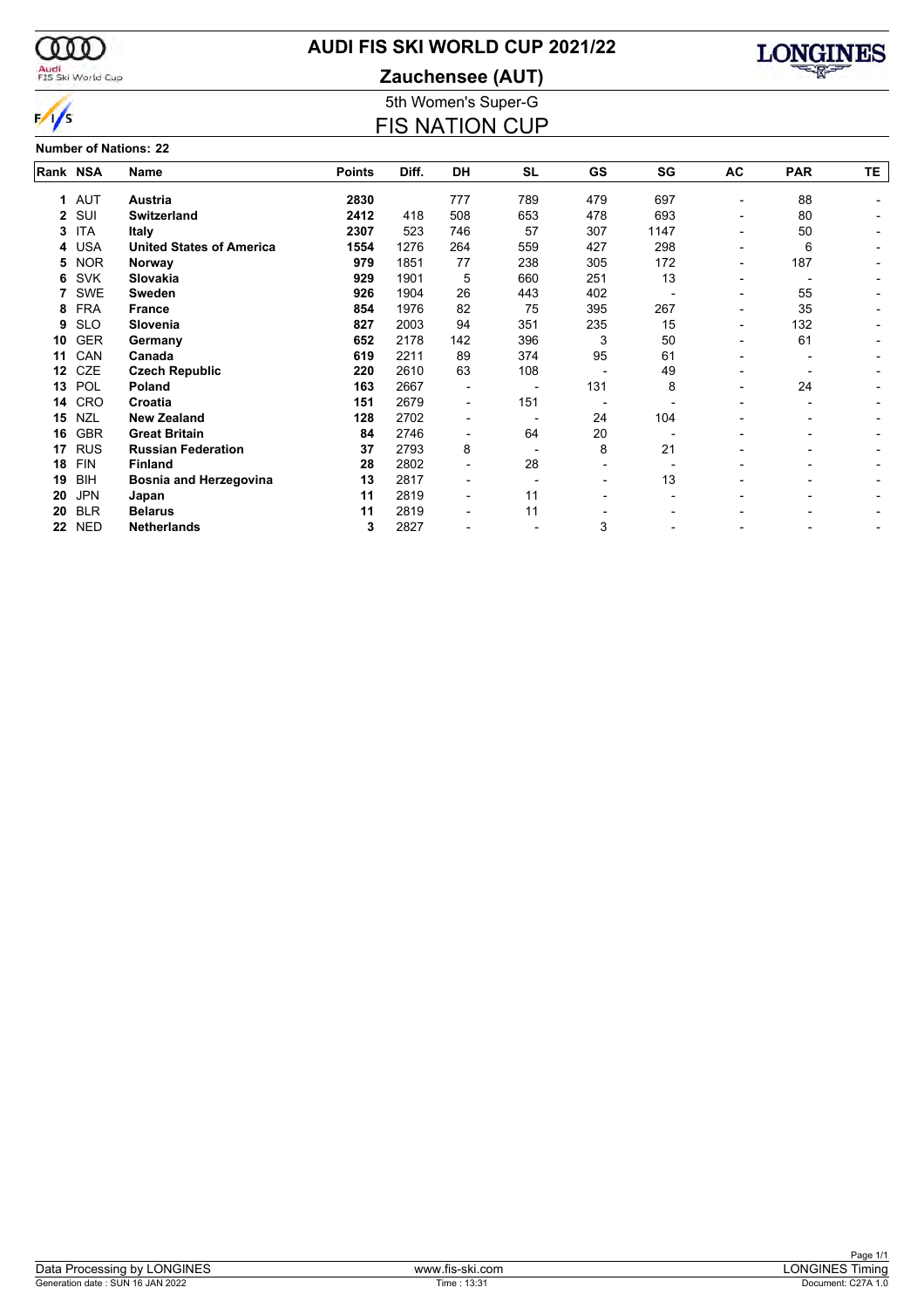# AUDI FIS SKI WORLD CUP 2021/22

## Zauchensee (AUT)

### 5th Women's Super-G

## FIS NATION CUP

**Number of Nations: 22**

| Rank | NSA | Name | Points | Diff. | DH | SL | GS | SG | AC | PAR | TE |
|---|---|---|---|---|---|---|---|---|---|---|---|
| 1 | AUT | **Austria** | **2830** | | 777 | 789 | 479 | 697 | - | 88 | - |
| 2 | SUI | **Switzerland** | **2412** | 418 | 508 | 653 | 478 | 693 | - | 80 | - |
| 3 | ITA | **Italy** | **2307** | 523 | 746 | 57 | 307 | 1147 | - | 50 | - |
| 4 | USA | **United States of America** | **1554** | 1276 | 264 | 559 | 427 | 298 | - | 6 | - |
| 5 | NOR | **Norway** | **979** | 1851 | 77 | 238 | 305 | 172 | - | 187 | - |
| 6 | SVK | **Slovakia** | **929** | 1901 | 5 | 660 | 251 | 13 | - | - | - |
| 7 | SWE | **Sweden** | **926** | 1904 | 26 | 443 | 402 | - | - | 55 | - |
| 8 | FRA | **France** | **854** | 1976 | 82 | 75 | 395 | 267 | - | 35 | - |
| 9 | SLO | **Slovenia** | **827** | 2003 | 94 | 351 | 235 | 15 | - | 132 | - |
| 10 | GER | **Germany** | **652** | 2178 | 142 | 396 | 3 | 50 | - | 61 | - |
| 11 | CAN | **Canada** | **619** | 2211 | 89 | 374 | 95 | 61 | - | - | - |
| 12 | CZE | **Czech Republic** | **220** | 2610 | 63 | 108 | - | 49 | - | - | - |
| 13 | POL | **Poland** | **163** | 2667 | - | - | 131 | 8 | - | 24 | - |
| 14 | CRO | **Croatia** | **151** | 2679 | - | 151 | - | - | - | - | - |
| 15 | NZL | **New Zealand** | **128** | 2702 | - | - | 24 | 104 | - | - | - |
| 16 | GBR | **Great Britain** | **84** | 2746 | - | 64 | 20 | - | - | - | - |
| 17 | RUS | **Russian Federation** | **37** | 2793 | 8 | - | 8 | 21 | - | - | - |
| 18 | FIN | **Finland** | **28** | 2802 | - | 28 | - | - | - | - | - |
| 19 | BIH | **Bosnia and Herzegovina** | **13** | 2817 | - | - | - | 13 | - | - | - |
| 20 | JPN | **Japan** | **11** | 2819 | - | 11 | - | - | - | - | - |
| 20 | BLR | **Belarus** | **11** | 2819 | - | 11 | - | - | - | - | - |
| 22 | NED | **Netherlands** | **3** | 2827 | - | - | 3 | - | - | - | - |

Data Processing by LONGINES | www.fis-ski.com | LONGINES Timing

Generation date : SUN 16 JAN 2022 | Time : 13:31 | Document: C27A 1.0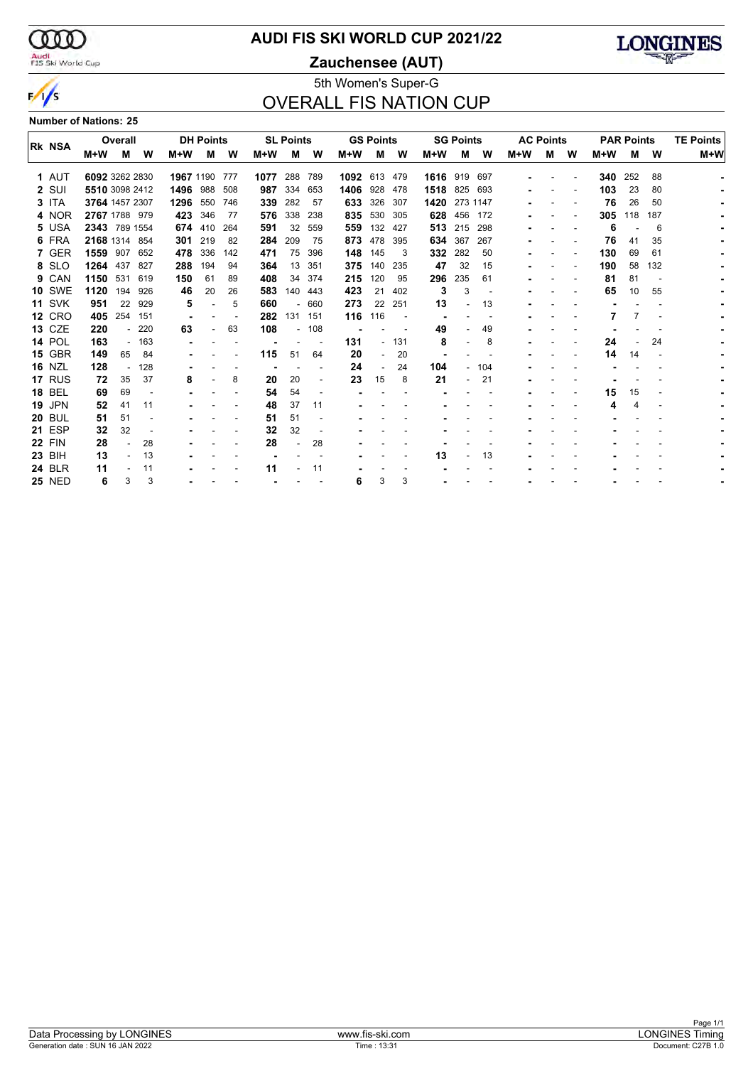# AUDI FIS SKI WORLD CUP 2021/22

## Zauchensee (AUT)

5th Women's Super-G

## OVERALL FIS NATION CUP

**Number of Nations: 25**

| Rk | NSA | Overall | | | DH Points | | | SL Points | | | GS Points | | | SG Points | | | AC Points | | | PAR Points | | | TE Points |
|---|---|---|---|---|---|---|---|---|---|---|---|---|---|---|---|---|---|---|---|---|---|---|---|
| | | M+W | M | W | M+W | M | W | M+W | M | W | M+W | M | W | M+W | M | W | M+W | M | W | M+W | M | W | M+W |
| 1 | AUT | 6092 | 3262 | 2830 | 1967 | 1190 | 777 | 1077 | 288 | 789 | 1092 | 613 | 479 | 1616 | 919 | 697 | - | - | - | 340 | 252 | 88 | - |
| 2 | SUI | 5510 | 3098 | 2412 | 1496 | 988 | 508 | 987 | 334 | 653 | 1406 | 928 | 478 | 1518 | 825 | 693 | - | - | - | 103 | 23 | 80 | - |
| 3 | ITA | 3764 | 1457 | 2307 | 1296 | 550 | 746 | 339 | 282 | 57 | 633 | 326 | 307 | 1420 | 273 | 1147 | - | - | - | 76 | 26 | 50 | - |
| 4 | NOR | 2767 | 1788 | 979 | 423 | 346 | 77 | 576 | 338 | 238 | 835 | 530 | 305 | 628 | 456 | 172 | - | - | - | 305 | 118 | 187 | - |
| 5 | USA | 2343 | 789 | 1554 | 674 | 410 | 264 | 591 | 32 | 559 | 559 | 132 | 427 | 513 | 215 | 298 | - | - | - | 6 | - | 6 | - |
| 6 | FRA | 2168 | 1314 | 854 | 301 | 219 | 82 | 284 | 209 | 75 | 873 | 478 | 395 | 634 | 367 | 267 | - | - | - | 76 | 41 | 35 | - |
| 7 | GER | 1559 | 907 | 652 | 478 | 336 | 142 | 471 | 75 | 396 | 148 | 145 | 3 | 332 | 282 | 50 | - | - | - | 130 | 69 | 61 | - |
| 8 | SLO | 1264 | 437 | 827 | 288 | 194 | 94 | 364 | 13 | 351 | 375 | 140 | 235 | 47 | 32 | 15 | - | - | - | 190 | 58 | 132 | - |
| 9 | CAN | 1150 | 531 | 619 | 150 | 61 | 89 | 408 | 34 | 374 | 215 | 120 | 95 | 296 | 235 | 61 | - | - | - | 81 | 81 | - | - |
| 10 | SWE | 1120 | 194 | 926 | 46 | 20 | 26 | 583 | 140 | 443 | 423 | 21 | 402 | 3 | 3 | - | - | - | - | 65 | 10 | 55 | - |
| 11 | SVK | 951 | 22 | 929 | 5 | - | 5 | 660 | - | 660 | 273 | 22 | 251 | 13 | - | 13 | - | - | - | - | - | - | - |
| 12 | CRO | 405 | 254 | 151 | - | - | - | 282 | 131 | 151 | 116 | 116 | - | - | - | - | - | - | - | 7 | 7 | - | - |
| 13 | CZE | 220 | - | 220 | 63 | - | 63 | 108 | - | 108 | - | - | - | 49 | - | 49 | - | - | - | - | - | - | - |
| 14 | POL | 163 | - | 163 | - | - | - | - | - | - | 131 | - | 131 | 8 | - | 8 | - | - | - | 24 | - | 24 | - |
| 15 | GBR | 149 | 65 | 84 | - | - | - | 115 | 51 | 64 | 20 | - | 20 | - | - | - | - | - | - | 14 | 14 | - | - |
| 16 | NZL | 128 | - | 128 | - | - | - | - | - | - | 24 | - | 24 | 104 | - | 104 | - | - | - | - | - | - | - |
| 17 | RUS | 72 | 35 | 37 | 8 | - | 8 | 20 | 20 | - | 23 | 15 | 8 | 21 | - | 21 | - | - | - | - | - | - | - |
| 18 | BEL | 69 | 69 | - | - | - | - | 54 | 54 | - | - | - | - | - | - | - | - | - | - | 15 | 15 | - | - |
| 19 | JPN | 52 | 41 | 11 | - | - | - | 48 | 37 | 11 | - | - | - | - | - | - | - | - | - | 4 | 4 | - | - |
| 20 | BUL | 51 | 51 | - | - | - | - | 51 | 51 | - | - | - | - | - | - | - | - | - | - | - | - | - | - |
| 21 | ESP | 32 | 32 | - | - | - | - | 32 | 32 | - | - | - | - | - | - | - | - | - | - | - | - | - | - |
| 22 | FIN | 28 | - | 28 | - | - | - | 28 | - | 28 | - | - | - | - | - | - | - | - | - | - | - | - | - |
| 23 | BIH | 13 | - | 13 | - | - | - | - | - | - | - | - | - | 13 | - | 13 | - | - | - | - | - | - | - |
| 24 | BLR | 11 | - | 11 | - | - | - | 11 | - | 11 | - | - | - | - | - | - | - | - | - | - | - | - | - |
| 25 | NED | 6 | 3 | 3 | - | - | - | - | - | - | 6 | 3 | 3 | - | - | - | - | - | - | - | - | - | - |

Data Processing by LONGINES | www.fis-ski.com | LONGINES Timing

Generation date : SUN 16 JAN 2022 | Time : 13:31 | Document: C27B 1.0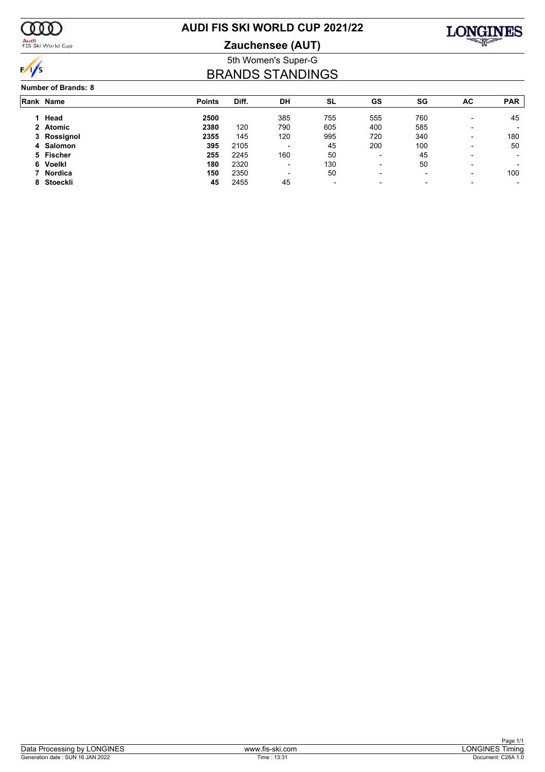# AUDI FIS SKI WORLD CUP 2021/22

## Zauchensee (AUT)

5th Women's Super-G

## BRANDS STANDINGS

**Number of Brands: 8**

| Rank | Name | Points | Diff. | DH | SL | GS | SG | AC | PAR |
|---|---|---|---|---|---|---|---|---|---|
| 1 | **Head** | **2500** | | 385 | 755 | 555 | 760 | - | 45 |
| 2 | **Atomic** | **2380** | 120 | 790 | 605 | 400 | 585 | - | - |
| 3 | **Rossignol** | **2355** | 145 | 120 | 995 | 720 | 340 | - | 180 |
| 4 | **Salomon** | **395** | 2105 | - | 45 | 200 | 100 | - | 50 |
| 5 | **Fischer** | **255** | 2245 | 160 | 50 | - | 45 | - | - |
| 6 | **Voelkl** | **180** | 2320 | - | 130 | - | 50 | - | - |
| 7 | **Nordica** | **150** | 2350 | - | 50 | - | - | - | 100 |
| 8 | **Stoeckli** | **45** | 2455 | 45 | - | - | - | - | - |

Data Processing by LONGINES | www.fis-ski.com | LONGINES Timing

Generation date : SUN 16 JAN 2022 | Time : 13:31 | Document: C28A 1.0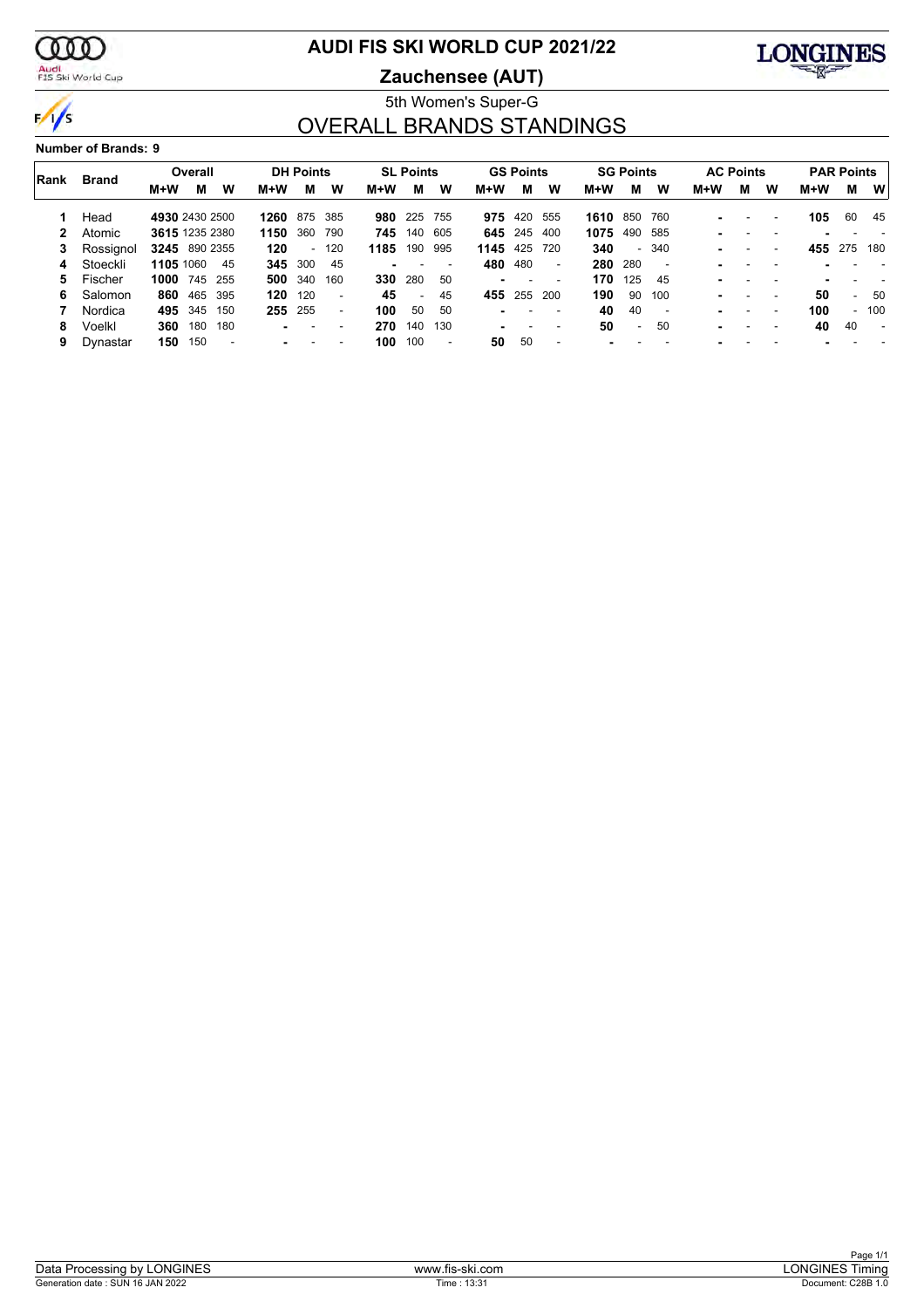# AUDI FIS SKI WORLD CUP 2021/22

## Zauchensee (AUT)

5th Women's Super-G

## OVERALL BRANDS STANDINGS

**Number of Brands: 9**

| Rank | Brand | Overall | | | DH Points | | | SL Points | | | GS Points | | | SG Points | | | AC Points | | | PAR Points | | |
|---|---|---|---|---|---|---|---|---|---|---|---|---|---|---|---|---|---|---|---|---|---|---|
| | | M+W | M | W | M+W | M | W | M+W | M | W | M+W | M | W | M+W | M | W | M+W | M | W | M+W | M | W |
| 1 | Head | **4930** | 2430 | 2500 | **1260** | 875 | 385 | **980** | 225 | 755 | **975** | 420 | 555 | **1610** | 850 | 760 | - | - | - | **105** | 60 | 45 |
| 2 | Atomic | **3615** | 1235 | 2380 | **1150** | 360 | 790 | **745** | 140 | 605 | **645** | 245 | 400 | **1075** | 490 | 585 | - | - | - | - | - | - |
| 3 | Rossignol | **3245** | 890 | 2355 | **120** | - | 120 | **1185** | 190 | 995 | **1145** | 425 | 720 | **340** | - | 340 | - | - | - | **455** | 275 | 180 |
| 4 | Stoeckli | **1105** | 1060 | 45 | **345** | 300 | 45 | - | - | - | **480** | 480 | - | **280** | 280 | - | - | - | - | - | - | - |
| 5 | Fischer | **1000** | 745 | 255 | **500** | 340 | 160 | **330** | 280 | 50 | - | - | - | **170** | 125 | 45 | - | - | - | - | - | - |
| 6 | Salomon | **860** | 465 | 395 | **120** | 120 | - | **45** | - | 45 | **455** | 255 | 200 | **190** | 90 | 100 | - | - | - | **50** | - | 50 |
| 7 | Nordica | **495** | 345 | 150 | **255** | 255 | - | **100** | 50 | 50 | - | - | - | **40** | 40 | - | - | - | - | **100** | - | 100 |
| 8 | Voelkl | **360** | 180 | 180 | - | - | - | **270** | 140 | 130 | - | - | - | **50** | - | 50 | - | - | - | **40** | 40 | - |
| 9 | Dynastar | **150** | 150 | - | - | - | - | **100** | 100 | - | **50** | 50 | - | - | - | - | - | - | - | - | - | - |

Data Processing by LONGINES | www.fis-ski.com | LONGINES Timing

Generation date : SUN 16 JAN 2022 | Time : 13:31 | Document: C28B 1.0